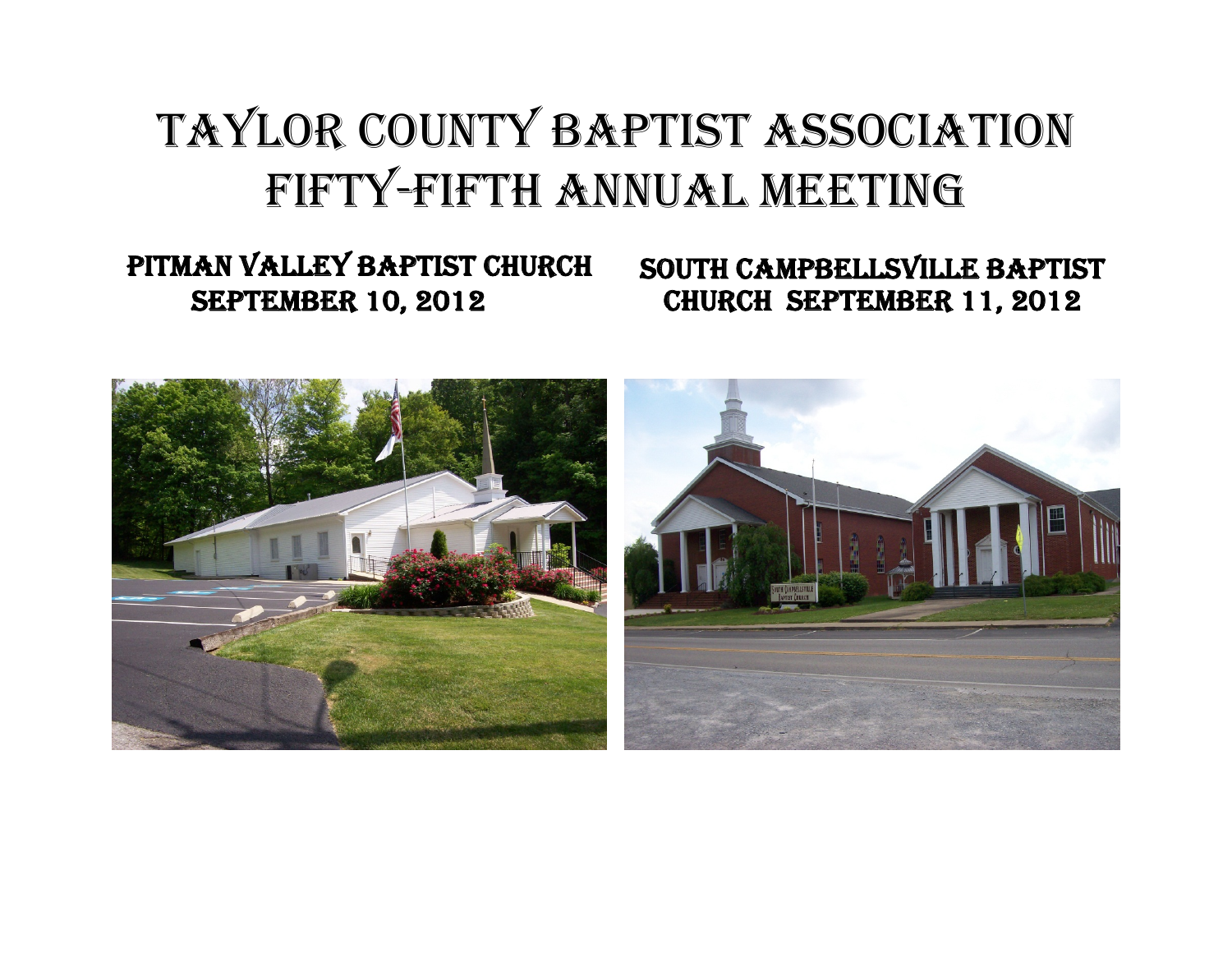# TAYLOR COUNTY BAPTIST ASSOCIATION
# FIFTY-FIFTH ANNUAL MEETING

**PITMAN VALLEY BAPTIST CHURCH**
**SEPTEMBER 10, 2012**

**SOUTH CAMPBELLSVILLE BAPTIST CHURCH SEPTEMBER 11, 2012**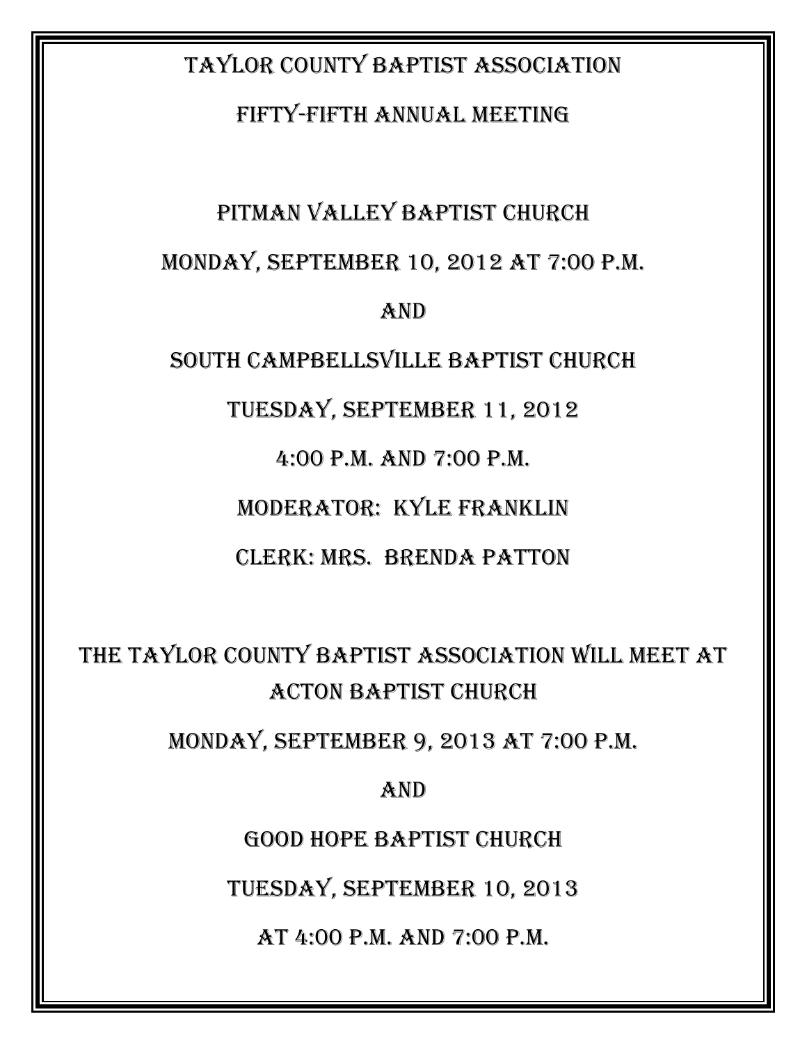# TAYLOR COUNTY BAPTIST ASSOCIATION

## FIFTY-FIFTH ANNUAL MEETING

PITMAN VALLEY BAPTIST CHURCH

MONDAY, SEPTEMBER 10, 2012 AT 7:00 P.M.

AND

SOUTH CAMPBELLSVILLE BAPTIST CHURCH

TUESDAY, SEPTEMBER 11, 2012

4:00 P.M. AND 7:00 P.M.

MODERATOR: KYLE FRANKLIN

CLERK: MRS. BRENDA PATTON

THE TAYLOR COUNTY BAPTIST ASSOCIATION WILL MEET AT ACTON BAPTIST CHURCH

MONDAY, SEPTEMBER 9, 2013 AT 7:00 P.M.

AND

GOOD HOPE BAPTIST CHURCH

TUESDAY, SEPTEMBER 10, 2013

AT 4:00 P.M. AND 7:00 P.M.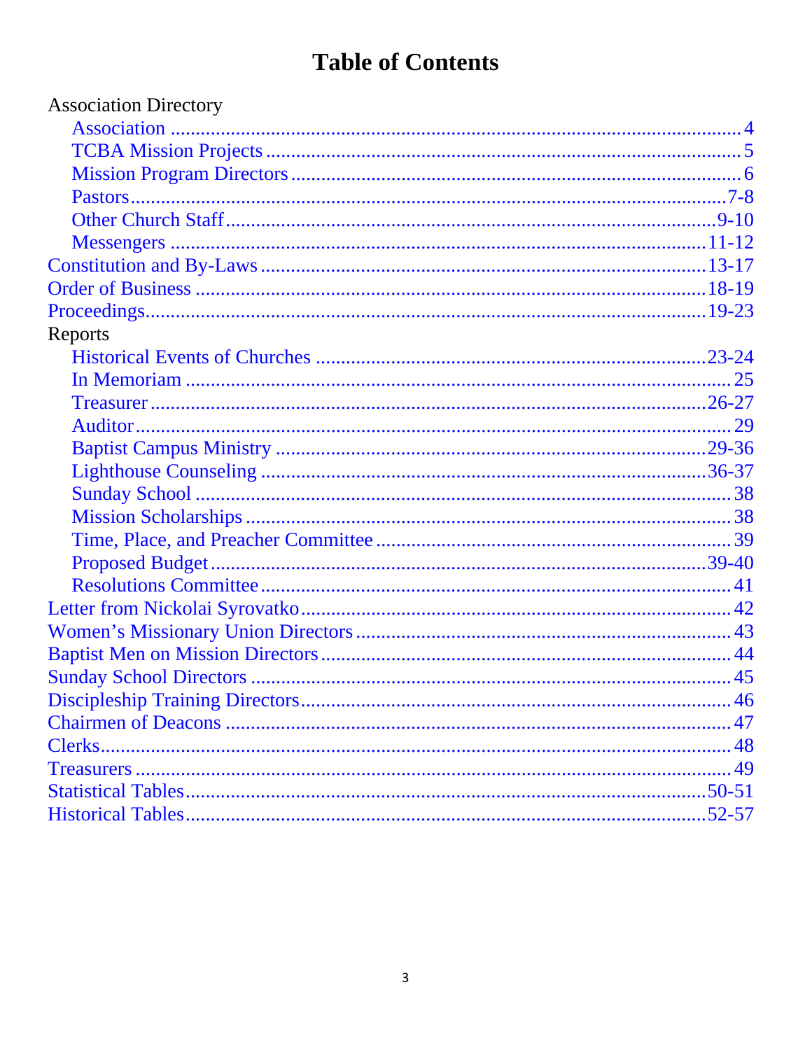# Table of Contents

Association Directory

- Association ........................................ 4
- TCBA Mission Projects ........................................ 5
- Mission Program Directors ........................................ 6
- Pastors ........................................ 7-8
- Other Church Staff ........................................ 9-10
- Messengers ........................................ 11-12

Constitution and By-Laws ........................................ 13-17

Order of Business ........................................ 18-19

Proceedings ........................................ 19-23

Reports

- Historical Events of Churches ........................................ 23-24
- In Memoriam ........................................ 25
- Treasurer ........................................ 26-27
- Auditor ........................................ 29
- Baptist Campus Ministry ........................................ 29-36
- Lighthouse Counseling ........................................ 36-37
- Sunday School ........................................ 38
- Mission Scholarships ........................................ 38
- Time, Place, and Preacher Committee ........................................ 39
- Proposed Budget ........................................ 39-40
- Resolutions Committee ........................................ 41

Letter from Nickolai Syrovatko ........................................ 42

Women's Missionary Union Directors ........................................ 43

Baptist Men on Mission Directors ........................................ 44

Sunday School Directors ........................................ 45

Discipleship Training Directors ........................................ 46

Chairmen of Deacons ........................................ 47

Clerks ........................................ 48

Treasurers ........................................ 49

Statistical Tables ........................................ 50-51

Historical Tables ........................................ 52-57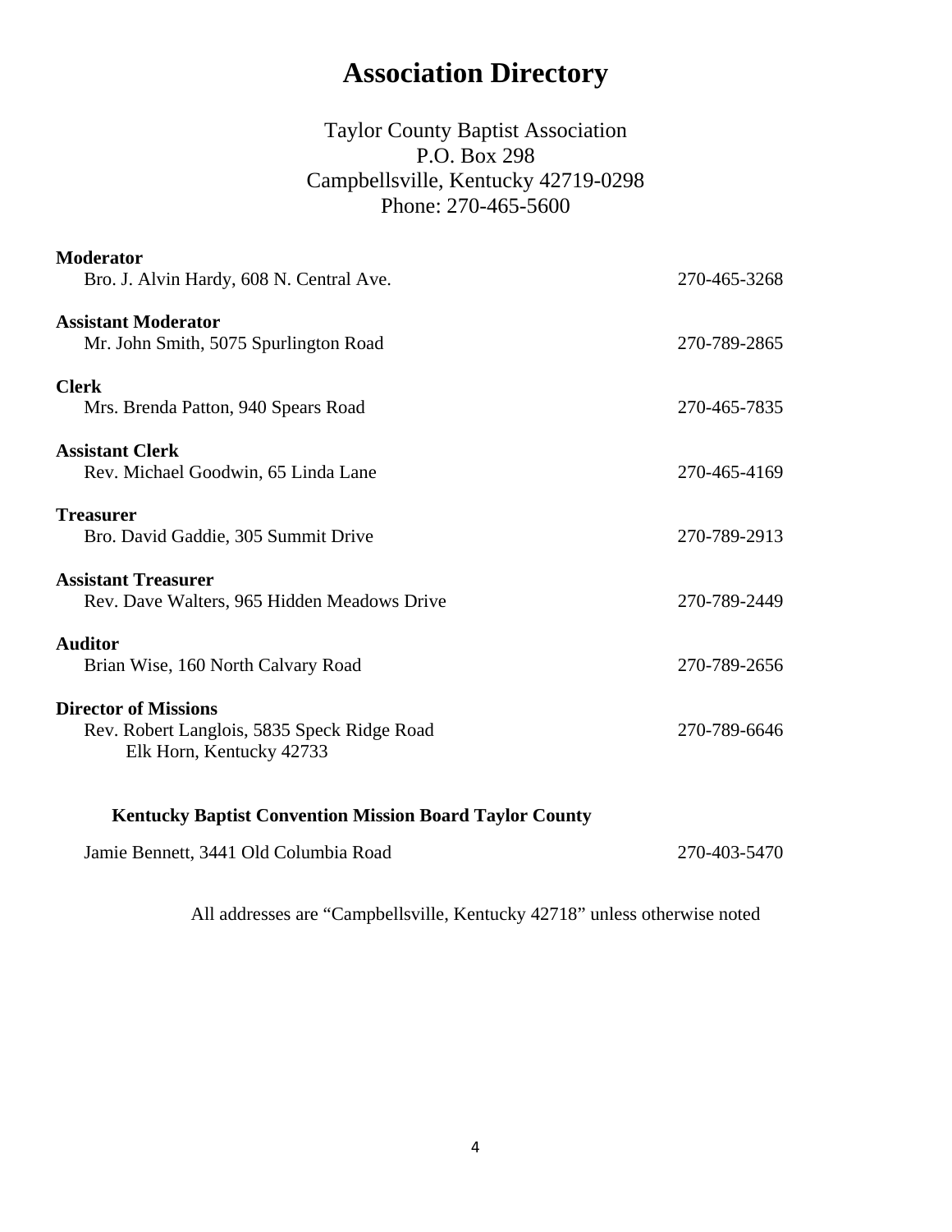# Association Directory

Taylor County Baptist Association
P.O. Box 298
Campbellsville, Kentucky 42719-0298
Phone: 270-465-5600

**Moderator**
Bro. J. Alvin Hardy, 608 N. Central Ave. — 270-465-3268

**Assistant Moderator**
Mr. John Smith, 5075 Spurlington Road — 270-789-2865

**Clerk**
Mrs. Brenda Patton, 940 Spears Road — 270-465-7835

**Assistant Clerk**
Rev. Michael Goodwin, 65 Linda Lane — 270-465-4169

**Treasurer**
Bro. David Gaddie, 305 Summit Drive — 270-789-2913

**Assistant Treasurer**
Rev. Dave Walters, 965 Hidden Meadows Drive — 270-789-2449

**Auditor**
Brian Wise, 160 North Calvary Road — 270-789-2656

**Director of Missions**
Rev. Robert Langlois, 5835 Speck Ridge Road — 270-789-6646
Elk Horn, Kentucky 42733

**Kentucky Baptist Convention Mission Board Taylor County**

Jamie Bennett, 3441 Old Columbia Road — 270-403-5470

All addresses are "Campbellsville, Kentucky 42718" unless otherwise noted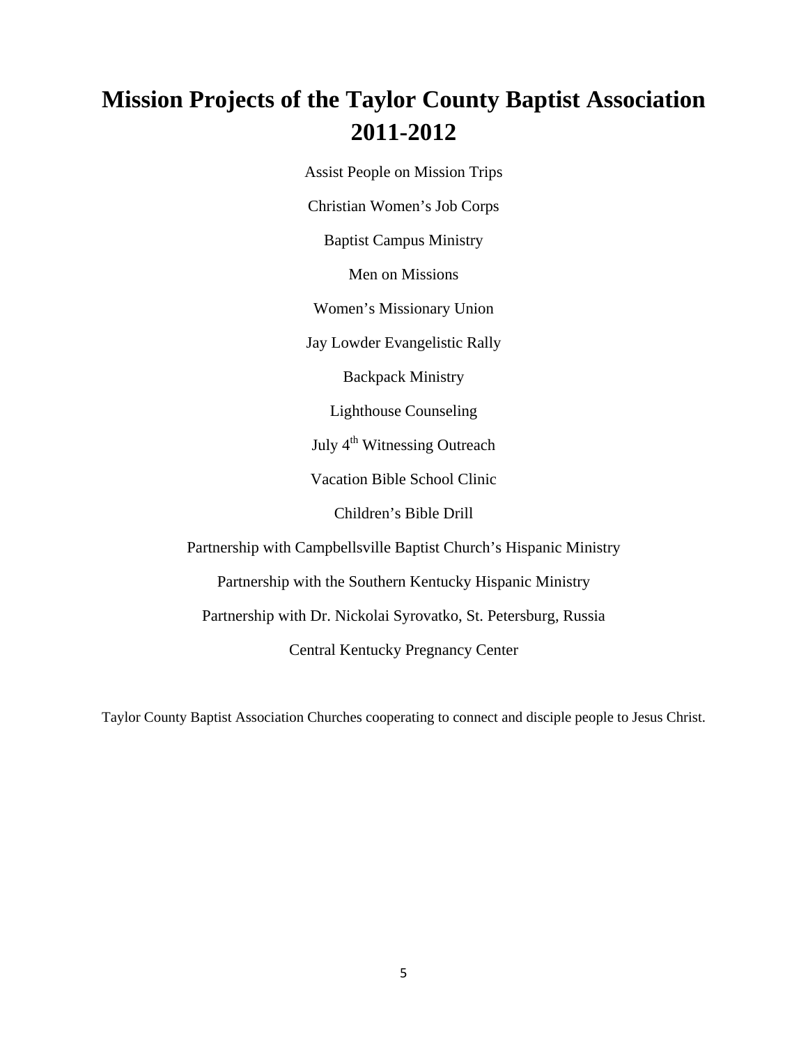# Mission Projects of the Taylor County Baptist Association 2011-2012

Assist People on Mission Trips

Christian Women's Job Corps

Baptist Campus Ministry

Men on Missions

Women's Missionary Union

Jay Lowder Evangelistic Rally

Backpack Ministry

Lighthouse Counseling

July 4th Witnessing Outreach

Vacation Bible School Clinic

Children's Bible Drill

Partnership with Campbellsville Baptist Church's Hispanic Ministry

Partnership with the Southern Kentucky Hispanic Ministry

Partnership with Dr. Nickolai Syrovatko, St. Petersburg, Russia

Central Kentucky Pregnancy Center

Taylor County Baptist Association Churches cooperating to connect and disciple people to Jesus Christ.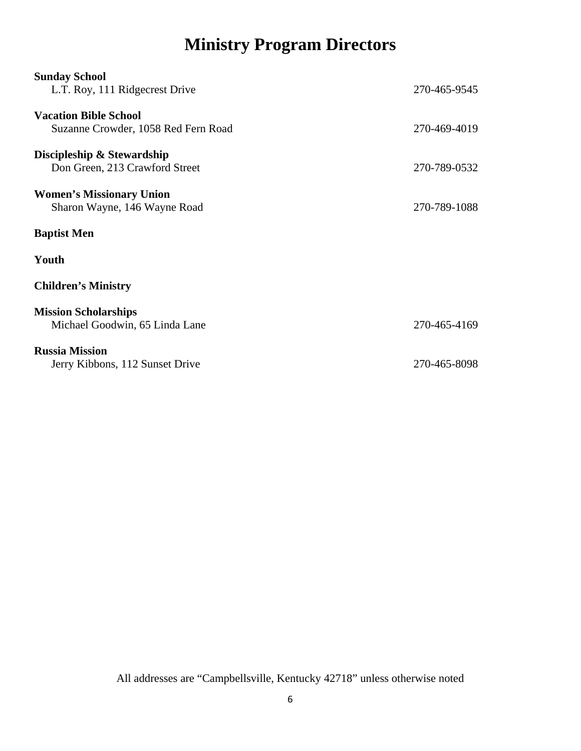# Ministry Program Directors

**Sunday School**
L.T. Roy, 111 Ridgecrest Drive 270-465-9545

**Vacation Bible School**
Suzanne Crowder, 1058 Red Fern Road 270-469-4019

**Discipleship & Stewardship**
Don Green, 213 Crawford Street 270-789-0532

**Women's Missionary Union**
Sharon Wayne, 146 Wayne Road 270-789-1088

**Baptist Men**

**Youth**

**Children's Ministry**

**Mission Scholarships**
Michael Goodwin, 65 Linda Lane 270-465-4169

**Russia Mission**
Jerry Kibbons, 112 Sunset Drive 270-465-8098

All addresses are "Campbellsville, Kentucky 42718" unless otherwise noted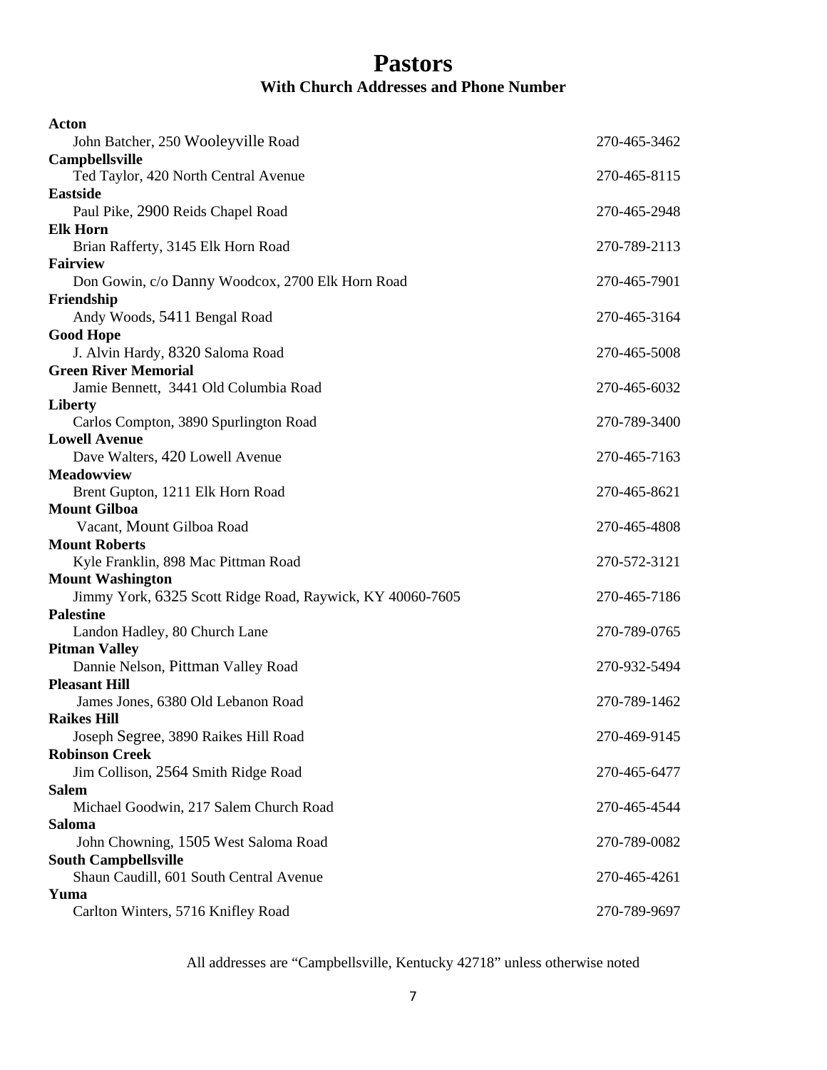# Pastors

### With Church Addresses and Phone Number

**Acton**
John Batcher, 250 Wooleyville Road 270-465-3462

**Campbellsville**
Ted Taylor, 420 North Central Avenue 270-465-8115

**Eastside**
Paul Pike, 2900 Reids Chapel Road 270-465-2948

**Elk Horn**
Brian Rafferty, 3145 Elk Horn Road 270-789-2113

**Fairview**
Don Gowin, c/o Danny Woodcox, 2700 Elk Horn Road 270-465-7901

**Friendship**
Andy Woods, 5411 Bengal Road 270-465-3164

**Good Hope**
J. Alvin Hardy, 8320 Saloma Road 270-465-5008

**Green River Memorial**
Jamie Bennett, 3441 Old Columbia Road 270-465-6032

**Liberty**
Carlos Compton, 3890 Spurlington Road 270-789-3400

**Lowell Avenue**
Dave Walters, 420 Lowell Avenue 270-465-7163

**Meadowview**
Brent Gupton, 1211 Elk Horn Road 270-465-8621

**Mount Gilboa**
Vacant, Mount Gilboa Road 270-465-4808

**Mount Roberts**
Kyle Franklin, 898 Mac Pittman Road 270-572-3121

**Mount Washington**
Jimmy York, 6325 Scott Ridge Road, Raywick, KY 40060-7605 270-465-7186

**Palestine**
Landon Hadley, 80 Church Lane 270-789-0765

**Pitman Valley**
Dannie Nelson, Pittman Valley Road 270-932-5494

**Pleasant Hill**
James Jones, 6380 Old Lebanon Road 270-789-1462

**Raikes Hill**
Joseph Segree, 3890 Raikes Hill Road 270-469-9145

**Robinson Creek**
Jim Collison, 2564 Smith Ridge Road 270-465-6477

**Salem**
Michael Goodwin, 217 Salem Church Road 270-465-4544

**Saloma**
John Chowning, 1505 West Saloma Road 270-789-0082

**South Campbellsville**
Shaun Caudill, 601 South Central Avenue 270-465-4261

**Yuma**
Carlton Winters, 5716 Knifley Road 270-789-9697

All addresses are "Campbellsville, Kentucky 42718" unless otherwise noted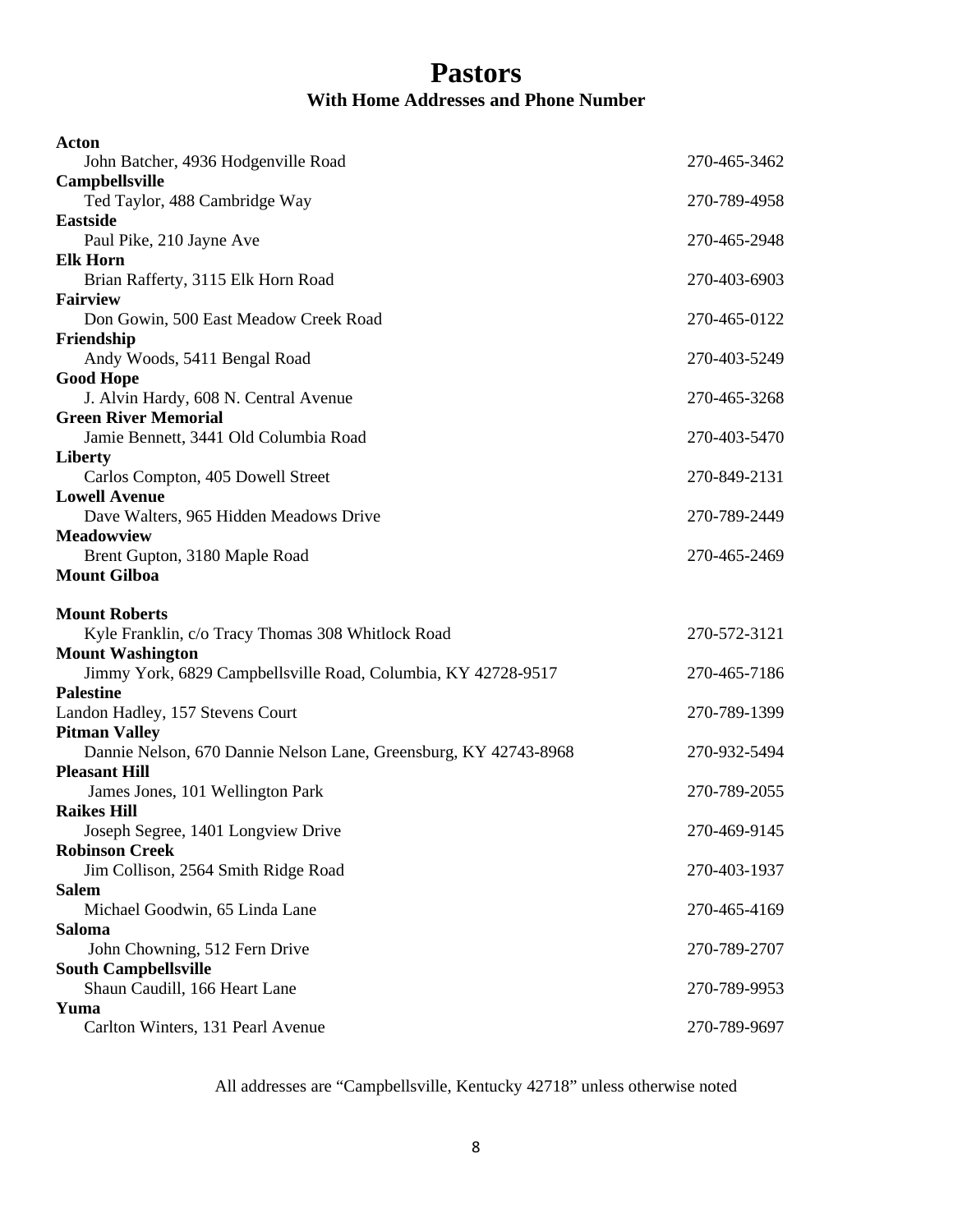# Pastors

## With Home Addresses and Phone Number

**Acton**
John Batcher, 4936 Hodgenville Road — 270-465-3462

**Campbellsville**
Ted Taylor, 488 Cambridge Way — 270-789-4958

**Eastside**
Paul Pike, 210 Jayne Ave — 270-465-2948

**Elk Horn**
Brian Rafferty, 3115 Elk Horn Road — 270-403-6903

**Fairview**
Don Gowin, 500 East Meadow Creek Road — 270-465-0122

**Friendship**
Andy Woods, 5411 Bengal Road — 270-403-5249

**Good Hope**
J. Alvin Hardy, 608 N. Central Avenue — 270-465-3268

**Green River Memorial**
Jamie Bennett, 3441 Old Columbia Road — 270-403-5470

**Liberty**
Carlos Compton, 405 Dowell Street — 270-849-2131

**Lowell Avenue**
Dave Walters, 965 Hidden Meadows Drive — 270-789-2449

**Meadowview**
Brent Gupton, 3180 Maple Road — 270-465-2469

**Mount Gilboa**

**Mount Roberts**
Kyle Franklin, c/o Tracy Thomas 308 Whitlock Road — 270-572-3121

**Mount Washington**
Jimmy York, 6829 Campbellsville Road, Columbia, KY 42728-9517 — 270-465-7186

**Palestine**
Landon Hadley, 157 Stevens Court — 270-789-1399

**Pitman Valley**
Dannie Nelson, 670 Dannie Nelson Lane, Greensburg, KY 42743-8968 — 270-932-5494

**Pleasant Hill**
James Jones, 101 Wellington Park — 270-789-2055

**Raikes Hill**
Joseph Segree, 1401 Longview Drive — 270-469-9145

**Robinson Creek**
Jim Collison, 2564 Smith Ridge Road — 270-403-1937

**Salem**
Michael Goodwin, 65 Linda Lane — 270-465-4169

**Saloma**
John Chowning, 512 Fern Drive — 270-789-2707

**South Campbellsville**
Shaun Caudill, 166 Heart Lane — 270-789-9953

**Yuma**
Carlton Winters, 131 Pearl Avenue — 270-789-9697

All addresses are "Campbellsville, Kentucky 42718" unless otherwise noted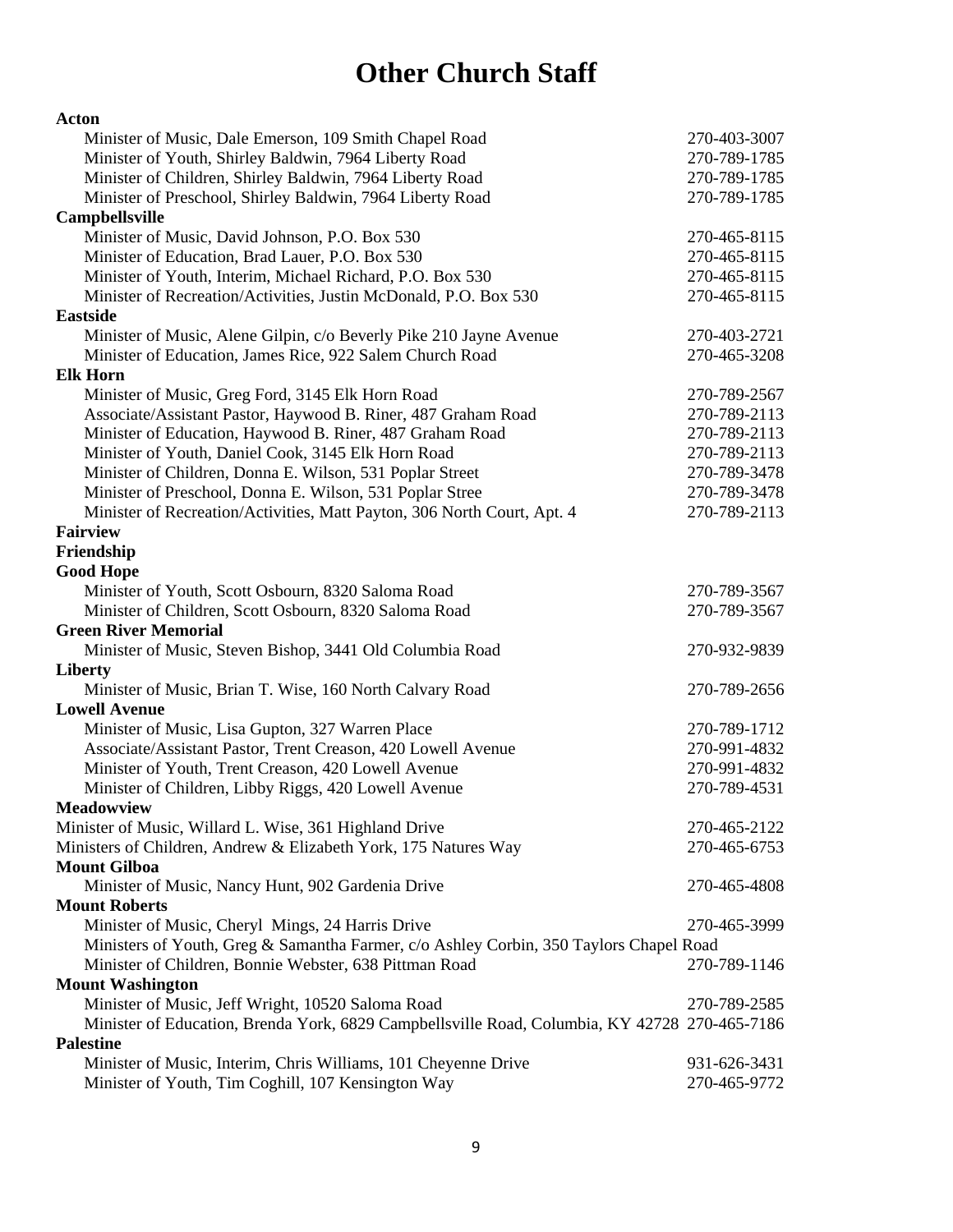# Other Church Staff

**Acton**

- Minister of Music, Dale Emerson, 109 Smith Chapel Road — 270-403-3007
- Minister of Youth, Shirley Baldwin, 7964 Liberty Road — 270-789-1785
- Minister of Children, Shirley Baldwin, 7964 Liberty Road — 270-789-1785
- Minister of Preschool, Shirley Baldwin, 7964 Liberty Road — 270-789-1785

**Campbellsville**

- Minister of Music, David Johnson, P.O. Box 530 — 270-465-8115
- Minister of Education, Brad Lauer, P.O. Box 530 — 270-465-8115
- Minister of Youth, Interim, Michael Richard, P.O. Box 530 — 270-465-8115
- Minister of Recreation/Activities, Justin McDonald, P.O. Box 530 — 270-465-8115

**Eastside**

- Minister of Music, Alene Gilpin, c/o Beverly Pike 210 Jayne Avenue — 270-403-2721
- Minister of Education, James Rice, 922 Salem Church Road — 270-465-3208

**Elk Horn**

- Minister of Music, Greg Ford, 3145 Elk Horn Road — 270-789-2567
- Associate/Assistant Pastor, Haywood B. Riner, 487 Graham Road — 270-789-2113
- Minister of Education, Haywood B. Riner, 487 Graham Road — 270-789-2113
- Minister of Youth, Daniel Cook, 3145 Elk Horn Road — 270-789-2113
- Minister of Children, Donna E. Wilson, 531 Poplar Street — 270-789-3478
- Minister of Preschool, Donna E. Wilson, 531 Poplar Stree — 270-789-3478
- Minister of Recreation/Activities, Matt Payton, 306 North Court, Apt. 4 — 270-789-2113

**Fairview**

**Friendship**

**Good Hope**

- Minister of Youth, Scott Osbourn, 8320 Saloma Road — 270-789-3567
- Minister of Children, Scott Osbourn, 8320 Saloma Road — 270-789-3567

**Green River Memorial**

- Minister of Music, Steven Bishop, 3441 Old Columbia Road — 270-932-9839

**Liberty**

- Minister of Music, Brian T. Wise, 160 North Calvary Road — 270-789-2656

**Lowell Avenue**

- Minister of Music, Lisa Gupton, 327 Warren Place — 270-789-1712
- Associate/Assistant Pastor, Trent Creason, 420 Lowell Avenue — 270-991-4832
- Minister of Youth, Trent Creason, 420 Lowell Avenue — 270-991-4832
- Minister of Children, Libby Riggs, 420 Lowell Avenue — 270-789-4531

**Meadowview**

- Minister of Music, Willard L. Wise, 361 Highland Drive — 270-465-2122
- Ministers of Children, Andrew & Elizabeth York, 175 Natures Way — 270-465-6753

**Mount Gilboa**

- Minister of Music, Nancy Hunt, 902 Gardenia Drive — 270-465-4808

**Mount Roberts**

- Minister of Music, Cheryl Mings, 24 Harris Drive — 270-465-3999
- Ministers of Youth, Greg & Samantha Farmer, c/o Ashley Corbin, 350 Taylors Chapel Road
- Minister of Children, Bonnie Webster, 638 Pittman Road — 270-789-1146

**Mount Washington**

- Minister of Music, Jeff Wright, 10520 Saloma Road — 270-789-2585
- Minister of Education, Brenda York, 6829 Campbellsville Road, Columbia, KY 42728 — 270-465-7186

**Palestine**

- Minister of Music, Interim, Chris Williams, 101 Cheyenne Drive — 931-626-3431
- Minister of Youth, Tim Coghill, 107 Kensington Way — 270-465-9772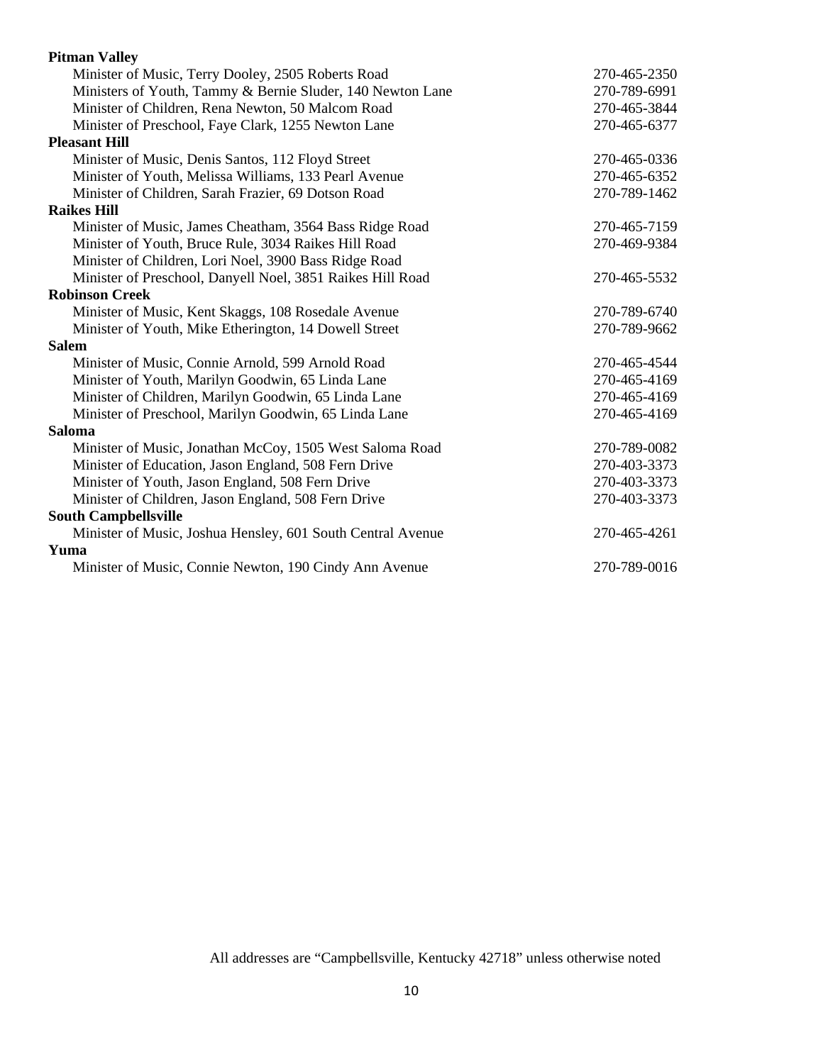**Pitman Valley**

| | |
|---|---|
| Minister of Music, Terry Dooley, 2505 Roberts Road | 270-465-2350 |
| Ministers of Youth, Tammy & Bernie Sluder, 140 Newton Lane | 270-789-6991 |
| Minister of Children, Rena Newton, 50 Malcom Road | 270-465-3844 |
| Minister of Preschool, Faye Clark, 1255 Newton Lane | 270-465-6377 |

**Pleasant Hill**

| | |
|---|---|
| Minister of Music, Denis Santos, 112 Floyd Street | 270-465-0336 |
| Minister of Youth, Melissa Williams, 133 Pearl Avenue | 270-465-6352 |
| Minister of Children, Sarah Frazier, 69 Dotson Road | 270-789-1462 |

**Raikes Hill**

| | |
|---|---|
| Minister of Music, James Cheatham, 3564 Bass Ridge Road | 270-465-7159 |
| Minister of Youth, Bruce Rule, 3034 Raikes Hill Road | 270-469-9384 |
| Minister of Children, Lori Noel, 3900 Bass Ridge Road | |
| Minister of Preschool, Danyell Noel, 3851 Raikes Hill Road | 270-465-5532 |

**Robinson Creek**

| | |
|---|---|
| Minister of Music, Kent Skaggs, 108 Rosedale Avenue | 270-789-6740 |
| Minister of Youth, Mike Etherington, 14 Dowell Street | 270-789-9662 |

**Salem**

| | |
|---|---|
| Minister of Music, Connie Arnold, 599 Arnold Road | 270-465-4544 |
| Minister of Youth, Marilyn Goodwin, 65 Linda Lane | 270-465-4169 |
| Minister of Children, Marilyn Goodwin, 65 Linda Lane | 270-465-4169 |
| Minister of Preschool, Marilyn Goodwin, 65 Linda Lane | 270-465-4169 |

**Saloma**

| | |
|---|---|
| Minister of Music, Jonathan McCoy, 1505 West Saloma Road | 270-789-0082 |
| Minister of Education, Jason England, 508 Fern Drive | 270-403-3373 |
| Minister of Youth, Jason England, 508 Fern Drive | 270-403-3373 |
| Minister of Children, Jason England, 508 Fern Drive | 270-403-3373 |

**South Campbellsville**

| | |
|---|---|
| Minister of Music, Joshua Hensley, 601 South Central Avenue | 270-465-4261 |

**Yuma**

| | |
|---|---|
| Minister of Music, Connie Newton, 190 Cindy Ann Avenue | 270-789-0016 |

All addresses are "Campbellsville, Kentucky 42718" unless otherwise noted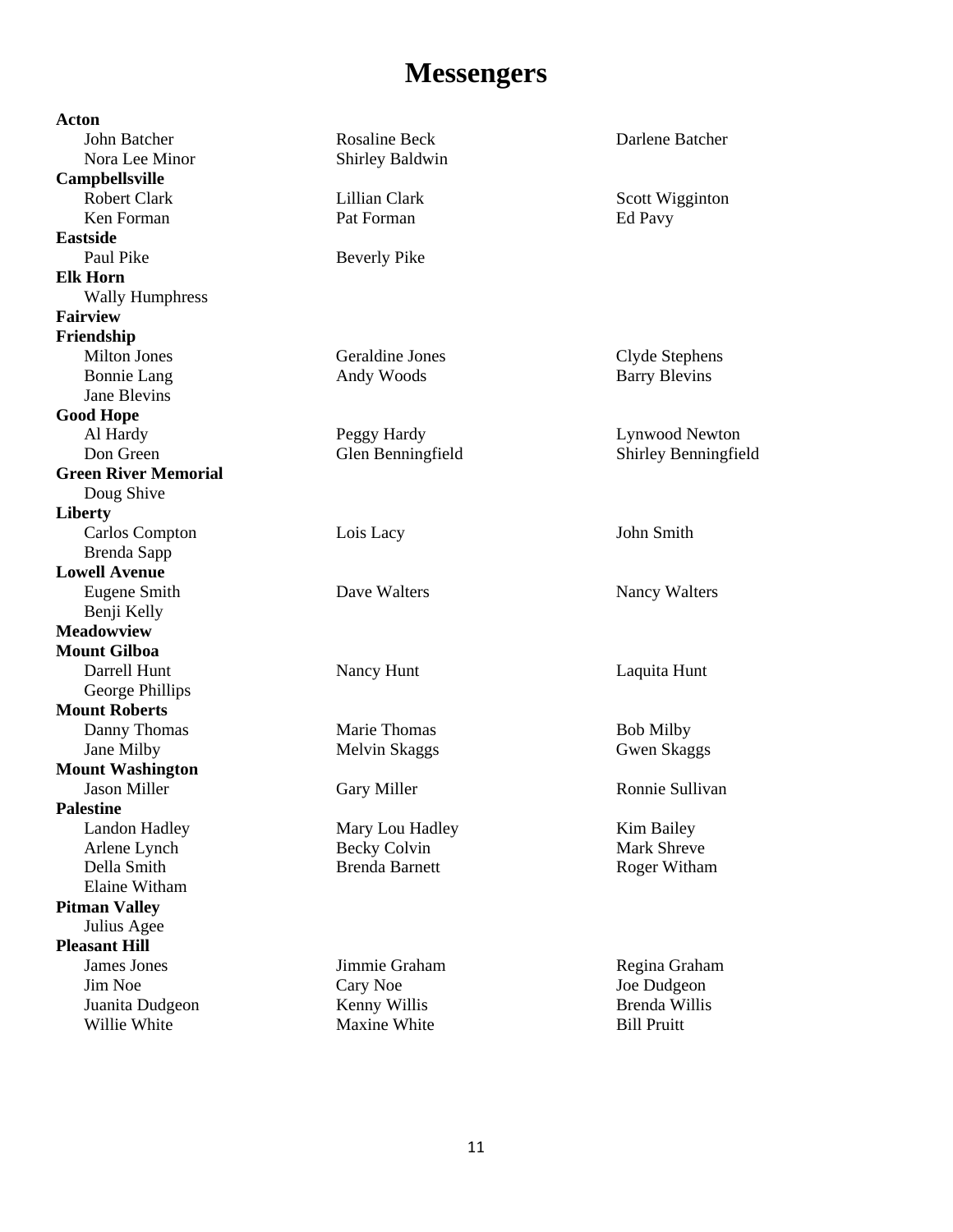# Messengers

**Acton**

John Batcher, Rosaline Beck, Darlene Batcher, Nora Lee Minor, Shirley Baldwin

**Campbellsville**

Robert Clark, Lillian Clark, Scott Wigginton, Ken Forman, Pat Forman, Ed Pavy

**Eastside**

Paul Pike, Beverly Pike

**Elk Horn**

Wally Humphress

**Fairview**

**Friendship**

Milton Jones, Geraldine Jones, Clyde Stephens, Bonnie Lang, Andy Woods, Barry Blevins, Jane Blevins

**Good Hope**

Al Hardy, Peggy Hardy, Lynwood Newton, Don Green, Glen Benningfield, Shirley Benningfield

**Green River Memorial**

Doug Shive

**Liberty**

Carlos Compton, Lois Lacy, John Smith, Brenda Sapp

**Lowell Avenue**

Eugene Smith, Dave Walters, Nancy Walters, Benji Kelly

**Meadowview**

**Mount Gilboa**

Darrell Hunt, Nancy Hunt, Laquita Hunt, George Phillips

**Mount Roberts**

Danny Thomas, Marie Thomas, Bob Milby, Jane Milby, Melvin Skaggs, Gwen Skaggs

**Mount Washington**

Jason Miller, Gary Miller, Ronnie Sullivan

**Palestine**

Landon Hadley, Mary Lou Hadley, Kim Bailey, Arlene Lynch, Becky Colvin, Mark Shreve, Della Smith, Brenda Barnett, Roger Witham, Elaine Witham

**Pitman Valley**

Julius Agee

**Pleasant Hill**

James Jones, Jimmie Graham, Regina Graham, Jim Noe, Cary Noe, Joe Dudgeon, Juanita Dudgeon, Kenny Willis, Brenda Willis, Willie White, Maxine White, Bill Pruitt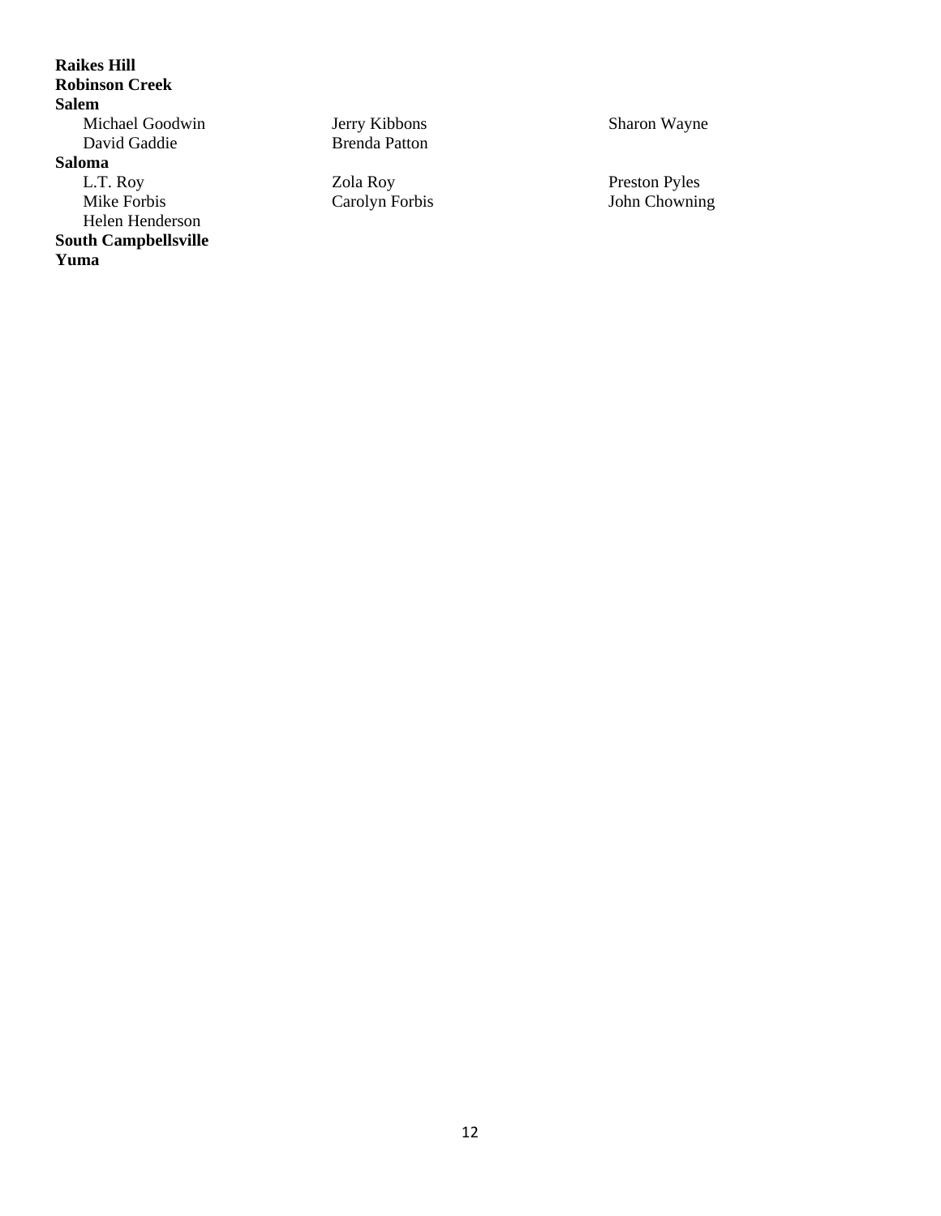**Raikes Hill**
**Robinson Creek**
**Salem**

Michael Goodwin    Jerry Kibbons    Sharon Wayne
David Gaddie    Brenda Patton

**Saloma**

L.T. Roy    Zola Roy    Preston Pyles
Mike Forbis    Carolyn Forbis    John Chowning
Helen Henderson

**South Campbellsville**
**Yuma**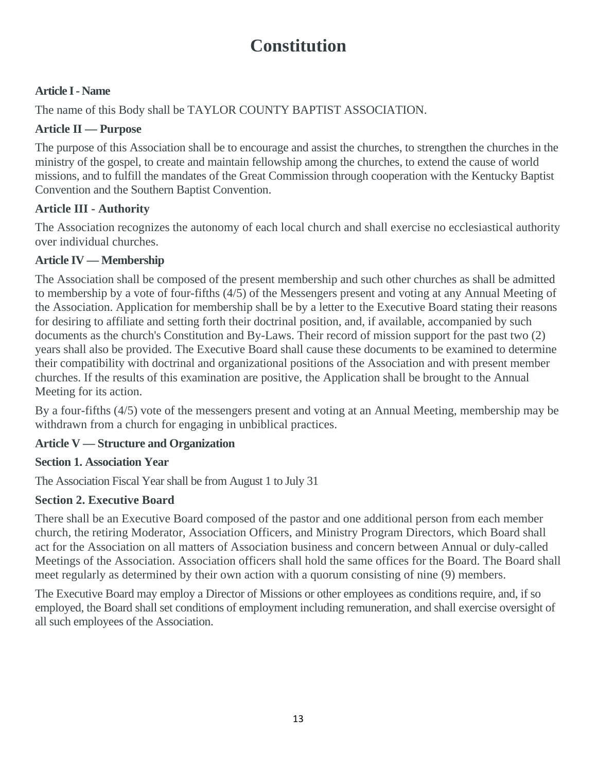# Constitution

### Article I - Name

The name of this Body shall be TAYLOR COUNTY BAPTIST ASSOCIATION.

### Article II — Purpose

The purpose of this Association shall be to encourage and assist the churches, to strengthen the churches in the ministry of the gospel, to create and maintain fellowship among the churches, to extend the cause of world missions, and to fulfill the mandates of the Great Commission through cooperation with the Kentucky Baptist Convention and the Southern Baptist Convention.

### Article III - Authority

The Association recognizes the autonomy of each local church and shall exercise no ecclesiastical authority over individual churches.

### Article IV — Membership

The Association shall be composed of the present membership and such other churches as shall be admitted to membership by a vote of four-fifths (4/5) of the Messengers present and voting at any Annual Meeting of the Association. Application for membership shall be by a letter to the Executive Board stating their reasons for desiring to affiliate and setting forth their doctrinal position, and, if available, accompanied by such documents as the church's Constitution and By-Laws. Their record of mission support for the past two (2) years shall also be provided. The Executive Board shall cause these documents to be examined to determine their compatibility with doctrinal and organizational positions of the Association and with present member churches. If the results of this examination are positive, the Application shall be brought to the Annual Meeting for its action.

By a four-fifths (4/5) vote of the messengers present and voting at an Annual Meeting, membership may be withdrawn from a church for engaging in unbiblical practices.

### Article V — Structure and Organization

#### Section 1. Association Year

The Association Fiscal Year shall be from August 1 to July 31

#### Section 2. Executive Board

There shall be an Executive Board composed of the pastor and one additional person from each member church, the retiring Moderator, Association Officers, and Ministry Program Directors, which Board shall act for the Association on all matters of Association business and concern between Annual or duly-called Meetings of the Association. Association officers shall hold the same offices for the Board. The Board shall meet regularly as determined by their own action with a quorum consisting of nine (9) members.

The Executive Board may employ a Director of Missions or other employees as conditions require, and, if so employed, the Board shall set conditions of employment including remuneration, and shall exercise oversight of all such employees of the Association.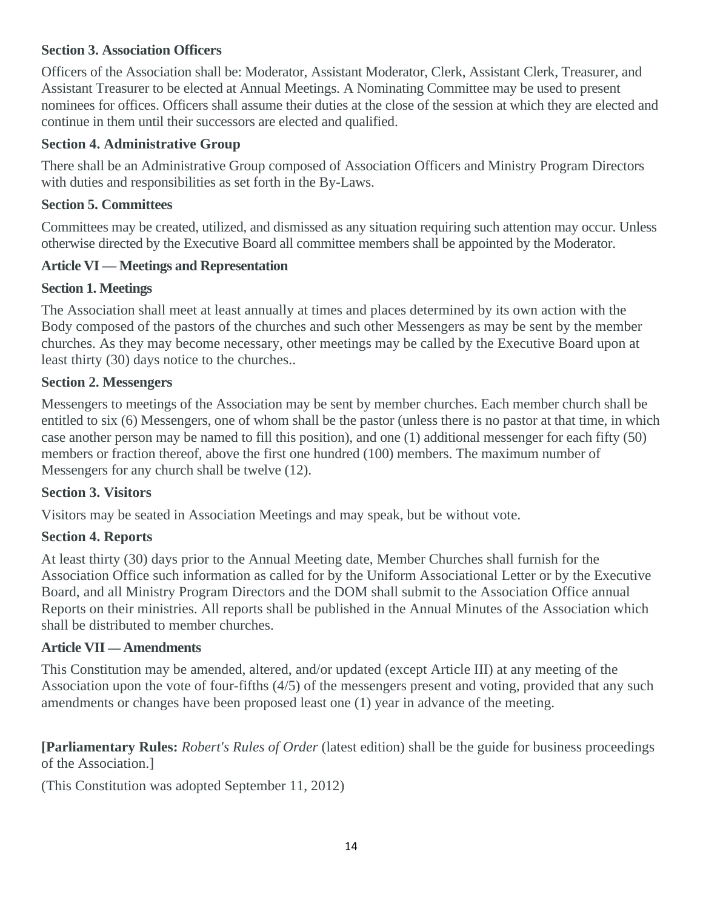### Section 3. Association Officers

Officers of the Association shall be: Moderator, Assistant Moderator, Clerk, Assistant Clerk, Treasurer, and Assistant Treasurer to be elected at Annual Meetings. A Nominating Committee may be used to present nominees for offices. Officers shall assume their duties at the close of the session at which they are elected and continue in them until their successors are elected and qualified.

### Section 4. Administrative Group

There shall be an Administrative Group composed of Association Officers and Ministry Program Directors with duties and responsibilities as set forth in the By-Laws.

### Section 5. Committees

Committees may be created, utilized, and dismissed as any situation requiring such attention may occur. Unless otherwise directed by the Executive Board all committee members shall be appointed by the Moderator.

## Article VI — Meetings and Representation

### Section 1. Meetings

The Association shall meet at least annually at times and places determined by its own action with the Body composed of the pastors of the churches and such other Messengers as may be sent by the member churches. As they may become necessary, other meetings may be called by the Executive Board upon at least thirty (30) days notice to the churches..

### Section 2. Messengers

Messengers to meetings of the Association may be sent by member churches. Each member church shall be entitled to six (6) Messengers, one of whom shall be the pastor (unless there is no pastor at that time, in which case another person may be named to fill this position), and one (1) additional messenger for each fifty (50) members or fraction thereof, above the first one hundred (100) members. The maximum number of Messengers for any church shall be twelve (12).

### Section 3. Visitors

Visitors may be seated in Association Meetings and may speak, but be without vote.

### Section 4. Reports

At least thirty (30) days prior to the Annual Meeting date, Member Churches shall furnish for the Association Office such information as called for by the Uniform Associational Letter or by the Executive Board, and all Ministry Program Directors and the DOM shall submit to the Association Office annual Reports on their ministries. All reports shall be published in the Annual Minutes of the Association which shall be distributed to member churches.

## Article VII — Amendments

This Constitution may be amended, altered, and/or updated (except Article III) at any meeting of the Association upon the vote of four-fifths (4/5) of the messengers present and voting, provided that any such amendments or changes have been proposed least one (1) year in advance of the meeting.

**[Parliamentary Rules:** *Robert's Rules of Order* (latest edition) shall be the guide for business proceedings of the Association.]

(This Constitution was adopted September 11, 2012)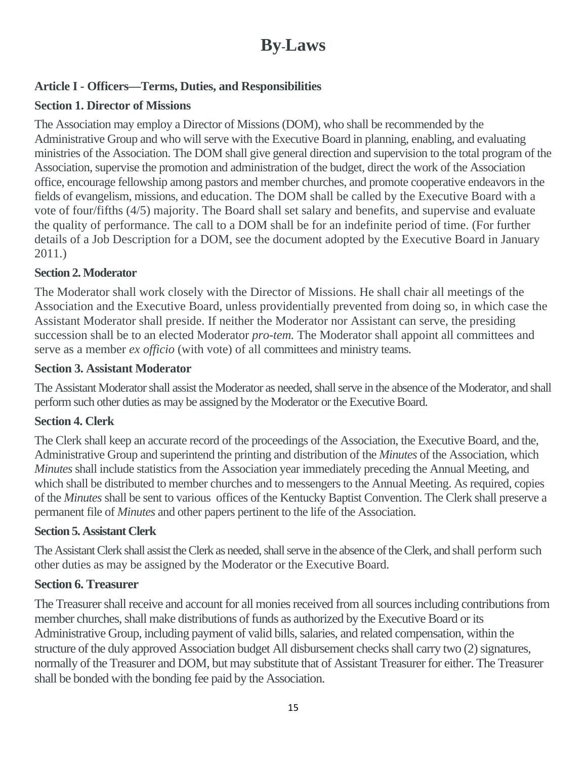# By-Laws

## Article I - Officers—Terms, Duties, and Responsibilities

### Section 1. Director of Missions

The Association may employ a Director of Missions (DOM), who shall be recommended by the Administrative Group and who will serve with the Executive Board in planning, enabling, and evaluating ministries of the Association. The DOM shall give general direction and supervision to the total program of the Association, supervise the promotion and administration of the budget, direct the work of the Association office, encourage fellowship among pastors and member churches, and promote cooperative endeavors in the fields of evangelism, missions, and education. The DOM shall be called by the Executive Board with a vote of four/fifths (4/5) majority. The Board shall set salary and benefits, and supervise and evaluate the quality of performance. The call to a DOM shall be for an indefinite period of time. (For further details of a Job Description for a DOM, see the document adopted by the Executive Board in January 2011.)

### Section 2. Moderator

The Moderator shall work closely with the Director of Missions. He shall chair all meetings of the Association and the Executive Board, unless providentially prevented from doing so, in which case the Assistant Moderator shall preside. If neither the Moderator nor Assistant can serve, the presiding succession shall be to an elected Moderator *pro-tem.* The Moderator shall appoint all committees and serve as a member *ex officio* (with vote) of all committees and ministry teams.

### Section 3. Assistant Moderator

The Assistant Moderator shall assist the Moderator as needed, shall serve in the absence of the Moderator, and shall perform such other duties as may be assigned by the Moderator or the Executive Board.

### Section 4. Clerk

The Clerk shall keep an accurate record of the proceedings of the Association, the Executive Board, and the, Administrative Group and superintend the printing and distribution of the *Minutes* of the Association, which *Minutes* shall include statistics from the Association year immediately preceding the Annual Meeting, and which shall be distributed to member churches and to messengers to the Annual Meeting. As required, copies of the *Minutes* shall be sent to various offices of the Kentucky Baptist Convention. The Clerk shall preserve a permanent file of *Minutes* and other papers pertinent to the life of the Association.

### Section 5. Assistant Clerk

The Assistant Clerk shall assist the Clerk as needed, shall serve in the absence of the Clerk, and shall perform such other duties as may be assigned by the Moderator or the Executive Board.

### Section 6. Treasurer

The Treasurer shall receive and account for all monies received from all sources including contributions from member churches, shall make distributions of funds as authorized by the Executive Board or its Administrative Group, including payment of valid bills, salaries, and related compensation, within the structure of the duly approved Association budget All disbursement checks shall carry two (2) signatures, normally of the Treasurer and DOM, but may substitute that of Assistant Treasurer for either. The Treasurer shall be bonded with the bonding fee paid by the Association.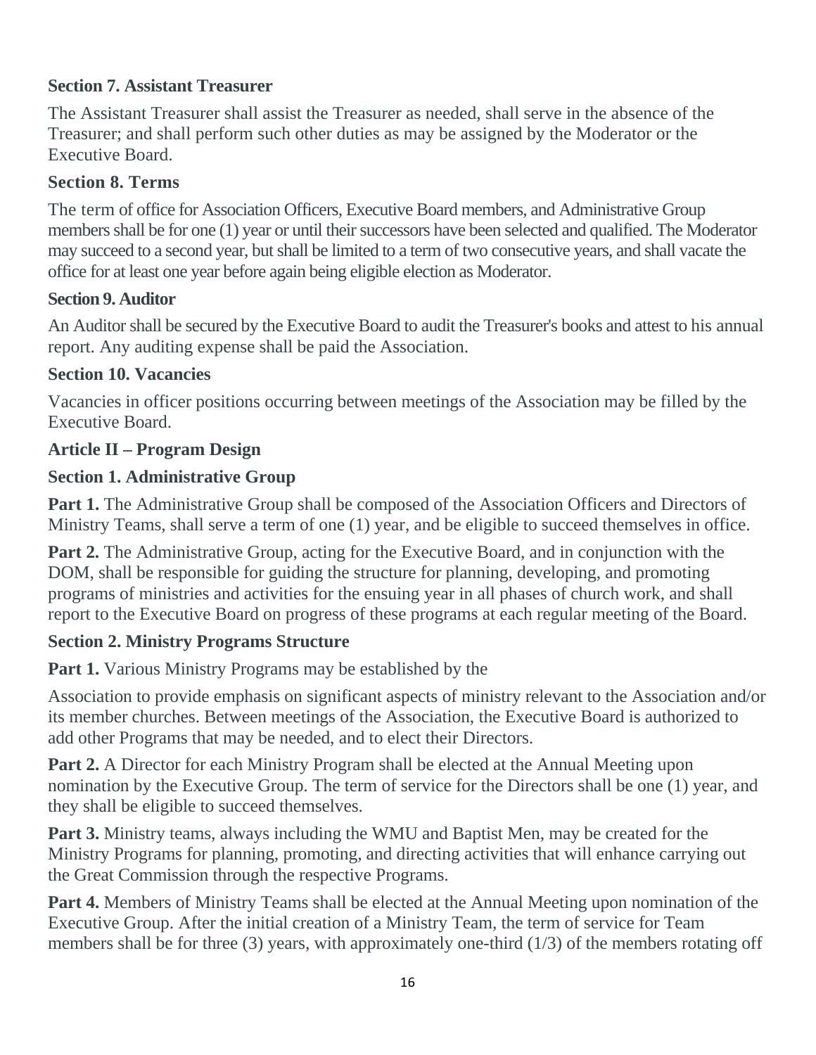### Section 7. Assistant Treasurer

The Assistant Treasurer shall assist the Treasurer as needed, shall serve in the absence of the Treasurer; and shall perform such other duties as may be assigned by the Moderator or the Executive Board.

### Section 8. Terms

The term of office for Association Officers, Executive Board members, and Administrative Group members shall be for one (1) year or until their successors have been selected and qualified. The Moderator may succeed to a second year, but shall be limited to a term of two consecutive years, and shall vacate the office for at least one year before again being eligible election as Moderator.

### Section 9. Auditor

An Auditor shall be secured by the Executive Board to audit the Treasurer's books and attest to his annual report. Any auditing expense shall be paid the Association.

### Section 10. Vacancies

Vacancies in officer positions occurring between meetings of the Association may be filled by the Executive Board.

## Article II – Program Design

### Section 1. Administrative Group

**Part 1.** The Administrative Group shall be composed of the Association Officers and Directors of Ministry Teams, shall serve a term of one (1) year, and be eligible to succeed themselves in office.

**Part 2.** The Administrative Group, acting for the Executive Board, and in conjunction with the DOM, shall be responsible for guiding the structure for planning, developing, and promoting programs of ministries and activities for the ensuing year in all phases of church work, and shall report to the Executive Board on progress of these programs at each regular meeting of the Board.

### Section 2. Ministry Programs Structure

**Part 1.** Various Ministry Programs may be established by the Association to provide emphasis on significant aspects of ministry relevant to the Association and/or its member churches. Between meetings of the Association, the Executive Board is authorized to add other Programs that may be needed, and to elect their Directors.

**Part 2.** A Director for each Ministry Program shall be elected at the Annual Meeting upon nomination by the Executive Group. The term of service for the Directors shall be one (1) year, and they shall be eligible to succeed themselves.

**Part 3.** Ministry teams, always including the WMU and Baptist Men, may be created for the Ministry Programs for planning, promoting, and directing activities that will enhance carrying out the Great Commission through the respective Programs.

**Part 4.** Members of Ministry Teams shall be elected at the Annual Meeting upon nomination of the Executive Group. After the initial creation of a Ministry Team, the term of service for Team members shall be for three (3) years, with approximately one-third (1/3) of the members rotating off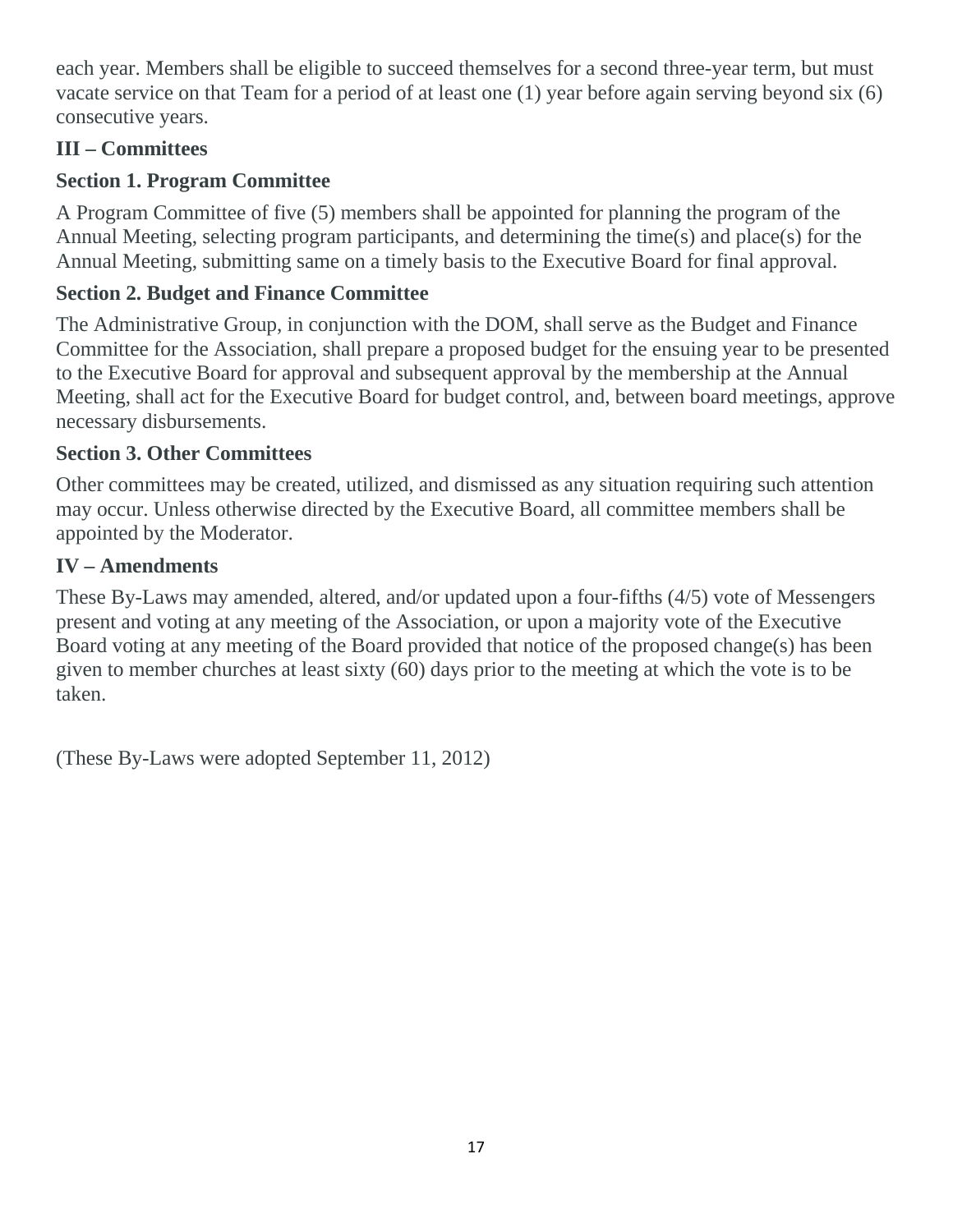each year. Members shall be eligible to succeed themselves for a second three-year term, but must vacate service on that Team for a period of at least one (1) year before again serving beyond six (6) consecutive years.

## III – Committees

### Section 1. Program Committee

A Program Committee of five (5) members shall be appointed for planning the program of the Annual Meeting, selecting program participants, and determining the time(s) and place(s) for the Annual Meeting, submitting same on a timely basis to the Executive Board for final approval.

### Section 2. Budget and Finance Committee

The Administrative Group, in conjunction with the DOM, shall serve as the Budget and Finance Committee for the Association, shall prepare a proposed budget for the ensuing year to be presented to the Executive Board for approval and subsequent approval by the membership at the Annual Meeting, shall act for the Executive Board for budget control, and, between board meetings, approve necessary disbursements.

### Section 3. Other Committees

Other committees may be created, utilized, and dismissed as any situation requiring such attention may occur. Unless otherwise directed by the Executive Board, all committee members shall be appointed by the Moderator.

## IV – Amendments

These By-Laws may amended, altered, and/or updated upon a four-fifths (4/5) vote of Messengers present and voting at any meeting of the Association, or upon a majority vote of the Executive Board voting at any meeting of the Board provided that notice of the proposed change(s) has been given to member churches at least sixty (60) days prior to the meeting at which the vote is to be taken.

(These By-Laws were adopted September 11, 2012)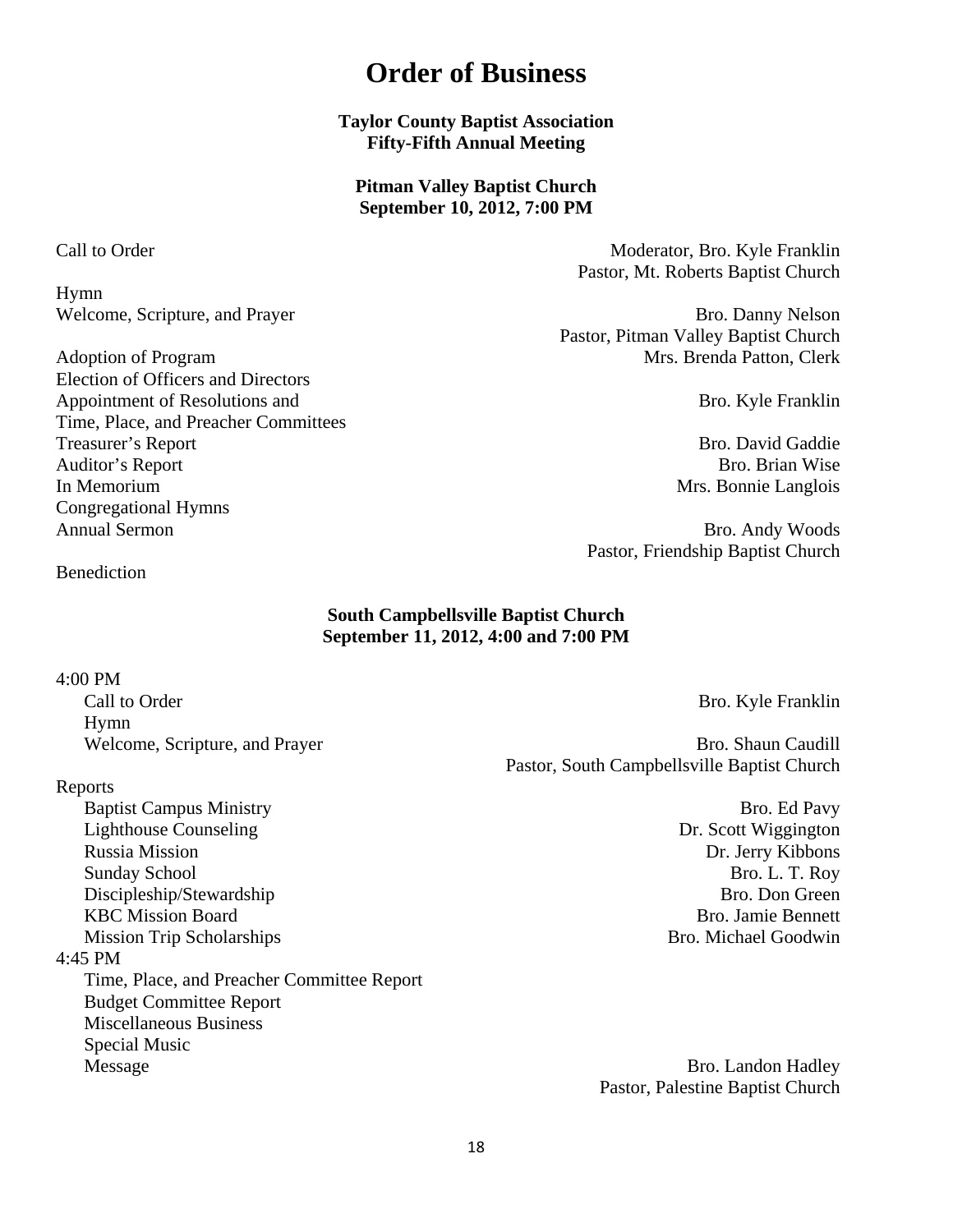# Order of Business

**Taylor County Baptist Association**
**Fifty-Fifth Annual Meeting**

**Pitman Valley Baptist Church**
**September 10, 2012, 7:00 PM**

| | |
|---|---|
| Call to Order | Moderator, Bro. Kyle Franklin<br>Pastor, Mt. Roberts Baptist Church |
| Hymn | |
| Welcome, Scripture, and Prayer | Bro. Danny Nelson<br>Pastor, Pitman Valley Baptist Church |
| Adoption of Program | Mrs. Brenda Patton, Clerk |
| Election of Officers and Directors | |
| Appointment of Resolutions and Time, Place, and Preacher Committees | Bro. Kyle Franklin |
| Treasurer's Report | Bro. David Gaddie |
| Auditor's Report | Bro. Brian Wise |
| In Memorium | Mrs. Bonnie Langlois |
| Congregational Hymns | |
| Annual Sermon | Bro. Andy Woods<br>Pastor, Friendship Baptist Church |
| Benediction | |

**South Campbellsville Baptist Church**
**September 11, 2012, 4:00 and 7:00 PM**

4:00 PM

| | |
|---|---|
| Call to Order | Bro. Kyle Franklin |
| Hymn | |
| Welcome, Scripture, and Prayer | Bro. Shaun Caudill<br>Pastor, South Campbellsville Baptist Church |

Reports

| | |
|---|---|
| Baptist Campus Ministry | Bro. Ed Pavy |
| Lighthouse Counseling | Dr. Scott Wiggington |
| Russia Mission | Dr. Jerry Kibbons |
| Sunday School | Bro. L. T. Roy |
| Discipleship/Stewardship | Bro. Don Green |
| KBC Mission Board | Bro. Jamie Bennett |
| Mission Trip Scholarships | Bro. Michael Goodwin |

4:45 PM

| | |
|---|---|
| Time, Place, and Preacher Committee Report | |
| Budget Committee Report | |
| Miscellaneous Business | |
| Special Music | |
| Message | Bro. Landon Hadley<br>Pastor, Palestine Baptist Church |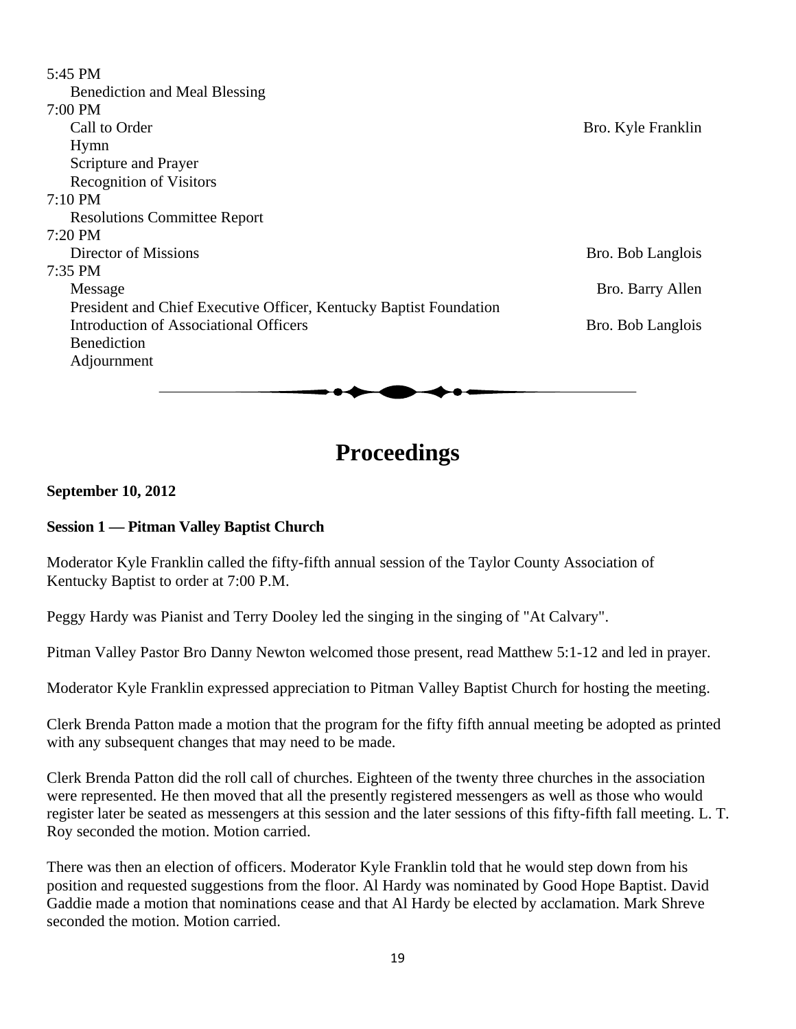5:45 PM
  Benediction and Meal Blessing
7:00 PM
  Call to Order — Bro. Kyle Franklin
  Hymn
  Scripture and Prayer
  Recognition of Visitors
7:10 PM
  Resolutions Committee Report
7:20 PM
  Director of Missions — Bro. Bob Langlois
7:35 PM
  Message — Bro. Barry Allen
  President and Chief Executive Officer, Kentucky Baptist Foundation
  Introduction of Associational Officers — Bro. Bob Langlois
  Benediction
  Adjournment

---

# Proceedings

**September 10, 2012**

**Session 1 — Pitman Valley Baptist Church**

Moderator Kyle Franklin called the fifty-fifth annual session of the Taylor County Association of Kentucky Baptist to order at 7:00 P.M.

Peggy Hardy was Pianist and Terry Dooley led the singing in the singing of "At Calvary".

Pitman Valley Pastor Bro Danny Newton welcomed those present, read Matthew 5:1-12 and led in prayer.

Moderator Kyle Franklin expressed appreciation to Pitman Valley Baptist Church for hosting the meeting.

Clerk Brenda Patton made a motion that the program for the fifty fifth annual meeting be adopted as printed with any subsequent changes that may need to be made.

Clerk Brenda Patton did the roll call of churches. Eighteen of the twenty three churches in the association were represented. He then moved that all the presently registered messengers as well as those who would register later be seated as messengers at this session and the later sessions of this fifty-fifth fall meeting. L. T. Roy seconded the motion. Motion carried.

There was then an election of officers. Moderator Kyle Franklin told that he would step down from his position and requested suggestions from the floor. Al Hardy was nominated by Good Hope Baptist. David Gaddie made a motion that nominations cease and that Al Hardy be elected by acclamation. Mark Shreve seconded the motion. Motion carried.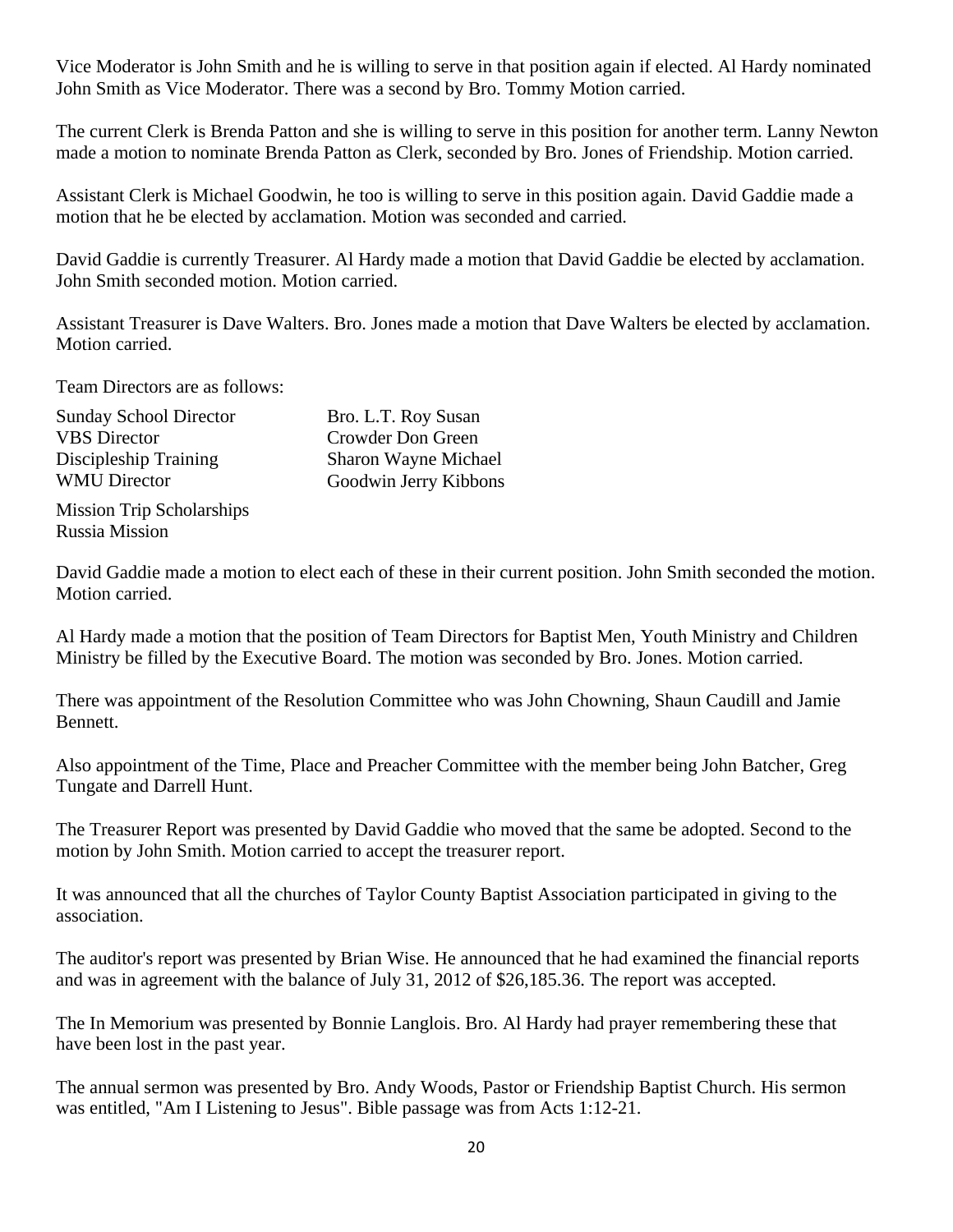Vice Moderator is John Smith and he is willing to serve in that position again if elected. Al Hardy nominated John Smith as Vice Moderator. There was a second by Bro. Tommy Motion carried.

The current Clerk is Brenda Patton and she is willing to serve in this position for another term. Lanny Newton made a motion to nominate Brenda Patton as Clerk, seconded by Bro. Jones of Friendship. Motion carried.

Assistant Clerk is Michael Goodwin, he too is willing to serve in this position again. David Gaddie made a motion that he be elected by acclamation. Motion was seconded and carried.

David Gaddie is currently Treasurer. Al Hardy made a motion that David Gaddie be elected by acclamation. John Smith seconded motion. Motion carried.

Assistant Treasurer is Dave Walters. Bro. Jones made a motion that Dave Walters be elected by acclamation. Motion carried.

Team Directors are as follows:

| | |
|---|---|
| Sunday School Director | Bro. L.T. Roy Susan |
| VBS Director | Crowder Don Green |
| Discipleship Training | Sharon Wayne Michael |
| WMU Director | Goodwin Jerry Kibbons |
| Mission Trip Scholarships | |
| Russia Mission | |

David Gaddie made a motion to elect each of these in their current position. John Smith seconded the motion. Motion carried.

Al Hardy made a motion that the position of Team Directors for Baptist Men, Youth Ministry and Children Ministry be filled by the Executive Board. The motion was seconded by Bro. Jones. Motion carried.

There was appointment of the Resolution Committee who was John Chowning, Shaun Caudill and Jamie Bennett.

Also appointment of the Time, Place and Preacher Committee with the member being John Batcher, Greg Tungate and Darrell Hunt.

The Treasurer Report was presented by David Gaddie who moved that the same be adopted. Second to the motion by John Smith. Motion carried to accept the treasurer report.

It was announced that all the churches of Taylor County Baptist Association participated in giving to the association.

The auditor's report was presented by Brian Wise. He announced that he had examined the financial reports and was in agreement with the balance of July 31, 2012 of $26,185.36. The report was accepted.

The In Memorium was presented by Bonnie Langlois. Bro. Al Hardy had prayer remembering these that have been lost in the past year.

The annual sermon was presented by Bro. Andy Woods, Pastor or Friendship Baptist Church. His sermon was entitled, "Am I Listening to Jesus". Bible passage was from Acts 1:12-21.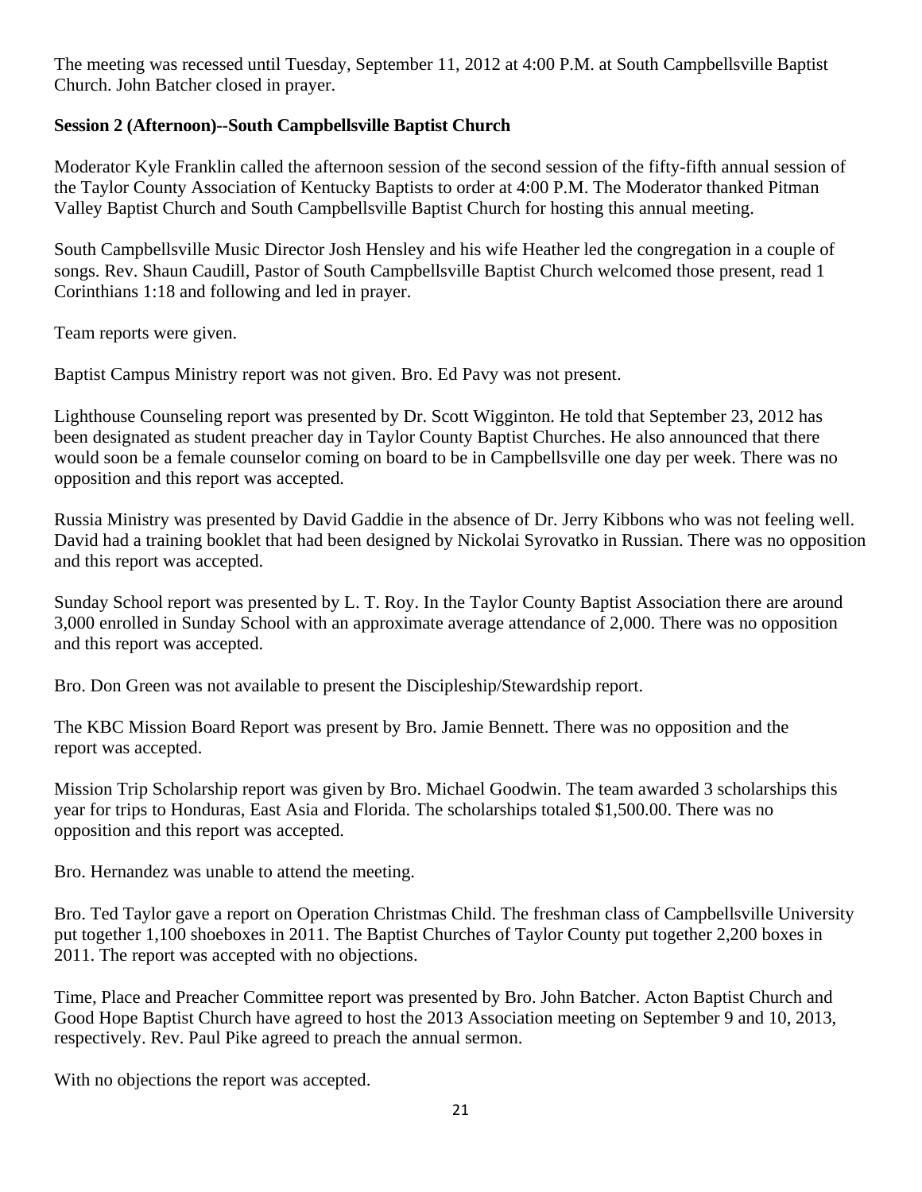The meeting was recessed until Tuesday, September 11, 2012 at 4:00 P.M. at South Campbellsville Baptist Church. John Batcher closed in prayer.

**Session 2 (Afternoon)--South Campbellsville Baptist Church**

Moderator Kyle Franklin called the afternoon session of the second session of the fifty-fifth annual session of the Taylor County Association of Kentucky Baptists to order at 4:00 P.M. The Moderator thanked Pitman Valley Baptist Church and South Campbellsville Baptist Church for hosting this annual meeting.

South Campbellsville Music Director Josh Hensley and his wife Heather led the congregation in a couple of songs. Rev. Shaun Caudill, Pastor of South Campbellsville Baptist Church welcomed those present, read 1 Corinthians 1:18 and following and led in prayer.

Team reports were given.

Baptist Campus Ministry report was not given. Bro. Ed Pavy was not present.

Lighthouse Counseling report was presented by Dr. Scott Wigginton. He told that September 23, 2012 has been designated as student preacher day in Taylor County Baptist Churches. He also announced that there would soon be a female counselor coming on board to be in Campbellsville one day per week. There was no opposition and this report was accepted.

Russia Ministry was presented by David Gaddie in the absence of Dr. Jerry Kibbons who was not feeling well. David had a training booklet that had been designed by Nickolai Syrovatko in Russian. There was no opposition and this report was accepted.

Sunday School report was presented by L. T. Roy. In the Taylor County Baptist Association there are around 3,000 enrolled in Sunday School with an approximate average attendance of 2,000. There was no opposition and this report was accepted.

Bro. Don Green was not available to present the Discipleship/Stewardship report.

The KBC Mission Board Report was present by Bro. Jamie Bennett. There was no opposition and the report was accepted.

Mission Trip Scholarship report was given by Bro. Michael Goodwin. The team awarded 3 scholarships this year for trips to Honduras, East Asia and Florida. The scholarships totaled $1,500.00. There was no opposition and this report was accepted.

Bro. Hernandez was unable to attend the meeting.

Bro. Ted Taylor gave a report on Operation Christmas Child. The freshman class of Campbellsville University put together 1,100 shoeboxes in 2011. The Baptist Churches of Taylor County put together 2,200 boxes in 2011. The report was accepted with no objections.

Time, Place and Preacher Committee report was presented by Bro. John Batcher. Acton Baptist Church and Good Hope Baptist Church have agreed to host the 2013 Association meeting on September 9 and 10, 2013, respectively. Rev. Paul Pike agreed to preach the annual sermon.

With no objections the report was accepted.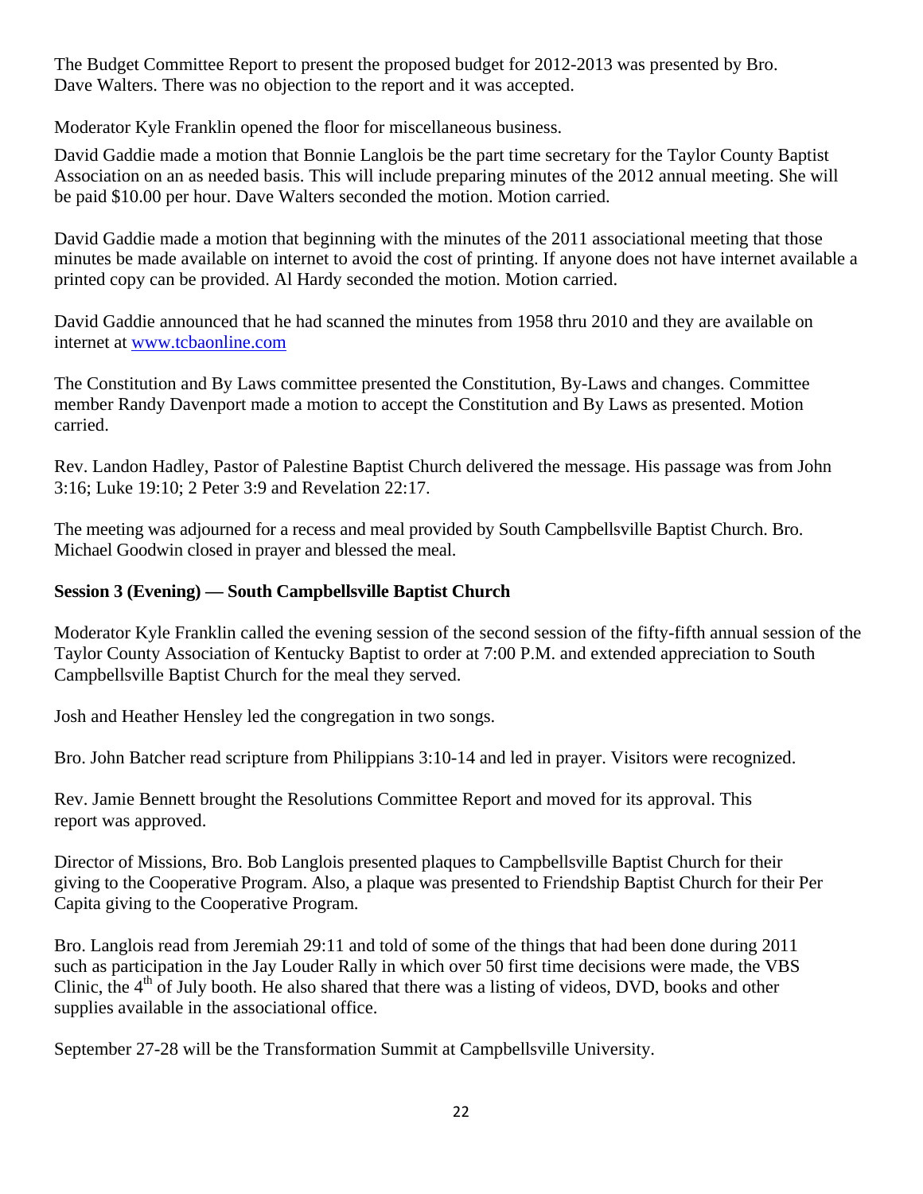The Budget Committee Report to present the proposed budget for 2012-2013 was presented by Bro. Dave Walters. There was no objection to the report and it was accepted.

Moderator Kyle Franklin opened the floor for miscellaneous business.

David Gaddie made a motion that Bonnie Langlois be the part time secretary for the Taylor County Baptist Association on an as needed basis. This will include preparing minutes of the 2012 annual meeting. She will be paid $10.00 per hour. Dave Walters seconded the motion. Motion carried.

David Gaddie made a motion that beginning with the minutes of the 2011 associational meeting that those minutes be made available on internet to avoid the cost of printing. If anyone does not have internet available a printed copy can be provided. Al Hardy seconded the motion. Motion carried.

David Gaddie announced that he had scanned the minutes from 1958 thru 2010 and they are available on internet at [www.tcbaonline.com](http://www.tcbaonline.com)

The Constitution and By Laws committee presented the Constitution, By-Laws and changes. Committee member Randy Davenport made a motion to accept the Constitution and By Laws as presented. Motion carried.

Rev. Landon Hadley, Pastor of Palestine Baptist Church delivered the message. His passage was from John 3:16; Luke 19:10; 2 Peter 3:9 and Revelation 22:17.

The meeting was adjourned for a recess and meal provided by South Campbellsville Baptist Church. Bro. Michael Goodwin closed in prayer and blessed the meal.

**Session 3 (Evening) — South Campbellsville Baptist Church**

Moderator Kyle Franklin called the evening session of the second session of the fifty-fifth annual session of the Taylor County Association of Kentucky Baptist to order at 7:00 P.M. and extended appreciation to South Campbellsville Baptist Church for the meal they served.

Josh and Heather Hensley led the congregation in two songs.

Bro. John Batcher read scripture from Philippians 3:10-14 and led in prayer. Visitors were recognized.

Rev. Jamie Bennett brought the Resolutions Committee Report and moved for its approval. This report was approved.

Director of Missions, Bro. Bob Langlois presented plaques to Campbellsville Baptist Church for their giving to the Cooperative Program. Also, a plaque was presented to Friendship Baptist Church for their Per Capita giving to the Cooperative Program.

Bro. Langlois read from Jeremiah 29:11 and told of some of the things that had been done during 2011 such as participation in the Jay Louder Rally in which over 50 first time decisions were made, the VBS Clinic, the 4th of July booth. He also shared that there was a listing of videos, DVD, books and other supplies available in the associational office.

September 27-28 will be the Transformation Summit at Campbellsville University.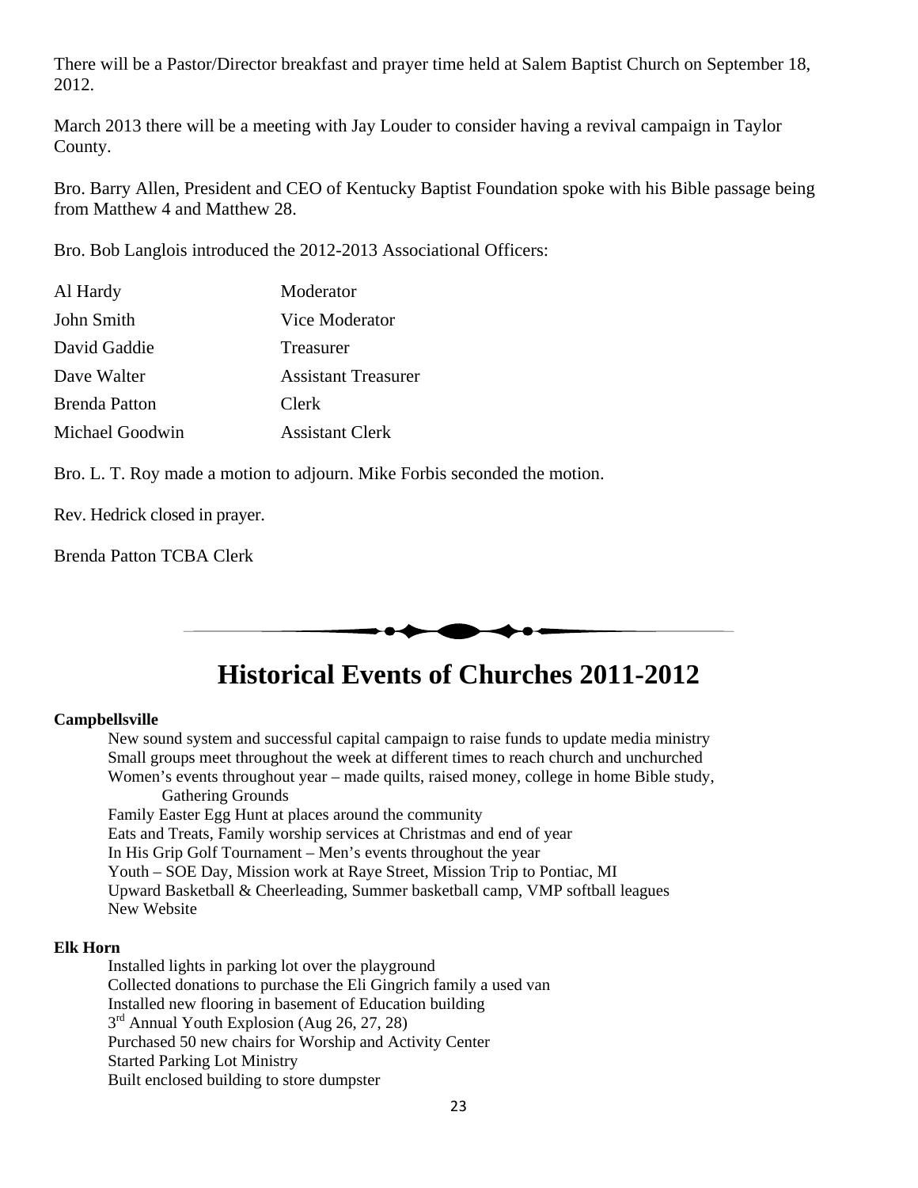There will be a Pastor/Director breakfast and prayer time held at Salem Baptist Church on September 18, 2012.

March 2013 there will be a meeting with Jay Louder to consider having a revival campaign in Taylor County.

Bro. Barry Allen, President and CEO of Kentucky Baptist Foundation spoke with his Bible passage being from Matthew 4 and Matthew 28.

Bro. Bob Langlois introduced the 2012-2013 Associational Officers:

| | |
|---|---|
| Al Hardy | Moderator |
| John Smith | Vice Moderator |
| David Gaddie | Treasurer |
| Dave Walter | Assistant Treasurer |
| Brenda Patton | Clerk |
| Michael Goodwin | Assistant Clerk |

Bro. L. T. Roy made a motion to adjourn. Mike Forbis seconded the motion.

Rev. Hedrick closed in prayer.

Brenda Patton TCBA Clerk

# Historical Events of Churches 2011-2012

**Campbellsville**

New sound system and successful capital campaign to raise funds to update media ministry
Small groups meet throughout the week at different times to reach church and unchurched
Women's events throughout year – made quilts, raised money, college in home Bible study, Gathering Grounds
Family Easter Egg Hunt at places around the community
Eats and Treats, Family worship services at Christmas and end of year
In His Grip Golf Tournament – Men's events throughout the year
Youth – SOE Day, Mission work at Raye Street, Mission Trip to Pontiac, MI
Upward Basketball & Cheerleading, Summer basketball camp, VMP softball leagues
New Website

**Elk Horn**

Installed lights in parking lot over the playground
Collected donations to purchase the Eli Gingrich family a used van
Installed new flooring in basement of Education building
3rd Annual Youth Explosion (Aug 26, 27, 28)
Purchased 50 new chairs for Worship and Activity Center
Started Parking Lot Ministry
Built enclosed building to store dumpster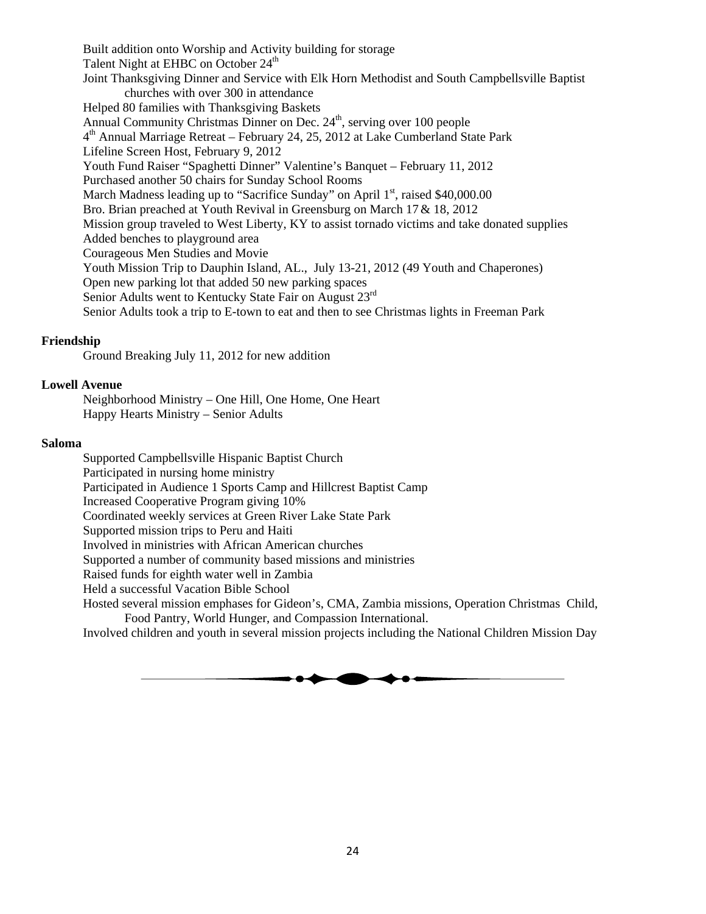Built addition onto Worship and Activity building for storage
Talent Night at EHBC on October 24th
Joint Thanksgiving Dinner and Service with Elk Horn Methodist and South Campbellsville Baptist churches with over 300 in attendance
Helped 80 families with Thanksgiving Baskets
Annual Community Christmas Dinner on Dec. 24th, serving over 100 people
4th Annual Marriage Retreat – February 24, 25, 2012 at Lake Cumberland State Park
Lifeline Screen Host, February 9, 2012
Youth Fund Raiser "Spaghetti Dinner" Valentine's Banquet – February 11, 2012
Purchased another 50 chairs for Sunday School Rooms
March Madness leading up to "Sacrifice Sunday" on April 1st, raised $40,000.00
Bro. Brian preached at Youth Revival in Greensburg on March 17 & 18, 2012
Mission group traveled to West Liberty, KY to assist tornado victims and take donated supplies
Added benches to playground area
Courageous Men Studies and Movie
Youth Mission Trip to Dauphin Island, AL., July 13-21, 2012 (49 Youth and Chaperones)
Open new parking lot that added 50 new parking spaces
Senior Adults went to Kentucky State Fair on August 23rd
Senior Adults took a trip to E-town to eat and then to see Christmas lights in Freeman Park

**Friendship**

Ground Breaking July 11, 2012 for new addition

**Lowell Avenue**

Neighborhood Ministry – One Hill, One Home, One Heart
Happy Hearts Ministry – Senior Adults

**Saloma**

Supported Campbellsville Hispanic Baptist Church
Participated in nursing home ministry
Participated in Audience 1 Sports Camp and Hillcrest Baptist Camp
Increased Cooperative Program giving 10%
Coordinated weekly services at Green River Lake State Park
Supported mission trips to Peru and Haiti
Involved in ministries with African American churches
Supported a number of community based missions and ministries
Raised funds for eighth water well in Zambia
Held a successful Vacation Bible School
Hosted several mission emphases for Gideon's, CMA, Zambia missions, Operation Christmas Child, Food Pantry, World Hunger, and Compassion International.
Involved children and youth in several mission projects including the National Children Mission Day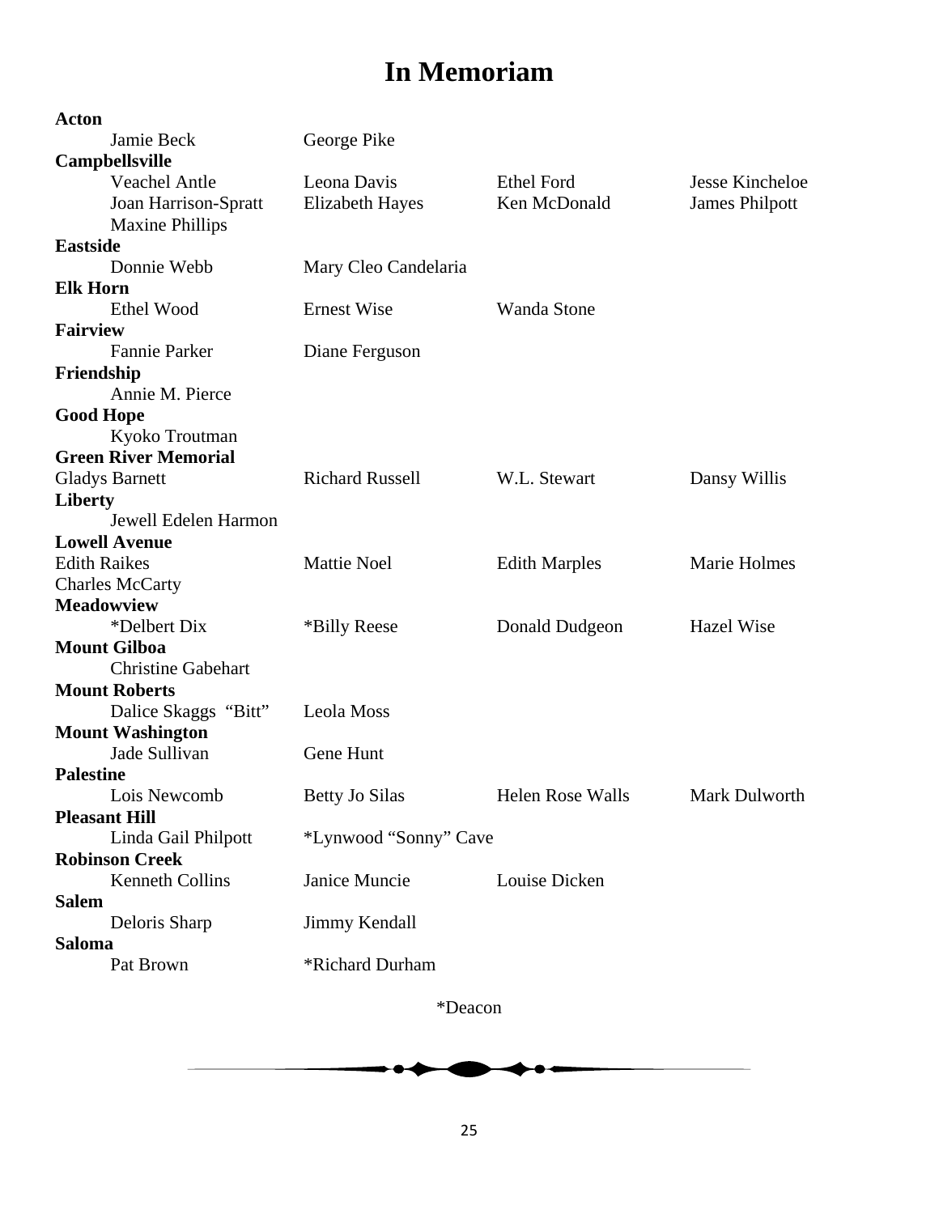# In Memoriam

**Acton**

Jamie Beck, George Pike

**Campbellsville**

Veachel Antle, Leona Davis, Ethel Ford, Jesse Kincheloe, Joan Harrison-Spratt, Elizabeth Hayes, Ken McDonald, James Philpott, Maxine Phillips

**Eastside**

Donnie Webb, Mary Cleo Candelaria

**Elk Horn**

Ethel Wood, Ernest Wise, Wanda Stone

**Fairview**

Fannie Parker, Diane Ferguson

**Friendship**

Annie M. Pierce

**Good Hope**

Kyoko Troutman

**Green River Memorial**

Gladys Barnett, Richard Russell, W.L. Stewart, Dansy Willis

**Liberty**

Jewell Edelen Harmon

**Lowell Avenue**

Edith Raikes, Mattie Noel, Edith Marples, Marie Holmes, Charles McCarty

**Meadowview**

*Delbert Dix, *Billy Reese, Donald Dudgeon, Hazel Wise

**Mount Gilboa**

Christine Gabehart

**Mount Roberts**

Dalice Skaggs "Bitt", Leola Moss

**Mount Washington**

Jade Sullivan, Gene Hunt

**Palestine**

Lois Newcomb, Betty Jo Silas, Helen Rose Walls, Mark Dulworth

**Pleasant Hill**

Linda Gail Philpott, *Lynwood "Sonny" Cave

**Robinson Creek**

Kenneth Collins, Janice Muncie, Louise Dicken

**Salem**

Deloris Sharp, Jimmy Kendall

**Saloma**

Pat Brown, *Richard Durham

*Deacon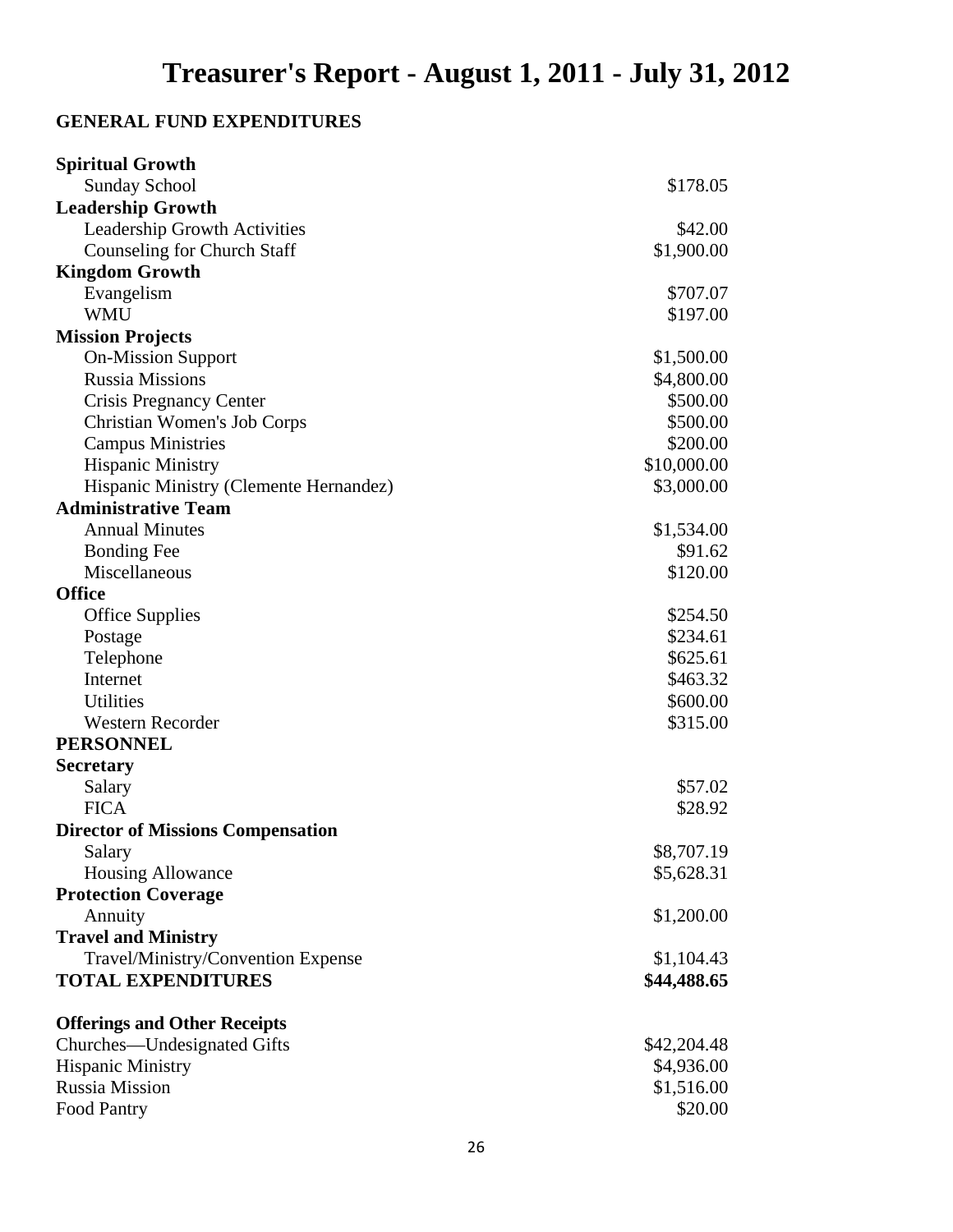# Treasurer's Report - August 1, 2011 - July 31, 2012

**GENERAL FUND EXPENDITURES**

| | |
|---|---|
| **Spiritual Growth** | |
| Sunday School | $178.05 |
| **Leadership Growth** | |
| Leadership Growth Activities | $42.00 |
| Counseling for Church Staff | $1,900.00 |
| **Kingdom Growth** | |
| Evangelism | $707.07 |
| WMU | $197.00 |
| **Mission Projects** | |
| On-Mission Support | $1,500.00 |
| Russia Missions | $4,800.00 |
| Crisis Pregnancy Center | $500.00 |
| Christian Women's Job Corps | $500.00 |
| Campus Ministries | $200.00 |
| Hispanic Ministry | $10,000.00 |
| Hispanic Ministry (Clemente Hernandez) | $3,000.00 |
| **Administrative Team** | |
| Annual Minutes | $1,534.00 |
| Bonding Fee | $91.62 |
| Miscellaneous | $120.00 |
| **Office** | |
| Office Supplies | $254.50 |
| Postage | $234.61 |
| Telephone | $625.61 |
| Internet | $463.32 |
| Utilities | $600.00 |
| Western Recorder | $315.00 |
| **PERSONNEL** | |
| **Secretary** | |
| Salary | $57.02 |
| FICA | $28.92 |
| **Director of Missions Compensation** | |
| Salary | $8,707.19 |
| Housing Allowance | $5,628.31 |
| **Protection Coverage** | |
| Annuity | $1,200.00 |
| **Travel and Ministry** | |
| Travel/Ministry/Convention Expense | $1,104.43 |
| **TOTAL EXPENDITURES** | **$44,488.65** |

**Offerings and Other Receipts**

| | |
|---|---|
| Churches—Undesignated Gifts | $42,204.48 |
| Hispanic Ministry | $4,936.00 |
| Russia Mission | $1,516.00 |
| Food Pantry | $20.00 |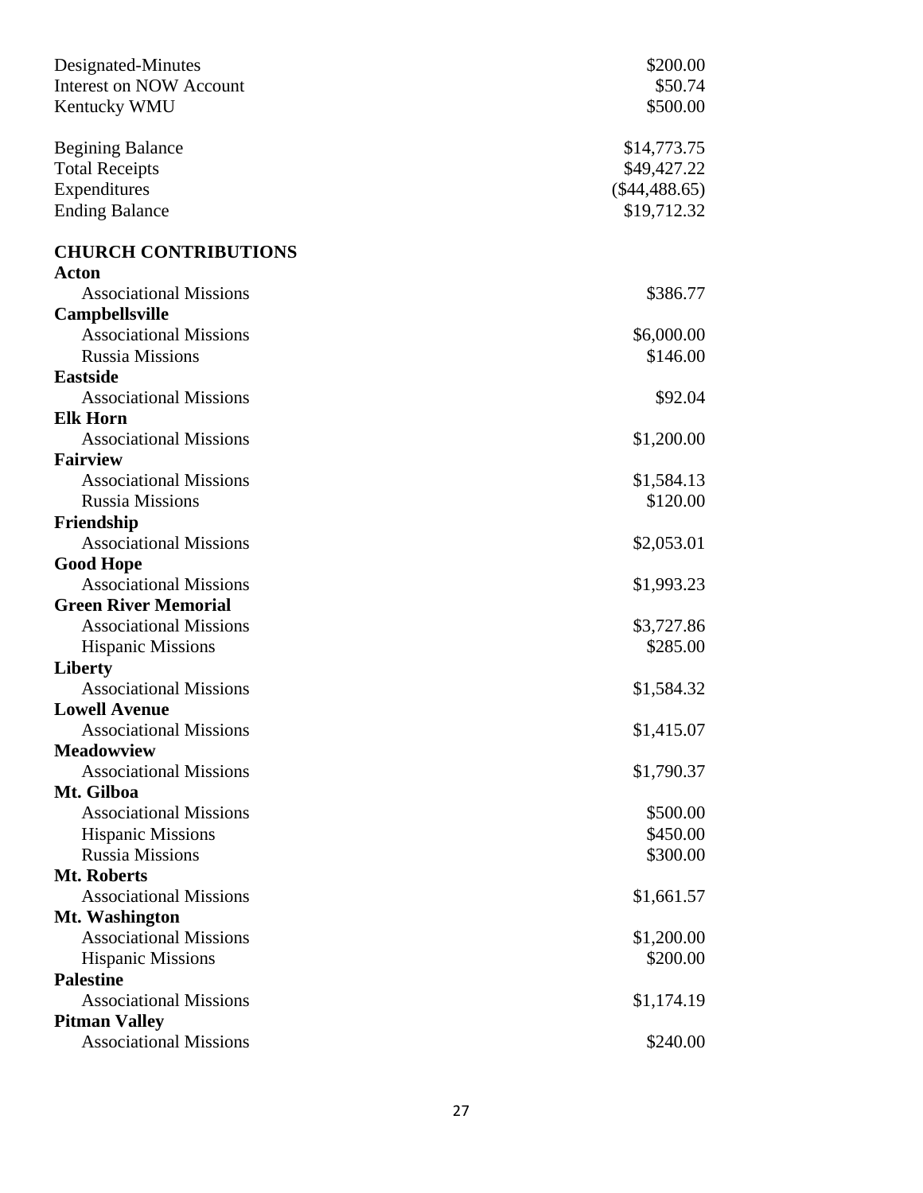| | |
|---|---|
| Designated-Minutes | $200.00 |
| Interest on NOW Account | $50.74 |
| Kentucky WMU | $500.00 |

| | |
|---|---|
| Begining Balance | $14,773.75 |
| Total Receipts | $49,427.22 |
| Expenditures | ($44,488.65) |
| Ending Balance | $19,712.32 |

**CHURCH CONTRIBUTIONS**

| | |
|---|---|
| **Acton** | |
| Associational Missions | $386.77 |
| **Campbellsville** | |
| Associational Missions | $6,000.00 |
| Russia Missions | $146.00 |
| **Eastside** | |
| Associational Missions | $92.04 |
| **Elk Horn** | |
| Associational Missions | $1,200.00 |
| **Fairview** | |
| Associational Missions | $1,584.13 |
| Russia Missions | $120.00 |
| **Friendship** | |
| Associational Missions | $2,053.01 |
| **Good Hope** | |
| Associational Missions | $1,993.23 |
| **Green River Memorial** | |
| Associational Missions | $3,727.86 |
| Hispanic Missions | $285.00 |
| **Liberty** | |
| Associational Missions | $1,584.32 |
| **Lowell Avenue** | |
| Associational Missions | $1,415.07 |
| **Meadowview** | |
| Associational Missions | $1,790.37 |
| **Mt. Gilboa** | |
| Associational Missions | $500.00 |
| Hispanic Missions | $450.00 |
| Russia Missions | $300.00 |
| **Mt. Roberts** | |
| Associational Missions | $1,661.57 |
| **Mt. Washington** | |
| Associational Missions | $1,200.00 |
| Hispanic Missions | $200.00 |
| **Palestine** | |
| Associational Missions | $1,174.19 |
| **Pitman Valley** | |
| Associational Missions | $240.00 |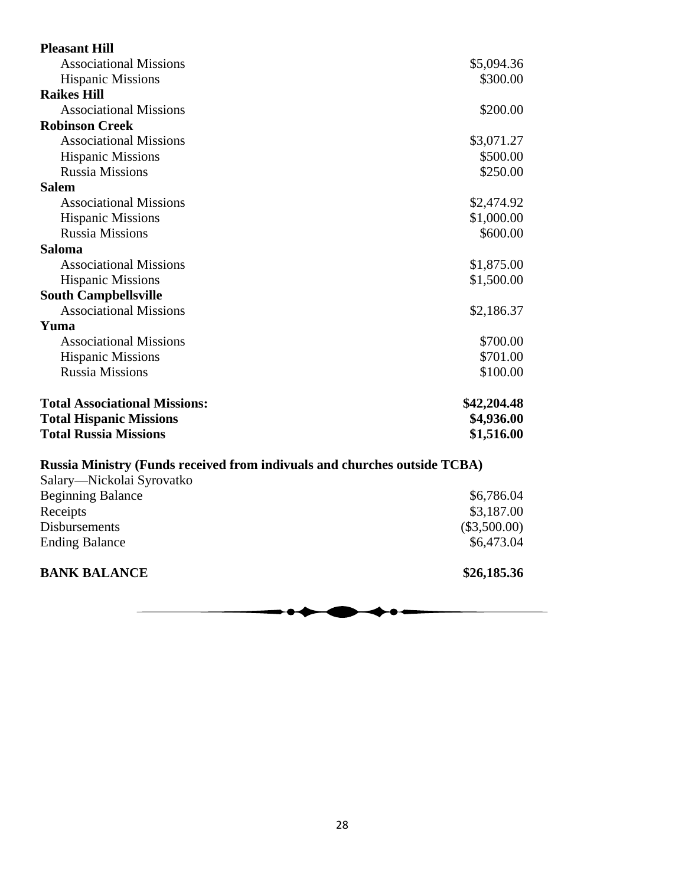| | |
|---|---|
| **Pleasant Hill** | |
| Associational Missions | $5,094.36 |
| Hispanic Missions | $300.00 |
| **Raikes Hill** | |
| Associational Missions | $200.00 |
| **Robinson Creek** | |
| Associational Missions | $3,071.27 |
| Hispanic Missions | $500.00 |
| Russia Missions | $250.00 |
| **Salem** | |
| Associational Missions | $2,474.92 |
| Hispanic Missions | $1,000.00 |
| Russia Missions | $600.00 |
| **Saloma** | |
| Associational Missions | $1,875.00 |
| Hispanic Missions | $1,500.00 |
| **South Campbellsville** | |
| Associational Missions | $2,186.37 |
| **Yuma** | |
| Associational Missions | $700.00 |
| Hispanic Missions | $701.00 |
| Russia Missions | $100.00 |
| | |
| **Total Associational Missions:** | **$42,204.48** |
| **Total Hispanic Missions** | **$4,936.00** |
| **Total Russia Missions** | **$1,516.00** |

**Russia Ministry (Funds received from indivuals and churches outside TCBA)**

| | |
|---|---|
| Salary—Nickolai Syrovatko | |
| Beginning Balance | $6,786.04 |
| Receipts | $3,187.00 |
| Disbursements | ($3,500.00) |
| Ending Balance | $6,473.04 |
| | |
| **BANK BALANCE** | **$26,185.36** |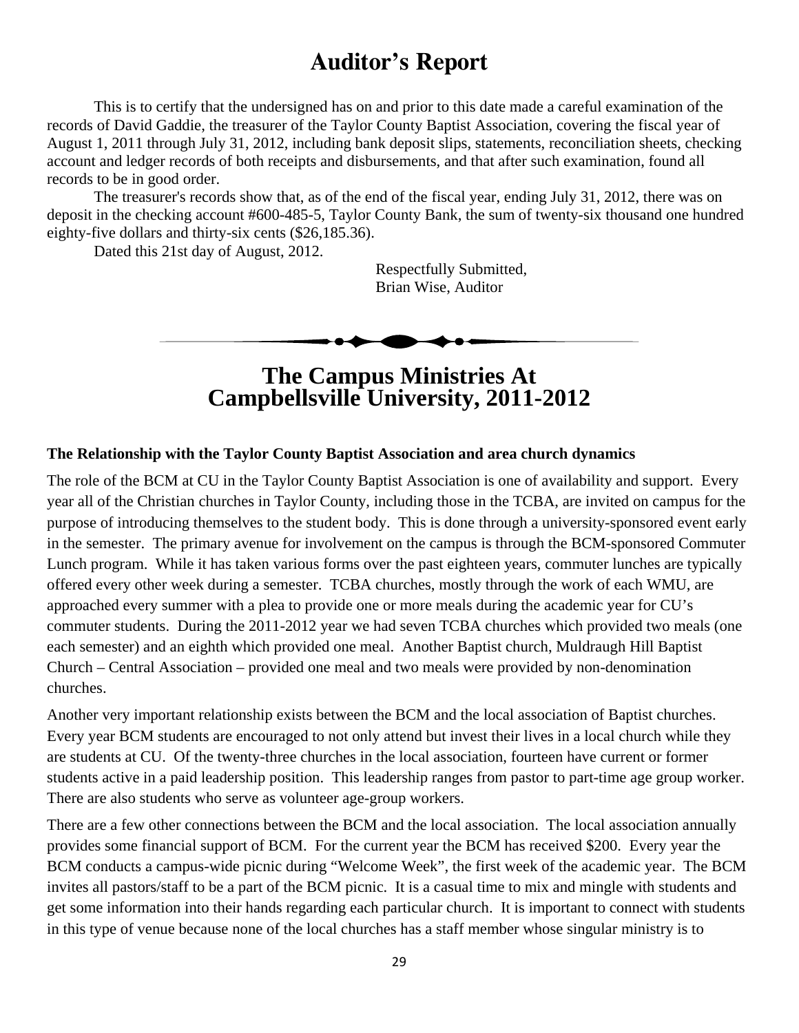# Auditor's Report

This is to certify that the undersigned has on and prior to this date made a careful examination of the records of David Gaddie, the treasurer of the Taylor County Baptist Association, covering the fiscal year of August 1, 2011 through July 31, 2012, including bank deposit slips, statements, reconciliation sheets, checking account and ledger records of both receipts and disbursements, and that after such examination, found all records to be in good order.

The treasurer's records show that, as of the end of the fiscal year, ending July 31, 2012, there was on deposit in the checking account #600-485-5, Taylor County Bank, the sum of twenty-six thousand one hundred eighty-five dollars and thirty-six cents ($26,185.36).

Dated this 21st day of August, 2012.

Respectfully Submitted,
Brian Wise, Auditor

# The Campus Ministries At Campbellsville University, 2011-2012

**The Relationship with the Taylor County Baptist Association and area church dynamics**

The role of the BCM at CU in the Taylor County Baptist Association is one of availability and support. Every year all of the Christian churches in Taylor County, including those in the TCBA, are invited on campus for the purpose of introducing themselves to the student body. This is done through a university-sponsored event early in the semester. The primary avenue for involvement on the campus is through the BCM-sponsored Commuter Lunch program. While it has taken various forms over the past eighteen years, commuter lunches are typically offered every other week during a semester. TCBA churches, mostly through the work of each WMU, are approached every summer with a plea to provide one or more meals during the academic year for CU's commuter students. During the 2011-2012 year we had seven TCBA churches which provided two meals (one each semester) and an eighth which provided one meal. Another Baptist church, Muldraugh Hill Baptist Church – Central Association – provided one meal and two meals were provided by non-denomination churches.

Another very important relationship exists between the BCM and the local association of Baptist churches. Every year BCM students are encouraged to not only attend but invest their lives in a local church while they are students at CU. Of the twenty-three churches in the local association, fourteen have current or former students active in a paid leadership position. This leadership ranges from pastor to part-time age group worker. There are also students who serve as volunteer age-group workers.

There are a few other connections between the BCM and the local association. The local association annually provides some financial support of BCM. For the current year the BCM has received $200. Every year the BCM conducts a campus-wide picnic during "Welcome Week", the first week of the academic year. The BCM invites all pastors/staff to be a part of the BCM picnic. It is a casual time to mix and mingle with students and get some information into their hands regarding each particular church. It is important to connect with students in this type of venue because none of the local churches has a staff member whose singular ministry is to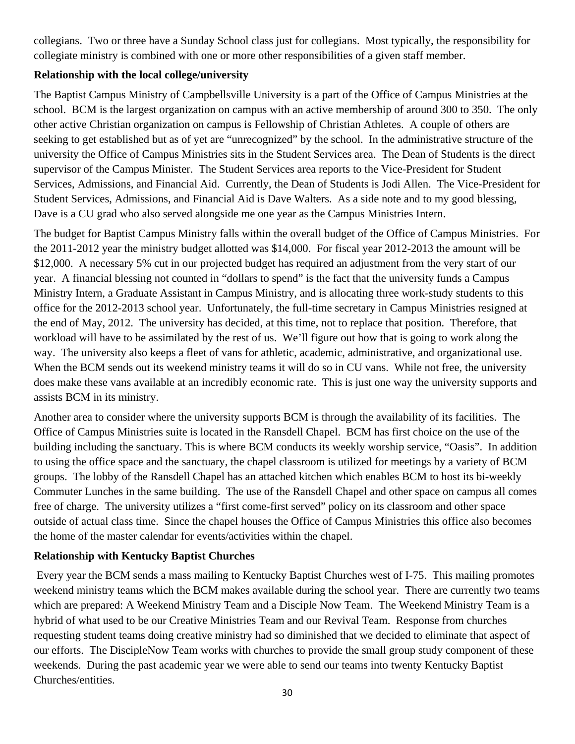collegians. Two or three have a Sunday School class just for collegians. Most typically, the responsibility for collegiate ministry is combined with one or more other responsibilities of a given staff member.

**Relationship with the local college/university**

The Baptist Campus Ministry of Campbellsville University is a part of the Office of Campus Ministries at the school. BCM is the largest organization on campus with an active membership of around 300 to 350. The only other active Christian organization on campus is Fellowship of Christian Athletes. A couple of others are seeking to get established but as of yet are "unrecognized" by the school. In the administrative structure of the university the Office of Campus Ministries sits in the Student Services area. The Dean of Students is the direct supervisor of the Campus Minister. The Student Services area reports to the Vice-President for Student Services, Admissions, and Financial Aid. Currently, the Dean of Students is Jodi Allen. The Vice-President for Student Services, Admissions, and Financial Aid is Dave Walters. As a side note and to my good blessing, Dave is a CU grad who also served alongside me one year as the Campus Ministries Intern.

The budget for Baptist Campus Ministry falls within the overall budget of the Office of Campus Ministries. For the 2011-2012 year the ministry budget allotted was $14,000. For fiscal year 2012-2013 the amount will be $12,000. A necessary 5% cut in our projected budget has required an adjustment from the very start of our year. A financial blessing not counted in "dollars to spend" is the fact that the university funds a Campus Ministry Intern, a Graduate Assistant in Campus Ministry, and is allocating three work-study students to this office for the 2012-2013 school year. Unfortunately, the full-time secretary in Campus Ministries resigned at the end of May, 2012. The university has decided, at this time, not to replace that position. Therefore, that workload will have to be assimilated by the rest of us. We'll figure out how that is going to work along the way. The university also keeps a fleet of vans for athletic, academic, administrative, and organizational use. When the BCM sends out its weekend ministry teams it will do so in CU vans. While not free, the university does make these vans available at an incredibly economic rate. This is just one way the university supports and assists BCM in its ministry.

Another area to consider where the university supports BCM is through the availability of its facilities. The Office of Campus Ministries suite is located in the Ransdell Chapel. BCM has first choice on the use of the building including the sanctuary. This is where BCM conducts its weekly worship service, "Oasis". In addition to using the office space and the sanctuary, the chapel classroom is utilized for meetings by a variety of BCM groups. The lobby of the Ransdell Chapel has an attached kitchen which enables BCM to host its bi-weekly Commuter Lunches in the same building. The use of the Ransdell Chapel and other space on campus all comes free of charge. The university utilizes a "first come-first served" policy on its classroom and other space outside of actual class time. Since the chapel houses the Office of Campus Ministries this office also becomes the home of the master calendar for events/activities within the chapel.

**Relationship with Kentucky Baptist Churches**

Every year the BCM sends a mass mailing to Kentucky Baptist Churches west of I-75. This mailing promotes weekend ministry teams which the BCM makes available during the school year. There are currently two teams which are prepared: A Weekend Ministry Team and a Disciple Now Team. The Weekend Ministry Team is a hybrid of what used to be our Creative Ministries Team and our Revival Team. Response from churches requesting student teams doing creative ministry had so diminished that we decided to eliminate that aspect of our efforts. The DiscipleNow Team works with churches to provide the small group study component of these weekends. During the past academic year we were able to send our teams into twenty Kentucky Baptist Churches/entities.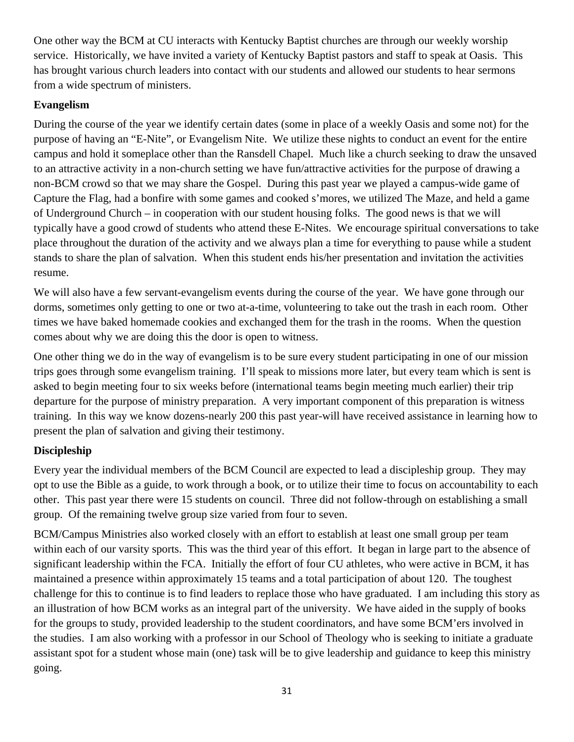One other way the BCM at CU interacts with Kentucky Baptist churches are through our weekly worship service. Historically, we have invited a variety of Kentucky Baptist pastors and staff to speak at Oasis. This has brought various church leaders into contact with our students and allowed our students to hear sermons from a wide spectrum of ministers.

**Evangelism**

During the course of the year we identify certain dates (some in place of a weekly Oasis and some not) for the purpose of having an "E-Nite", or Evangelism Nite. We utilize these nights to conduct an event for the entire campus and hold it someplace other than the Ransdell Chapel. Much like a church seeking to draw the unsaved to an attractive activity in a non-church setting we have fun/attractive activities for the purpose of drawing a non-BCM crowd so that we may share the Gospel. During this past year we played a campus-wide game of Capture the Flag, had a bonfire with some games and cooked s'mores, we utilized The Maze, and held a game of Underground Church – in cooperation with our student housing folks. The good news is that we will typically have a good crowd of students who attend these E-Nites. We encourage spiritual conversations to take place throughout the duration of the activity and we always plan a time for everything to pause while a student stands to share the plan of salvation. When this student ends his/her presentation and invitation the activities resume.

We will also have a few servant-evangelism events during the course of the year. We have gone through our dorms, sometimes only getting to one or two at-a-time, volunteering to take out the trash in each room. Other times we have baked homemade cookies and exchanged them for the trash in the rooms. When the question comes about why we are doing this the door is open to witness.

One other thing we do in the way of evangelism is to be sure every student participating in one of our mission trips goes through some evangelism training. I'll speak to missions more later, but every team which is sent is asked to begin meeting four to six weeks before (international teams begin meeting much earlier) their trip departure for the purpose of ministry preparation. A very important component of this preparation is witness training. In this way we know dozens-nearly 200 this past year-will have received assistance in learning how to present the plan of salvation and giving their testimony.

**Discipleship**

Every year the individual members of the BCM Council are expected to lead a discipleship group. They may opt to use the Bible as a guide, to work through a book, or to utilize their time to focus on accountability to each other. This past year there were 15 students on council. Three did not follow-through on establishing a small group. Of the remaining twelve group size varied from four to seven.

BCM/Campus Ministries also worked closely with an effort to establish at least one small group per team within each of our varsity sports. This was the third year of this effort. It began in large part to the absence of significant leadership within the FCA. Initially the effort of four CU athletes, who were active in BCM, it has maintained a presence within approximately 15 teams and a total participation of about 120. The toughest challenge for this to continue is to find leaders to replace those who have graduated. I am including this story as an illustration of how BCM works as an integral part of the university. We have aided in the supply of books for the groups to study, provided leadership to the student coordinators, and have some BCM'ers involved in the studies. I am also working with a professor in our School of Theology who is seeking to initiate a graduate assistant spot for a student whose main (one) task will be to give leadership and guidance to keep this ministry going.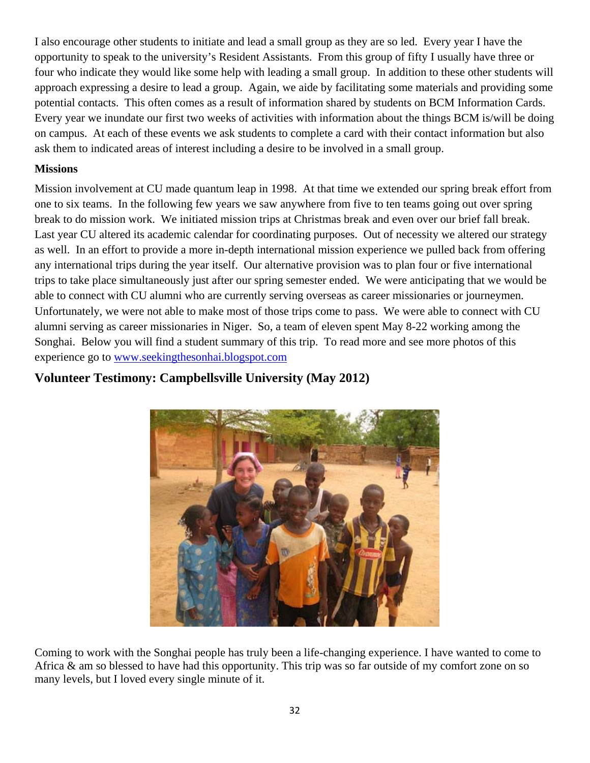I also encourage other students to initiate and lead a small group as they are so led. Every year I have the opportunity to speak to the university's Resident Assistants. From this group of fifty I usually have three or four who indicate they would like some help with leading a small group. In addition to these other students will approach expressing a desire to lead a group. Again, we aide by facilitating some materials and providing some potential contacts. This often comes as a result of information shared by students on BCM Information Cards. Every year we inundate our first two weeks of activities with information about the things BCM is/will be doing on campus. At each of these events we ask students to complete a card with their contact information but also ask them to indicated areas of interest including a desire to be involved in a small group.

**Missions**

Mission involvement at CU made quantum leap in 1998. At that time we extended our spring break effort from one to six teams. In the following few years we saw anywhere from five to ten teams going out over spring break to do mission work. We initiated mission trips at Christmas break and even over our brief fall break. Last year CU altered its academic calendar for coordinating purposes. Out of necessity we altered our strategy as well. In an effort to provide a more in-depth international mission experience we pulled back from offering any international trips during the year itself. Our alternative provision was to plan four or five international trips to take place simultaneously just after our spring semester ended. We were anticipating that we would be able to connect with CU alumni who are currently serving overseas as career missionaries or journeymen. Unfortunately, we were not able to make most of those trips come to pass. We were able to connect with CU alumni serving as career missionaries in Niger. So, a team of eleven spent May 8-22 working among the Songhai. Below you will find a student summary of this trip. To read more and see more photos of this experience go to www.seekingthesonhai.blogspot.com

## Volunteer Testimony: Campbellsville University (May 2012)

Coming to work with the Songhai people has truly been a life-changing experience. I have wanted to come to Africa & am so blessed to have had this opportunity. This trip was so far outside of my comfort zone on so many levels, but I loved every single minute of it.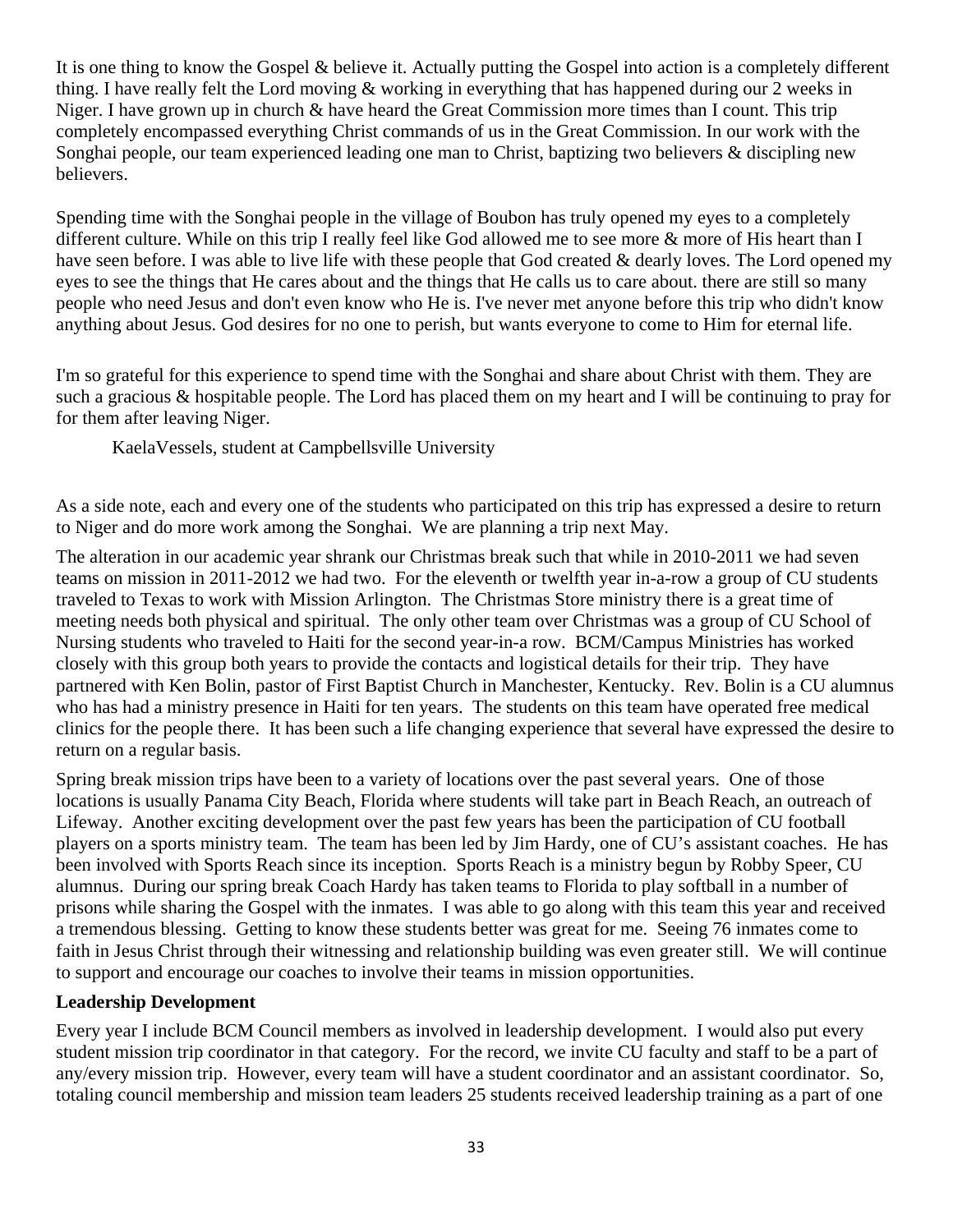It is one thing to know the Gospel & believe it. Actually putting the Gospel into action is a completely different thing. I have really felt the Lord moving & working in everything that has happened during our 2 weeks in Niger. I have grown up in church & have heard the Great Commission more times than I count. This trip completely encompassed everything Christ commands of us in the Great Commission. In our work with the Songhai people, our team experienced leading one man to Christ, baptizing two believers & discipling new believers.

Spending time with the Songhai people in the village of Boubon has truly opened my eyes to a completely different culture. While on this trip I really feel like God allowed me to see more & more of His heart than I have seen before. I was able to live life with these people that God created & dearly loves. The Lord opened my eyes to see the things that He cares about and the things that He calls us to care about. there are still so many people who need Jesus and don't even know who He is. I've never met anyone before this trip who didn't know anything about Jesus. God desires for no one to perish, but wants everyone to come to Him for eternal life.

I'm so grateful for this experience to spend time with the Songhai and share about Christ with them. They are such a gracious & hospitable people. The Lord has placed them on my heart and I will be continuing to pray for for them after leaving Niger.

KaelaVessels, student at Campbellsville University

As a side note, each and every one of the students who participated on this trip has expressed a desire to return to Niger and do more work among the Songhai. We are planning a trip next May.

The alteration in our academic year shrank our Christmas break such that while in 2010-2011 we had seven teams on mission in 2011-2012 we had two. For the eleventh or twelfth year in-a-row a group of CU students traveled to Texas to work with Mission Arlington. The Christmas Store ministry there is a great time of meeting needs both physical and spiritual. The only other team over Christmas was a group of CU School of Nursing students who traveled to Haiti for the second year-in-a row. BCM/Campus Ministries has worked closely with this group both years to provide the contacts and logistical details for their trip. They have partnered with Ken Bolin, pastor of First Baptist Church in Manchester, Kentucky. Rev. Bolin is a CU alumnus who has had a ministry presence in Haiti for ten years. The students on this team have operated free medical clinics for the people there. It has been such a life changing experience that several have expressed the desire to return on a regular basis.

Spring break mission trips have been to a variety of locations over the past several years. One of those locations is usually Panama City Beach, Florida where students will take part in Beach Reach, an outreach of Lifeway. Another exciting development over the past few years has been the participation of CU football players on a sports ministry team. The team has been led by Jim Hardy, one of CU's assistant coaches. He has been involved with Sports Reach since its inception. Sports Reach is a ministry begun by Robby Speer, CU alumnus. During our spring break Coach Hardy has taken teams to Florida to play softball in a number of prisons while sharing the Gospel with the inmates. I was able to go along with this team this year and received a tremendous blessing. Getting to know these students better was great for me. Seeing 76 inmates come to faith in Jesus Christ through their witnessing and relationship building was even greater still. We will continue to support and encourage our coaches to involve their teams in mission opportunities.

**Leadership Development**

Every year I include BCM Council members as involved in leadership development. I would also put every student mission trip coordinator in that category. For the record, we invite CU faculty and staff to be a part of any/every mission trip. However, every team will have a student coordinator and an assistant coordinator. So, totaling council membership and mission team leaders 25 students received leadership training as a part of one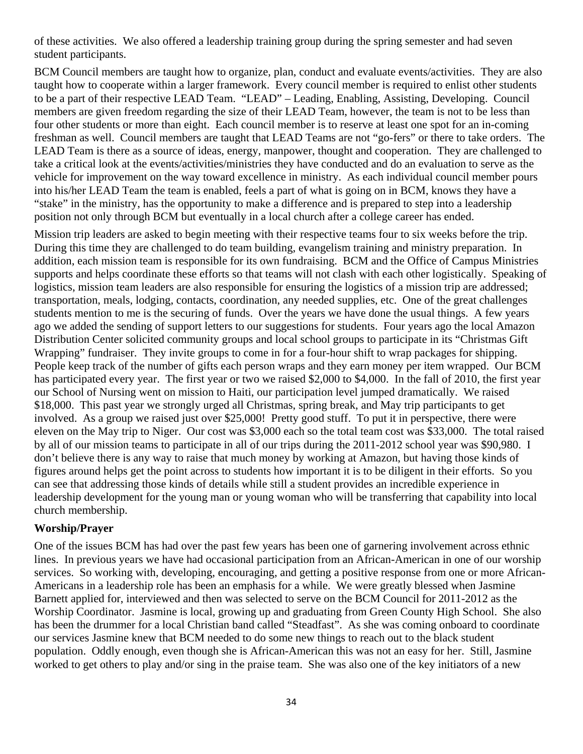of these activities. We also offered a leadership training group during the spring semester and had seven student participants.

BCM Council members are taught how to organize, plan, conduct and evaluate events/activities. They are also taught how to cooperate within a larger framework. Every council member is required to enlist other students to be a part of their respective LEAD Team. "LEAD" – Leading, Enabling, Assisting, Developing. Council members are given freedom regarding the size of their LEAD Team, however, the team is not to be less than four other students or more than eight. Each council member is to reserve at least one spot for an in-coming freshman as well. Council members are taught that LEAD Teams are not "go-fers" or there to take orders. The LEAD Team is there as a source of ideas, energy, manpower, thought and cooperation. They are challenged to take a critical look at the events/activities/ministries they have conducted and do an evaluation to serve as the vehicle for improvement on the way toward excellence in ministry. As each individual council member pours into his/her LEAD Team the team is enabled, feels a part of what is going on in BCM, knows they have a "stake" in the ministry, has the opportunity to make a difference and is prepared to step into a leadership position not only through BCM but eventually in a local church after a college career has ended.

Mission trip leaders are asked to begin meeting with their respective teams four to six weeks before the trip. During this time they are challenged to do team building, evangelism training and ministry preparation. In addition, each mission team is responsible for its own fundraising. BCM and the Office of Campus Ministries supports and helps coordinate these efforts so that teams will not clash with each other logistically. Speaking of logistics, mission team leaders are also responsible for ensuring the logistics of a mission trip are addressed; transportation, meals, lodging, contacts, coordination, any needed supplies, etc. One of the great challenges students mention to me is the securing of funds. Over the years we have done the usual things. A few years ago we added the sending of support letters to our suggestions for students. Four years ago the local Amazon Distribution Center solicited community groups and local school groups to participate in its "Christmas Gift Wrapping" fundraiser. They invite groups to come in for a four-hour shift to wrap packages for shipping. People keep track of the number of gifts each person wraps and they earn money per item wrapped. Our BCM has participated every year. The first year or two we raised $2,000 to $4,000. In the fall of 2010, the first year our School of Nursing went on mission to Haiti, our participation level jumped dramatically. We raised $18,000. This past year we strongly urged all Christmas, spring break, and May trip participants to get involved. As a group we raised just over $25,000! Pretty good stuff. To put it in perspective, there were eleven on the May trip to Niger. Our cost was $3,000 each so the total team cost was $33,000. The total raised by all of our mission teams to participate in all of our trips during the 2011-2012 school year was $90,980. I don't believe there is any way to raise that much money by working at Amazon, but having those kinds of figures around helps get the point across to students how important it is to be diligent in their efforts. So you can see that addressing those kinds of details while still a student provides an incredible experience in leadership development for the young man or young woman who will be transferring that capability into local church membership.

**Worship/Prayer**

One of the issues BCM has had over the past few years has been one of garnering involvement across ethnic lines. In previous years we have had occasional participation from an African-American in one of our worship services. So working with, developing, encouraging, and getting a positive response from one or more African-Americans in a leadership role has been an emphasis for a while. We were greatly blessed when Jasmine Barnett applied for, interviewed and then was selected to serve on the BCM Council for 2011-2012 as the Worship Coordinator. Jasmine is local, growing up and graduating from Green County High School. She also has been the drummer for a local Christian band called "Steadfast". As she was coming onboard to coordinate our services Jasmine knew that BCM needed to do some new things to reach out to the black student population. Oddly enough, even though she is African-American this was not an easy for her. Still, Jasmine worked to get others to play and/or sing in the praise team. She was also one of the key initiators of a new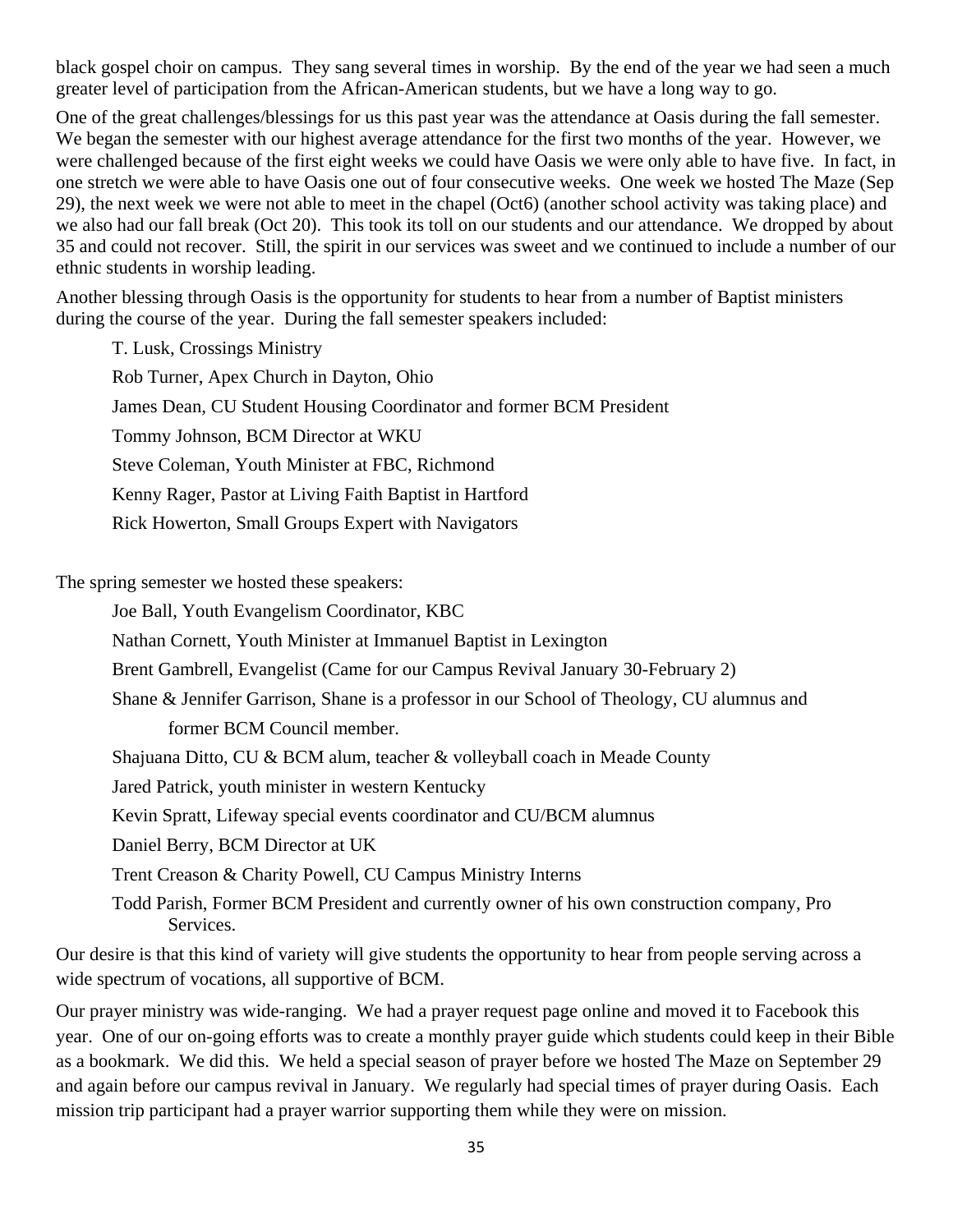black gospel choir on campus. They sang several times in worship. By the end of the year we had seen a much greater level of participation from the African-American students, but we have a long way to go.

One of the great challenges/blessings for us this past year was the attendance at Oasis during the fall semester. We began the semester with our highest average attendance for the first two months of the year. However, we were challenged because of the first eight weeks we could have Oasis we were only able to have five. In fact, in one stretch we were able to have Oasis one out of four consecutive weeks. One week we hosted The Maze (Sep 29), the next week we were not able to meet in the chapel (Oct6) (another school activity was taking place) and we also had our fall break (Oct 20). This took its toll on our students and our attendance. We dropped by about 35 and could not recover. Still, the spirit in our services was sweet and we continued to include a number of our ethnic students in worship leading.

Another blessing through Oasis is the opportunity for students to hear from a number of Baptist ministers during the course of the year. During the fall semester speakers included:

T. Lusk, Crossings Ministry

Rob Turner, Apex Church in Dayton, Ohio

James Dean, CU Student Housing Coordinator and former BCM President

Tommy Johnson, BCM Director at WKU

Steve Coleman, Youth Minister at FBC, Richmond

Kenny Rager, Pastor at Living Faith Baptist in Hartford

Rick Howerton, Small Groups Expert with Navigators

The spring semester we hosted these speakers:

Joe Ball, Youth Evangelism Coordinator, KBC

Nathan Cornett, Youth Minister at Immanuel Baptist in Lexington

Brent Gambrell, Evangelist (Came for our Campus Revival January 30-February 2)

Shane & Jennifer Garrison, Shane is a professor in our School of Theology, CU alumnus and former BCM Council member.

Shajuana Ditto, CU & BCM alum, teacher & volleyball coach in Meade County

Jared Patrick, youth minister in western Kentucky

Kevin Spratt, Lifeway special events coordinator and CU/BCM alumnus

Daniel Berry, BCM Director at UK

Trent Creason & Charity Powell, CU Campus Ministry Interns

Todd Parish, Former BCM President and currently owner of his own construction company, Pro Services.

Our desire is that this kind of variety will give students the opportunity to hear from people serving across a wide spectrum of vocations, all supportive of BCM.

Our prayer ministry was wide-ranging. We had a prayer request page online and moved it to Facebook this year. One of our on-going efforts was to create a monthly prayer guide which students could keep in their Bible as a bookmark. We did this. We held a special season of prayer before we hosted The Maze on September 29 and again before our campus revival in January. We regularly had special times of prayer during Oasis. Each mission trip participant had a prayer warrior supporting them while they were on mission.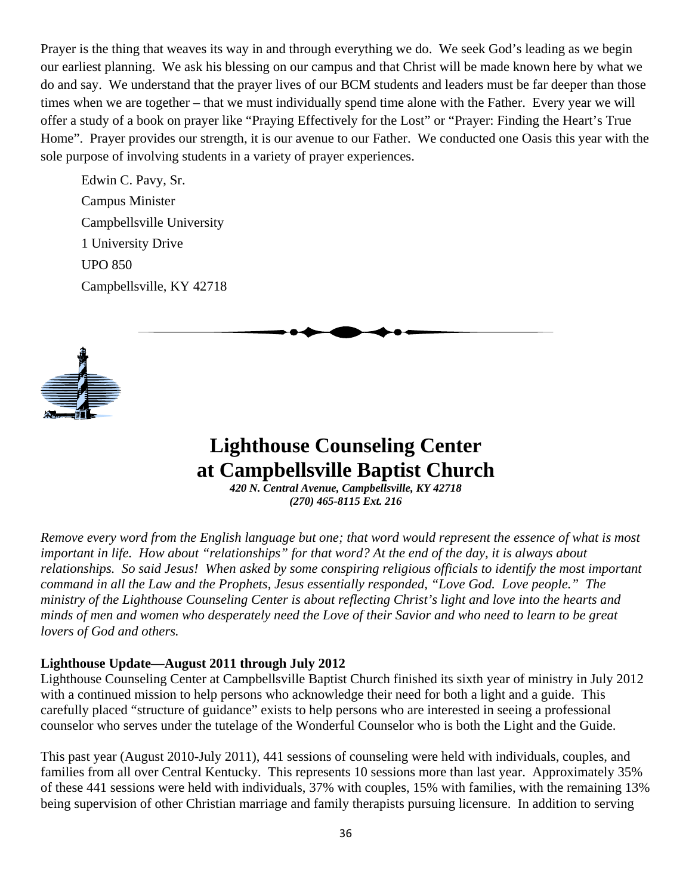Prayer is the thing that weaves its way in and through everything we do. We seek God's leading as we begin our earliest planning. We ask his blessing on our campus and that Christ will be made known here by what we do and say. We understand that the prayer lives of our BCM students and leaders must be far deeper than those times when we are together – that we must individually spend time alone with the Father. Every year we will offer a study of a book on prayer like "Praying Effectively for the Lost" or "Prayer: Finding the Heart's True Home". Prayer provides our strength, it is our avenue to our Father. We conducted one Oasis this year with the sole purpose of involving students in a variety of prayer experiences.

Edwin C. Pavy, Sr.
Campus Minister
Campbellsville University
1 University Drive
UPO 850
Campbellsville, KY 42718

# Lighthouse Counseling Center at Campbellsville Baptist Church

***420 N. Central Avenue, Campbellsville, KY 42718***
***(270) 465-8115 Ext. 216***

*Remove every word from the English language but one; that word would represent the essence of what is most important in life. How about "relationships" for that word? At the end of the day, it is always about relationships. So said Jesus! When asked by some conspiring religious officials to identify the most important command in all the Law and the Prophets, Jesus essentially responded, "Love God. Love people." The ministry of the Lighthouse Counseling Center is about reflecting Christ's light and love into the hearts and minds of men and women who desperately need the Love of their Savior and who need to learn to be great lovers of God and others.*

**Lighthouse Update—August 2011 through July 2012**

Lighthouse Counseling Center at Campbellsville Baptist Church finished its sixth year of ministry in July 2012 with a continued mission to help persons who acknowledge their need for both a light and a guide. This carefully placed "structure of guidance" exists to help persons who are interested in seeing a professional counselor who serves under the tutelage of the Wonderful Counselor who is both the Light and the Guide.

This past year (August 2010-July 2011), 441 sessions of counseling were held with individuals, couples, and families from all over Central Kentucky. This represents 10 sessions more than last year. Approximately 35% of these 441 sessions were held with individuals, 37% with couples, 15% with families, with the remaining 13% being supervision of other Christian marriage and family therapists pursuing licensure. In addition to serving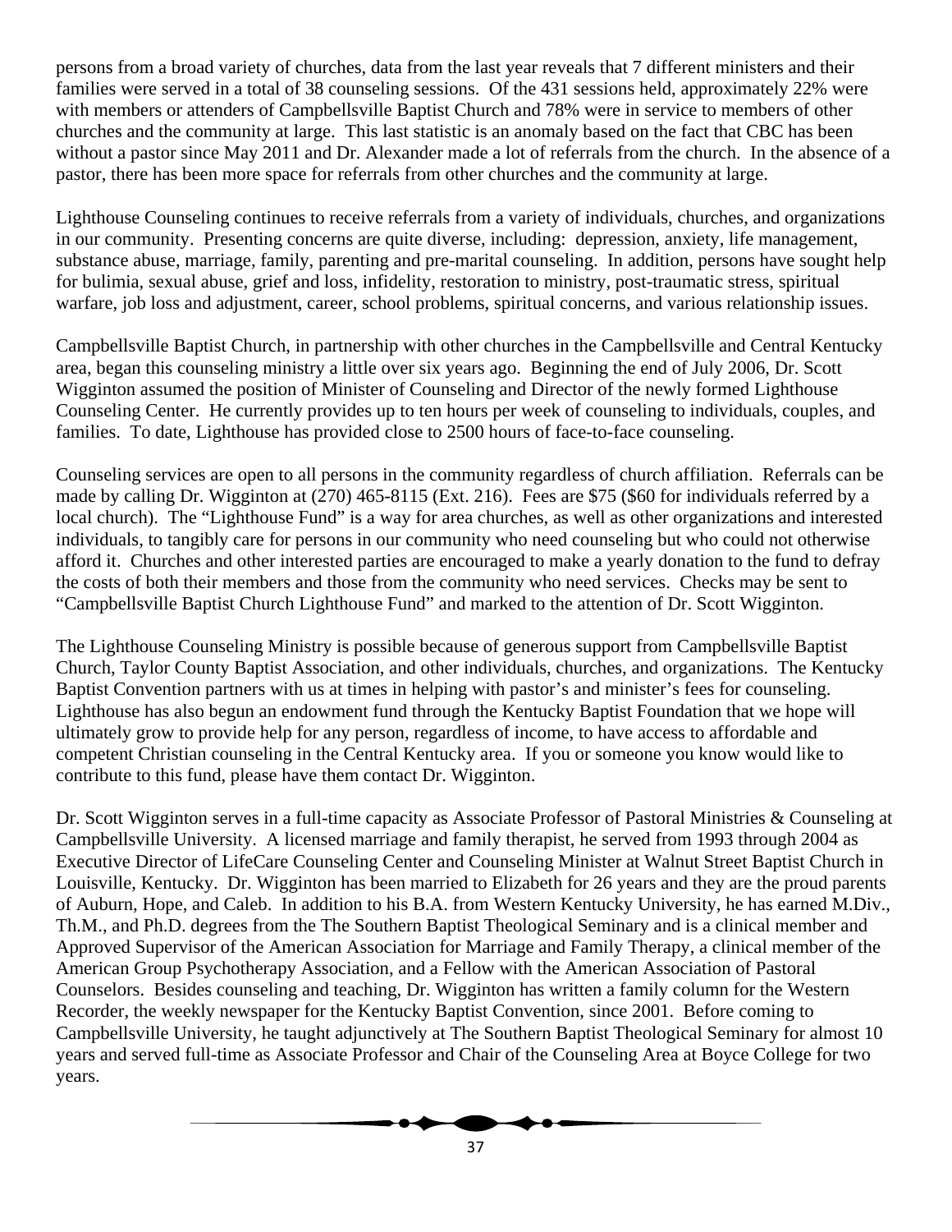persons from a broad variety of churches, data from the last year reveals that 7 different ministers and their families were served in a total of 38 counseling sessions. Of the 431 sessions held, approximately 22% were with members or attenders of Campbellsville Baptist Church and 78% were in service to members of other churches and the community at large. This last statistic is an anomaly based on the fact that CBC has been without a pastor since May 2011 and Dr. Alexander made a lot of referrals from the church. In the absence of a pastor, there has been more space for referrals from other churches and the community at large.

Lighthouse Counseling continues to receive referrals from a variety of individuals, churches, and organizations in our community. Presenting concerns are quite diverse, including: depression, anxiety, life management, substance abuse, marriage, family, parenting and pre-marital counseling. In addition, persons have sought help for bulimia, sexual abuse, grief and loss, infidelity, restoration to ministry, post-traumatic stress, spiritual warfare, job loss and adjustment, career, school problems, spiritual concerns, and various relationship issues.

Campbellsville Baptist Church, in partnership with other churches in the Campbellsville and Central Kentucky area, began this counseling ministry a little over six years ago. Beginning the end of July 2006, Dr. Scott Wigginton assumed the position of Minister of Counseling and Director of the newly formed Lighthouse Counseling Center. He currently provides up to ten hours per week of counseling to individuals, couples, and families. To date, Lighthouse has provided close to 2500 hours of face-to-face counseling.

Counseling services are open to all persons in the community regardless of church affiliation. Referrals can be made by calling Dr. Wigginton at (270) 465-8115 (Ext. 216). Fees are $75 ($60 for individuals referred by a local church). The "Lighthouse Fund" is a way for area churches, as well as other organizations and interested individuals, to tangibly care for persons in our community who need counseling but who could not otherwise afford it. Churches and other interested parties are encouraged to make a yearly donation to the fund to defray the costs of both their members and those from the community who need services. Checks may be sent to "Campbellsville Baptist Church Lighthouse Fund" and marked to the attention of Dr. Scott Wigginton.

The Lighthouse Counseling Ministry is possible because of generous support from Campbellsville Baptist Church, Taylor County Baptist Association, and other individuals, churches, and organizations. The Kentucky Baptist Convention partners with us at times in helping with pastor's and minister's fees for counseling. Lighthouse has also begun an endowment fund through the Kentucky Baptist Foundation that we hope will ultimately grow to provide help for any person, regardless of income, to have access to affordable and competent Christian counseling in the Central Kentucky area. If you or someone you know would like to contribute to this fund, please have them contact Dr. Wigginton.

Dr. Scott Wigginton serves in a full-time capacity as Associate Professor of Pastoral Ministries & Counseling at Campbellsville University. A licensed marriage and family therapist, he served from 1993 through 2004 as Executive Director of LifeCare Counseling Center and Counseling Minister at Walnut Street Baptist Church in Louisville, Kentucky. Dr. Wigginton has been married to Elizabeth for 26 years and they are the proud parents of Auburn, Hope, and Caleb. In addition to his B.A. from Western Kentucky University, he has earned M.Div., Th.M., and Ph.D. degrees from the The Southern Baptist Theological Seminary and is a clinical member and Approved Supervisor of the American Association for Marriage and Family Therapy, a clinical member of the American Group Psychotherapy Association, and a Fellow with the American Association of Pastoral Counselors. Besides counseling and teaching, Dr. Wigginton has written a family column for the Western Recorder, the weekly newspaper for the Kentucky Baptist Convention, since 2001. Before coming to Campbellsville University, he taught adjunctively at The Southern Baptist Theological Seminary for almost 10 years and served full-time as Associate Professor and Chair of the Counseling Area at Boyce College for two years.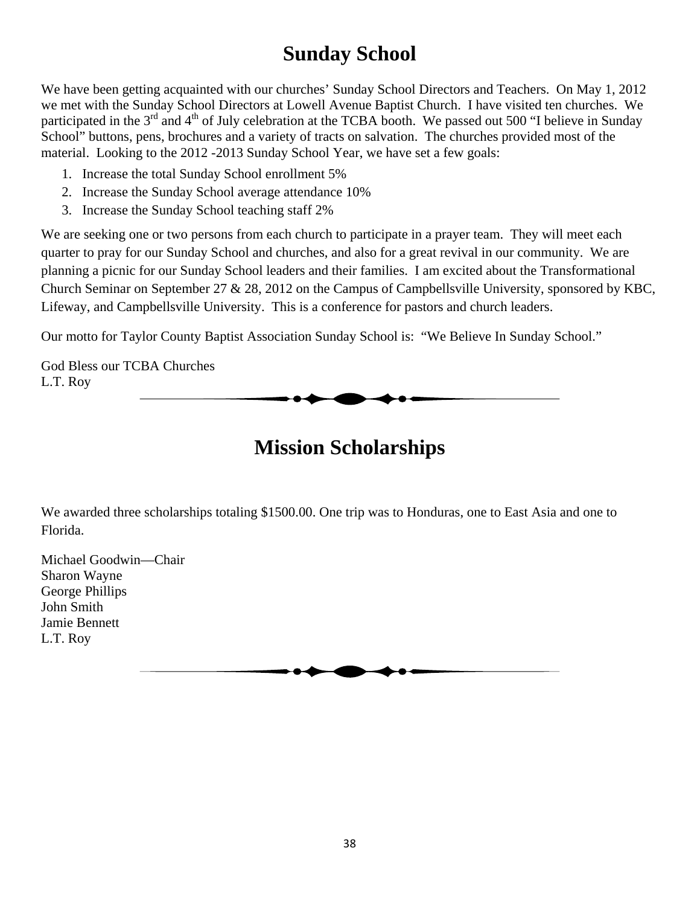# Sunday School

We have been getting acquainted with our churches' Sunday School Directors and Teachers. On May 1, 2012 we met with the Sunday School Directors at Lowell Avenue Baptist Church. I have visited ten churches. We participated in the 3rd and 4th of July celebration at the TCBA booth. We passed out 500 "I believe in Sunday School" buttons, pens, brochures and a variety of tracts on salvation. The churches provided most of the material. Looking to the 2012 -2013 Sunday School Year, we have set a few goals:

1. Increase the total Sunday School enrollment 5%
2. Increase the Sunday School average attendance 10%
3. Increase the Sunday School teaching staff 2%

We are seeking one or two persons from each church to participate in a prayer team. They will meet each quarter to pray for our Sunday School and churches, and also for a great revival in our community. We are planning a picnic for our Sunday School leaders and their families. I am excited about the Transformational Church Seminar on September 27 & 28, 2012 on the Campus of Campbellsville University, sponsored by KBC, Lifeway, and Campbellsville University. This is a conference for pastors and church leaders.

Our motto for Taylor County Baptist Association Sunday School is: "We Believe In Sunday School."

God Bless our TCBA Churches
L.T. Roy

# Mission Scholarships

We awarded three scholarships totaling $1500.00. One trip was to Honduras, one to East Asia and one to Florida.

Michael Goodwin—Chair
Sharon Wayne
George Phillips
John Smith
Jamie Bennett
L.T. Roy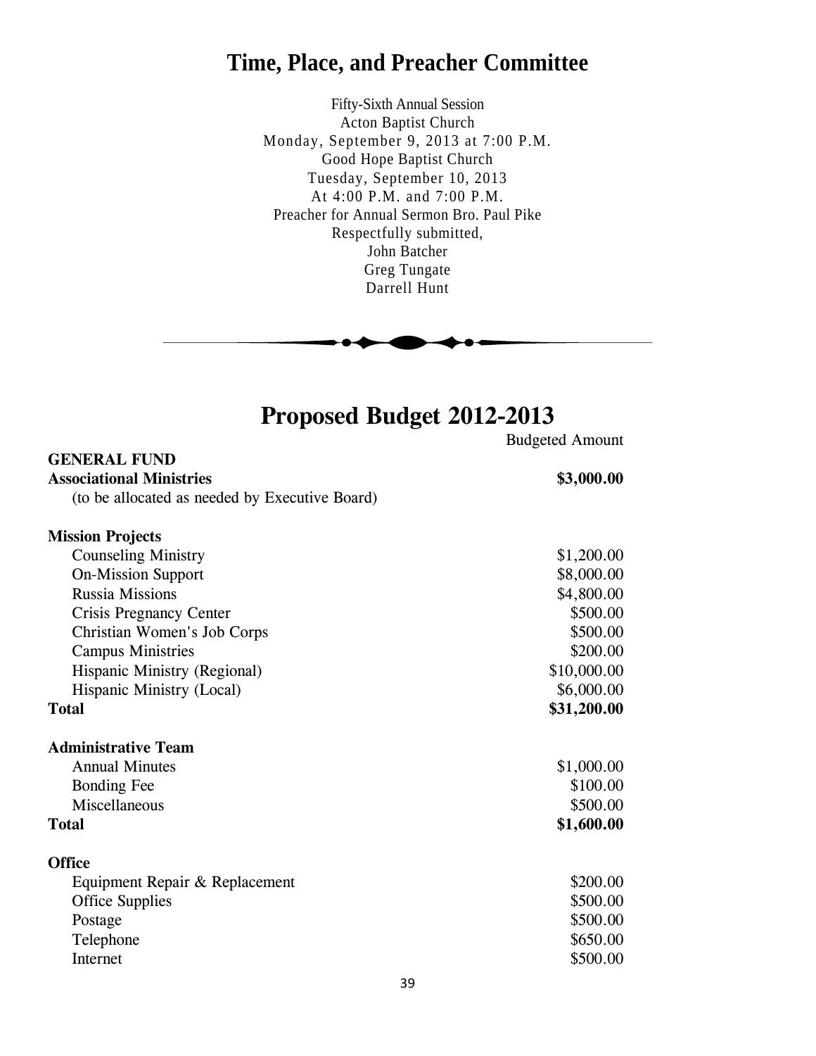## Time, Place, and Preacher Committee

Fifty-Sixth Annual Session
Acton Baptist Church
Monday, September 9, 2013 at 7:00 P.M.
Good Hope Baptist Church
Tuesday, September 10, 2013
At 4:00 P.M. and 7:00 P.M.
Preacher for Annual Sermon Bro. Paul Pike
Respectfully submitted,
John Batcher
Greg Tungate
Darrell Hunt

## Proposed Budget 2012-2013

| | Budgeted Amount |
|---|---|
| **GENERAL FUND** | |
| **Associational Ministries** | **$3,000.00** |
| (to be allocated as needed by Executive Board) | |
| | |
| **Mission Projects** | |
| Counseling Ministry | $1,200.00 |
| On-Mission Support | $8,000.00 |
| Russia Missions | $4,800.00 |
| Crisis Pregnancy Center | $500.00 |
| Christian Women's Job Corps | $500.00 |
| Campus Ministries | $200.00 |
| Hispanic Ministry (Regional) | $10,000.00 |
| Hispanic Ministry (Local) | $6,000.00 |
| **Total** | **$31,200.00** |
| | |
| **Administrative Team** | |
| Annual Minutes | $1,000.00 |
| Bonding Fee | $100.00 |
| Miscellaneous | $500.00 |
| **Total** | **$1,600.00** |
| | |
| **Office** | |
| Equipment Repair & Replacement | $200.00 |
| Office Supplies | $500.00 |
| Postage | $500.00 |
| Telephone | $650.00 |
| Internet | $500.00 |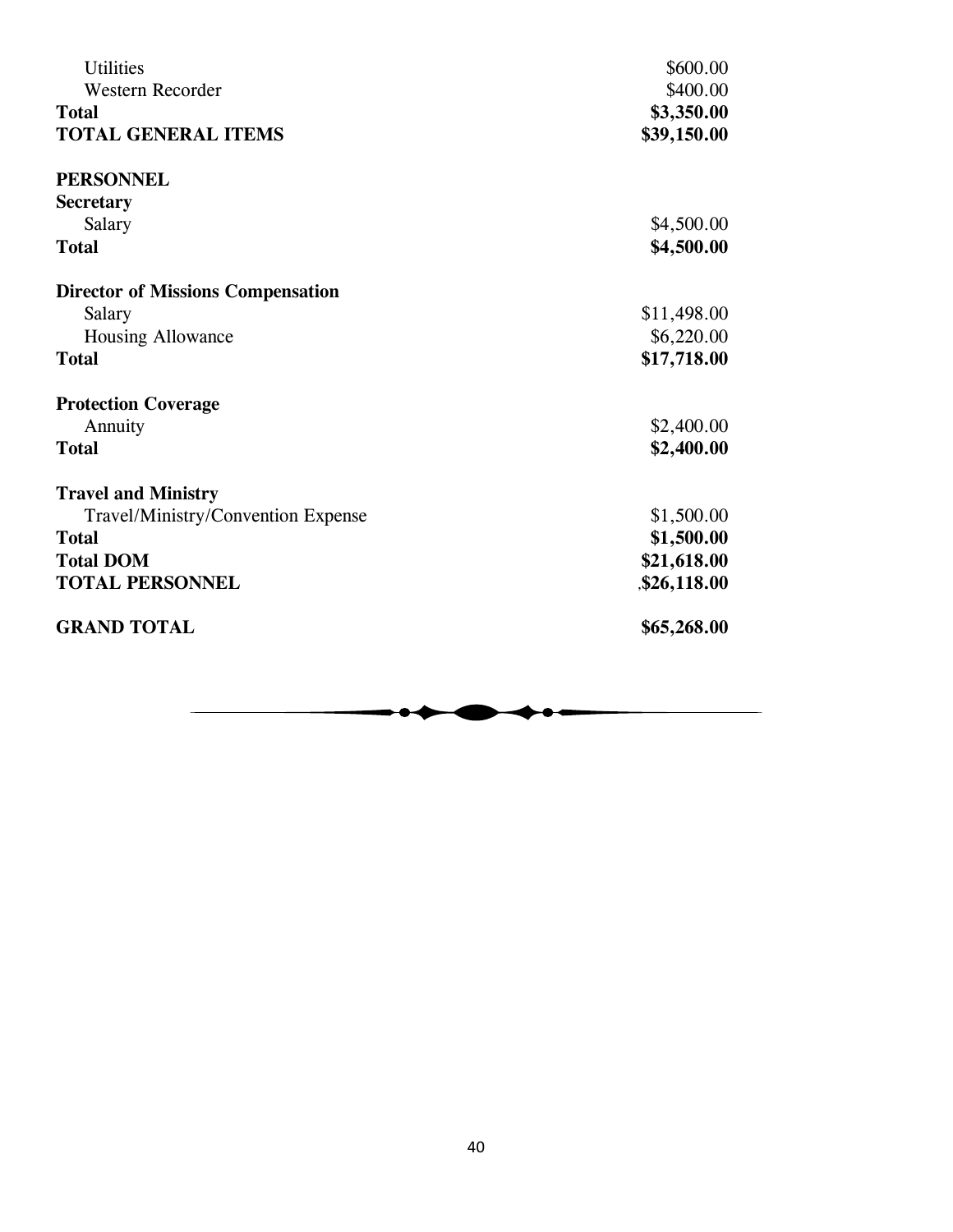| | |
|---|---|
| Utilities | $600.00 |
| Western Recorder | $400.00 |
| **Total** | **$3,350.00** |
| **TOTAL GENERAL ITEMS** | **$39,150.00** |
| | |
| **PERSONNEL** | |
| **Secretary** | |
| Salary | $4,500.00 |
| **Total** | **$4,500.00** |
| | |
| **Director of Missions Compensation** | |
| Salary | $11,498.00 |
| Housing Allowance | $6,220.00 |
| **Total** | **$17,718.00** |
| | |
| **Protection Coverage** | |
| Annuity | $2,400.00 |
| **Total** | **$2,400.00** |
| | |
| **Travel and Ministry** | |
| Travel/Ministry/Convention Expense | $1,500.00 |
| **Total** | **$1,500.00** |
| **Total DOM** | **$21,618.00** |
| **TOTAL PERSONNEL** | **,$26,118.00** |
| | |
| **GRAND TOTAL** | **$65,268.00** |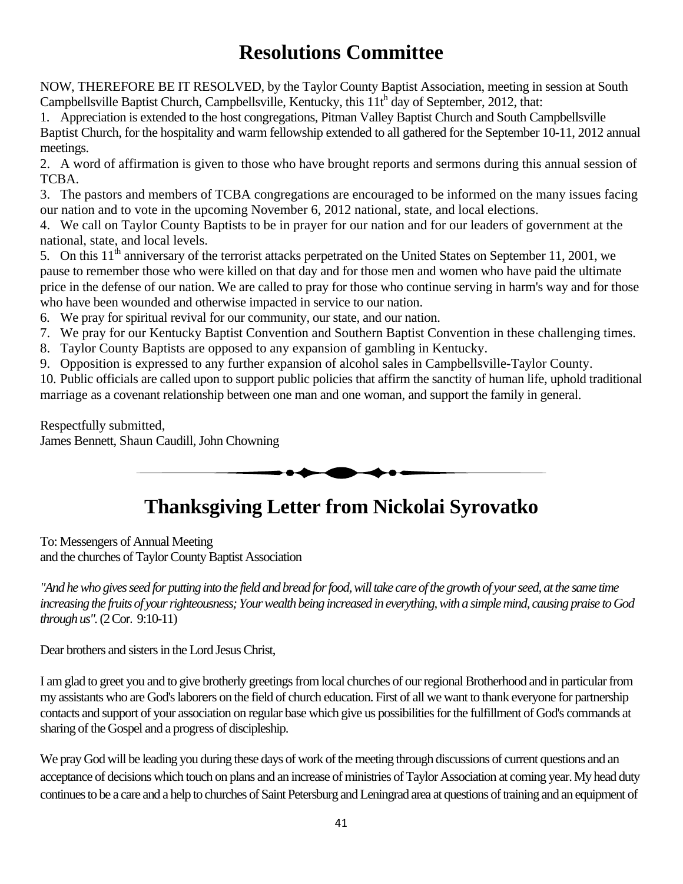# Resolutions Committee

NOW, THEREFORE BE IT RESOLVED, by the Taylor County Baptist Association, meeting in session at South Campbellsville Baptist Church, Campbellsville, Kentucky, this 11th day of September, 2012, that:

1. Appreciation is extended to the host congregations, Pitman Valley Baptist Church and South Campbellsville Baptist Church, for the hospitality and warm fellowship extended to all gathered for the September 10-11, 2012 annual meetings.
2. A word of affirmation is given to those who have brought reports and sermons during this annual session of TCBA.
3. The pastors and members of TCBA congregations are encouraged to be informed on the many issues facing our nation and to vote in the upcoming November 6, 2012 national, state, and local elections.
4. We call on Taylor County Baptists to be in prayer for our nation and for our leaders of government at the national, state, and local levels.
5. On this 11th anniversary of the terrorist attacks perpetrated on the United States on September 11, 2001, we pause to remember those who were killed on that day and for those men and women who have paid the ultimate price in the defense of our nation. We are called to pray for those who continue serving in harm's way and for those who have been wounded and otherwise impacted in service to our nation.
6. We pray for spiritual revival for our community, our state, and our nation.
7. We pray for our Kentucky Baptist Convention and Southern Baptist Convention in these challenging times.
8. Taylor County Baptists are opposed to any expansion of gambling in Kentucky.
9. Opposition is expressed to any further expansion of alcohol sales in Campbellsville-Taylor County.
10. Public officials are called upon to support public policies that affirm the sanctity of human life, uphold traditional marriage as a covenant relationship between one man and one woman, and support the family in general.

Respectfully submitted,
James Bennett, Shaun Caudill, John Chowning

# Thanksgiving Letter from Nickolai Syrovatko

To: Messengers of Annual Meeting
and the churches of Taylor County Baptist Association

*"And he who gives seed for putting into the field and bread for food, will take care of the growth of your seed, at the same time increasing the fruits of your righteousness; Your wealth being increased in everything, with a simple mind, causing praise to God through us".* (2 Cor. 9:10-11)

Dear brothers and sisters in the Lord Jesus Christ,

I am glad to greet you and to give brotherly greetings from local churches of our regional Brotherhood and in particular from my assistants who are God's laborers on the field of church education. First of all we want to thank everyone for partnership contacts and support of your association on regular base which give us possibilities for the fulfillment of God's commands at sharing of the Gospel and a progress of discipleship.

We pray God will be leading you during these days of work of the meeting through discussions of current questions and an acceptance of decisions which touch on plans and an increase of ministries of Taylor Association at coming year. My head duty continues to be a care and a help to churches of Saint Petersburg and Leningrad area at questions of training and an equipment of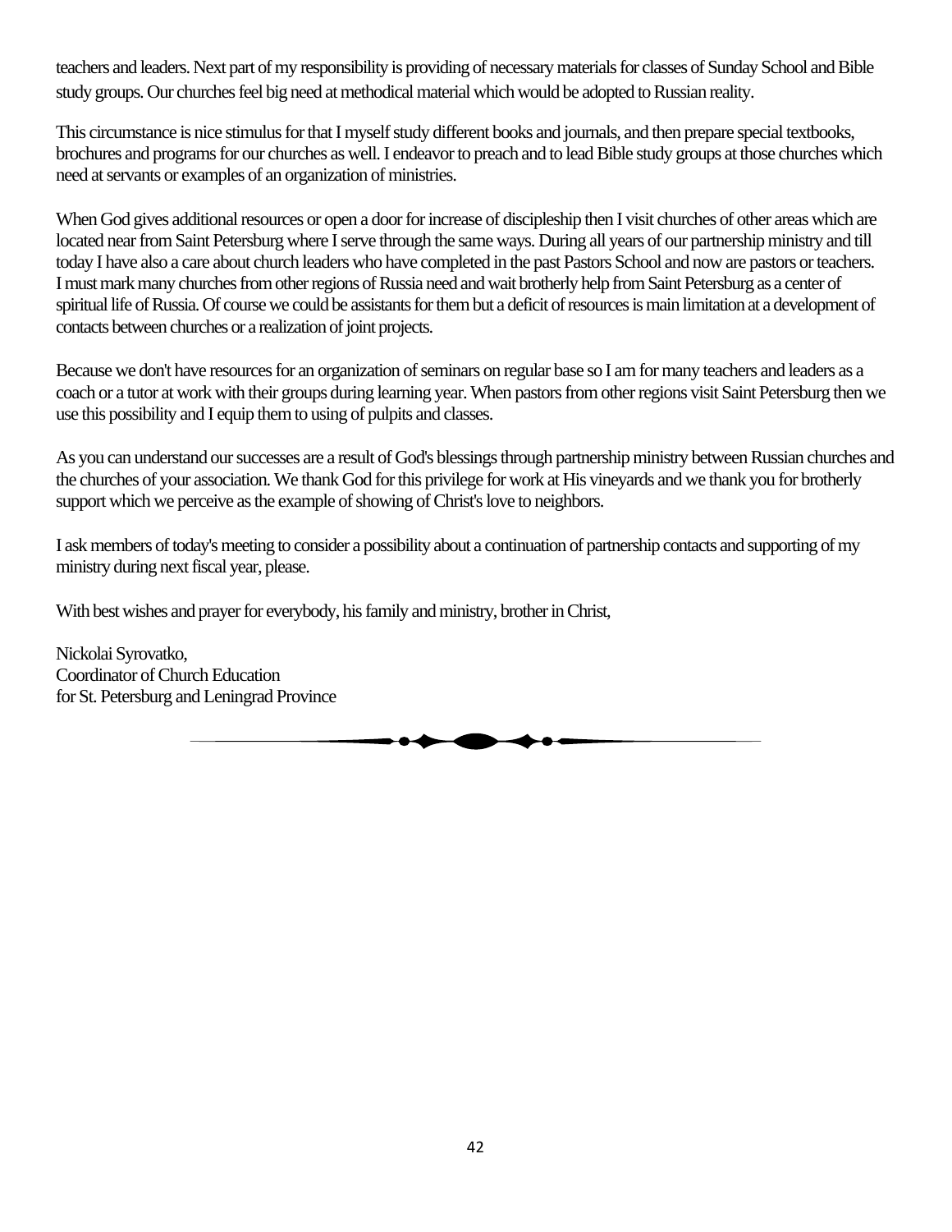teachers and leaders. Next part of my responsibility is providing of necessary materials for classes of Sunday School and Bible study groups. Our churches feel big need at methodical material which would be adopted to Russian reality.

This circumstance is nice stimulus for that I myself study different books and journals, and then prepare special textbooks, brochures and programs for our churches as well. I endeavor to preach and to lead Bible study groups at those churches which need at servants or examples of an organization of ministries.

When God gives additional resources or open a door for increase of discipleship then I visit churches of other areas which are located near from Saint Petersburg where I serve through the same ways. During all years of our partnership ministry and till today I have also a care about church leaders who have completed in the past Pastors School and now are pastors or teachers. I must mark many churches from other regions of Russia need and wait brotherly help from Saint Petersburg as a center of spiritual life of Russia. Of course we could be assistants for them but a deficit of resources is main limitation at a development of contacts between churches or a realization of joint projects.

Because we don't have resources for an organization of seminars on regular base so I am for many teachers and leaders as a coach or a tutor at work with their groups during learning year. When pastors from other regions visit Saint Petersburg then we use this possibility and I equip them to using of pulpits and classes.

As you can understand our successes are a result of God's blessings through partnership ministry between Russian churches and the churches of your association. We thank God for this privilege for work at His vineyards and we thank you for brotherly support which we perceive as the example of showing of Christ's love to neighbors.

I ask members of today's meeting to consider a possibility about a continuation of partnership contacts and supporting of my ministry during next fiscal year, please.

With best wishes and prayer for everybody, his family and ministry, brother in Christ,

Nickolai Syrovatko,  
Coordinator of Church Education  
for St. Petersburg and Leningrad Province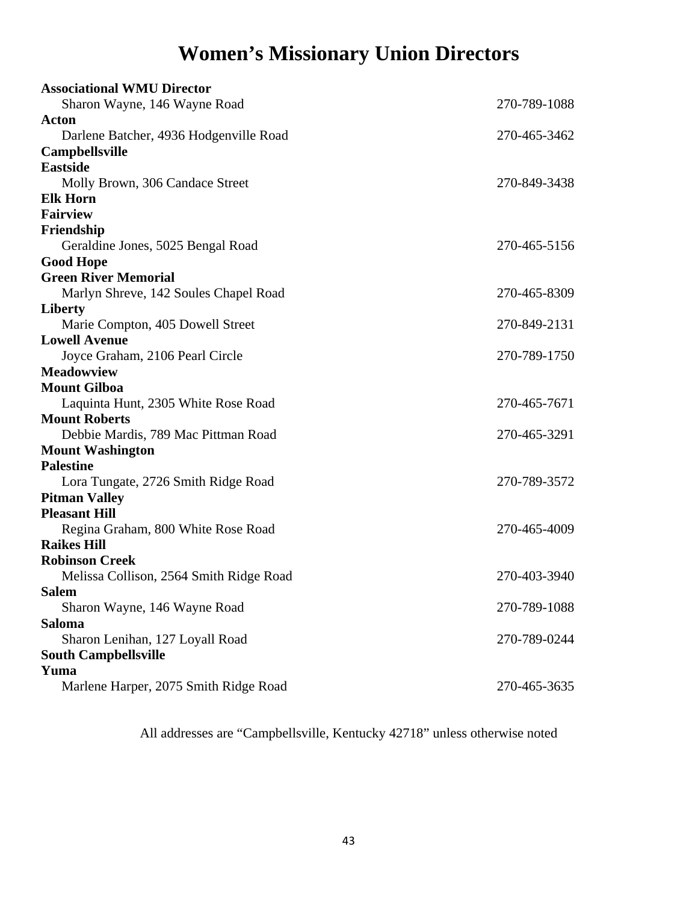# Women's Missionary Union Directors

**Associational WMU Director**
Sharon Wayne, 146 Wayne Road — 270-789-1088

**Acton**
Darlene Batcher, 4936 Hodgenville Road — 270-465-3462

**Campbellsville**

**Eastside**
Molly Brown, 306 Candace Street — 270-849-3438

**Elk Horn**

**Fairview**

**Friendship**
Geraldine Jones, 5025 Bengal Road — 270-465-5156

**Good Hope**

**Green River Memorial**
Marlyn Shreve, 142 Soules Chapel Road — 270-465-8309

**Liberty**
Marie Compton, 405 Dowell Street — 270-849-2131

**Lowell Avenue**
Joyce Graham, 2106 Pearl Circle — 270-789-1750

**Meadowview**

**Mount Gilboa**
Laquinta Hunt, 2305 White Rose Road — 270-465-7671

**Mount Roberts**
Debbie Mardis, 789 Mac Pittman Road — 270-465-3291

**Mount Washington**

**Palestine**
Lora Tungate, 2726 Smith Ridge Road — 270-789-3572

**Pitman Valley**

**Pleasant Hill**
Regina Graham, 800 White Rose Road — 270-465-4009

**Raikes Hill**

**Robinson Creek**
Melissa Collison, 2564 Smith Ridge Road — 270-403-3940

**Salem**
Sharon Wayne, 146 Wayne Road — 270-789-1088

**Saloma**
Sharon Lenihan, 127 Loyall Road — 270-789-0244

**South Campbellsville**

**Yuma**
Marlene Harper, 2075 Smith Ridge Road — 270-465-3635

All addresses are "Campbellsville, Kentucky 42718" unless otherwise noted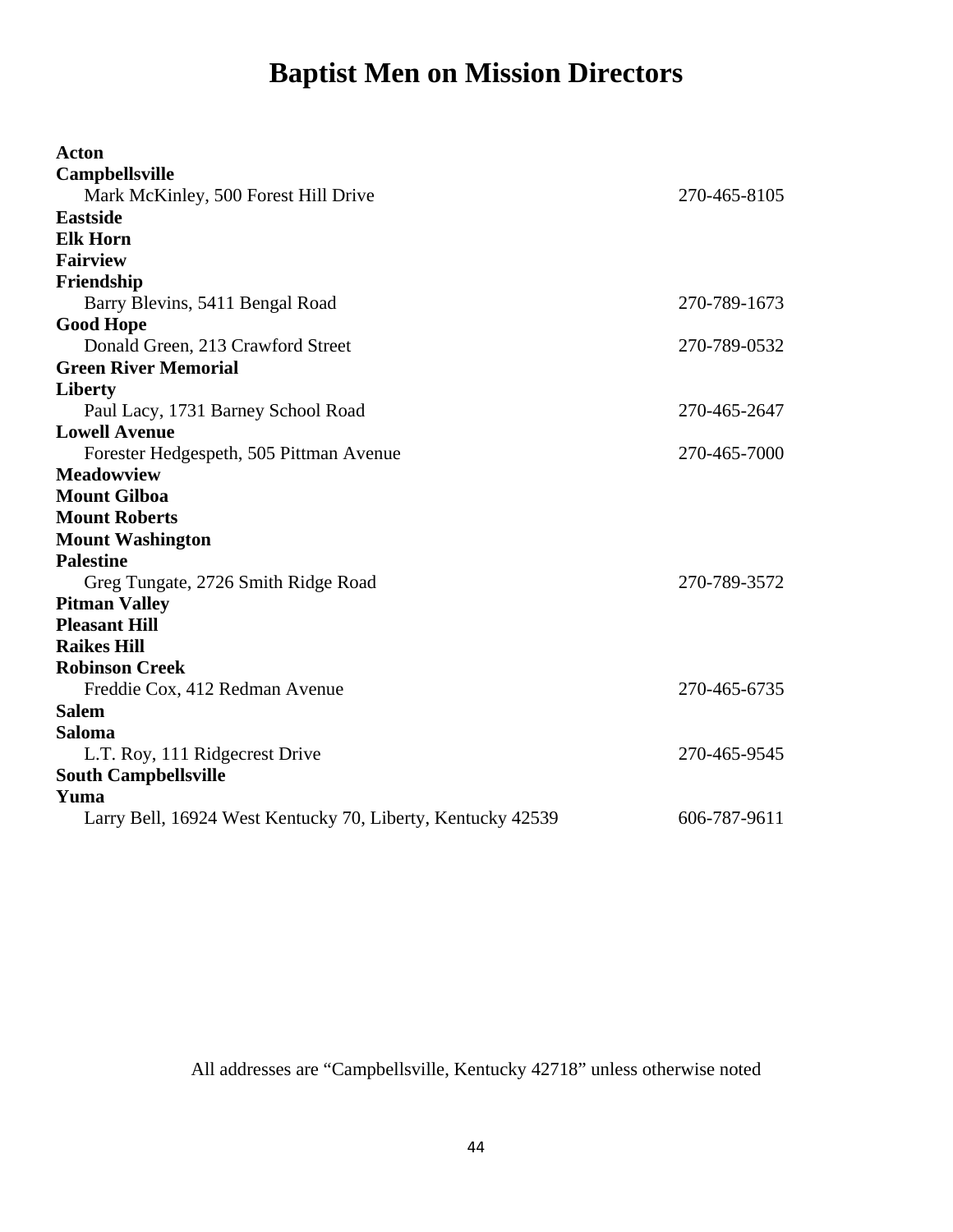# Baptist Men on Mission Directors

**Acton**

**Campbellsville**
Mark McKinley, 500 Forest Hill Drive — 270-465-8105

**Eastside**

**Elk Horn**

**Fairview**

**Friendship**
Barry Blevins, 5411 Bengal Road — 270-789-1673

**Good Hope**
Donald Green, 213 Crawford Street — 270-789-0532

**Green River Memorial**

**Liberty**
Paul Lacy, 1731 Barney School Road — 270-465-2647

**Lowell Avenue**
Forester Hedgespeth, 505 Pittman Avenue — 270-465-7000

**Meadowview**

**Mount Gilboa**

**Mount Roberts**

**Mount Washington**

**Palestine**
Greg Tungate, 2726 Smith Ridge Road — 270-789-3572

**Pitman Valley**

**Pleasant Hill**

**Raikes Hill**

**Robinson Creek**
Freddie Cox, 412 Redman Avenue — 270-465-6735

**Salem**

**Saloma**
L.T. Roy, 111 Ridgecrest Drive — 270-465-9545

**South Campbellsville**

**Yuma**
Larry Bell, 16924 West Kentucky 70, Liberty, Kentucky 42539 — 606-787-9611

All addresses are "Campbellsville, Kentucky 42718" unless otherwise noted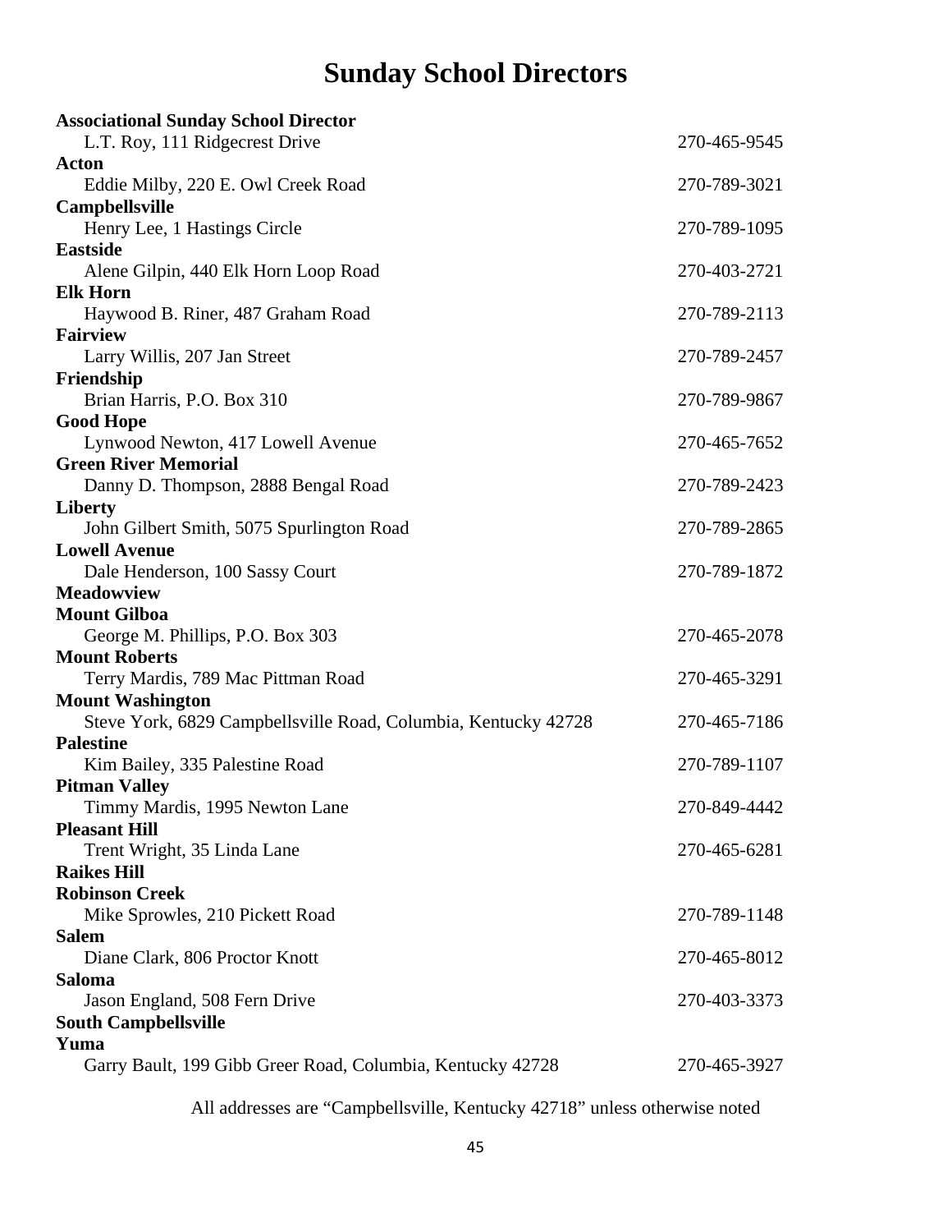# Sunday School Directors

**Associational Sunday School Director**
L.T. Roy, 111 Ridgecrest Drive 270-465-9545

**Acton**
Eddie Milby, 220 E. Owl Creek Road 270-789-3021

**Campbellsville**
Henry Lee, 1 Hastings Circle 270-789-1095

**Eastside**
Alene Gilpin, 440 Elk Horn Loop Road 270-403-2721

**Elk Horn**
Haywood B. Riner, 487 Graham Road 270-789-2113

**Fairview**
Larry Willis, 207 Jan Street 270-789-2457

**Friendship**
Brian Harris, P.O. Box 310 270-789-9867

**Good Hope**
Lynwood Newton, 417 Lowell Avenue 270-465-7652

**Green River Memorial**
Danny D. Thompson, 2888 Bengal Road 270-789-2423

**Liberty**
John Gilbert Smith, 5075 Spurlington Road 270-789-2865

**Lowell Avenue**
Dale Henderson, 100 Sassy Court 270-789-1872

**Meadowview**

**Mount Gilboa**
George M. Phillips, P.O. Box 303 270-465-2078

**Mount Roberts**
Terry Mardis, 789 Mac Pittman Road 270-465-3291

**Mount Washington**
Steve York, 6829 Campbellsville Road, Columbia, Kentucky 42728 270-465-7186

**Palestine**
Kim Bailey, 335 Palestine Road 270-789-1107

**Pitman Valley**
Timmy Mardis, 1995 Newton Lane 270-849-4442

**Pleasant Hill**
Trent Wright, 35 Linda Lane 270-465-6281

**Raikes Hill**

**Robinson Creek**
Mike Sprowles, 210 Pickett Road 270-789-1148

**Salem**
Diane Clark, 806 Proctor Knott 270-465-8012

**Saloma**
Jason England, 508 Fern Drive 270-403-3373

**South Campbellsville**

**Yuma**
Garry Bault, 199 Gibb Greer Road, Columbia, Kentucky 42728 270-465-3927

All addresses are "Campbellsville, Kentucky 42718" unless otherwise noted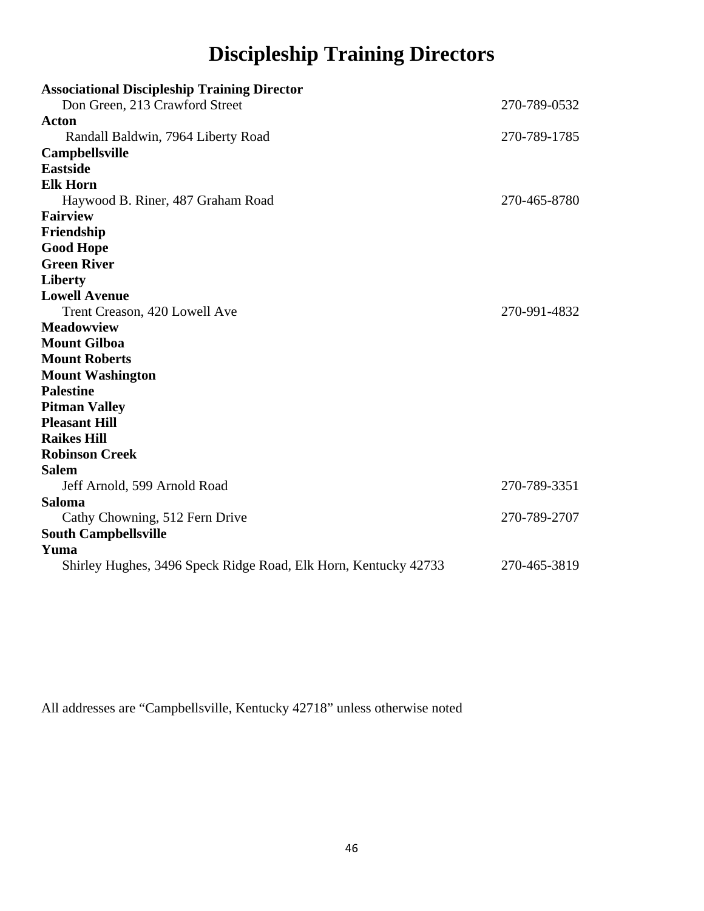# Discipleship Training Directors

**Associational Discipleship Training Director**
Don Green, 213 Crawford Street 270-789-0532

**Acton**
Randall Baldwin, 7964 Liberty Road 270-789-1785

**Campbellsville**

**Eastside**

**Elk Horn**
Haywood B. Riner, 487 Graham Road 270-465-8780

**Fairview**

**Friendship**

**Good Hope**

**Green River**

**Liberty**

**Lowell Avenue**
Trent Creason, 420 Lowell Ave 270-991-4832

**Meadowview**

**Mount Gilboa**

**Mount Roberts**

**Mount Washington**

**Palestine**

**Pitman Valley**

**Pleasant Hill**

**Raikes Hill**

**Robinson Creek**

**Salem**
Jeff Arnold, 599 Arnold Road 270-789-3351

**Saloma**
Cathy Chowning, 512 Fern Drive 270-789-2707

**South Campbellsville**

**Yuma**
Shirley Hughes, 3496 Speck Ridge Road, Elk Horn, Kentucky 42733 270-465-3819

All addresses are "Campbellsville, Kentucky 42718" unless otherwise noted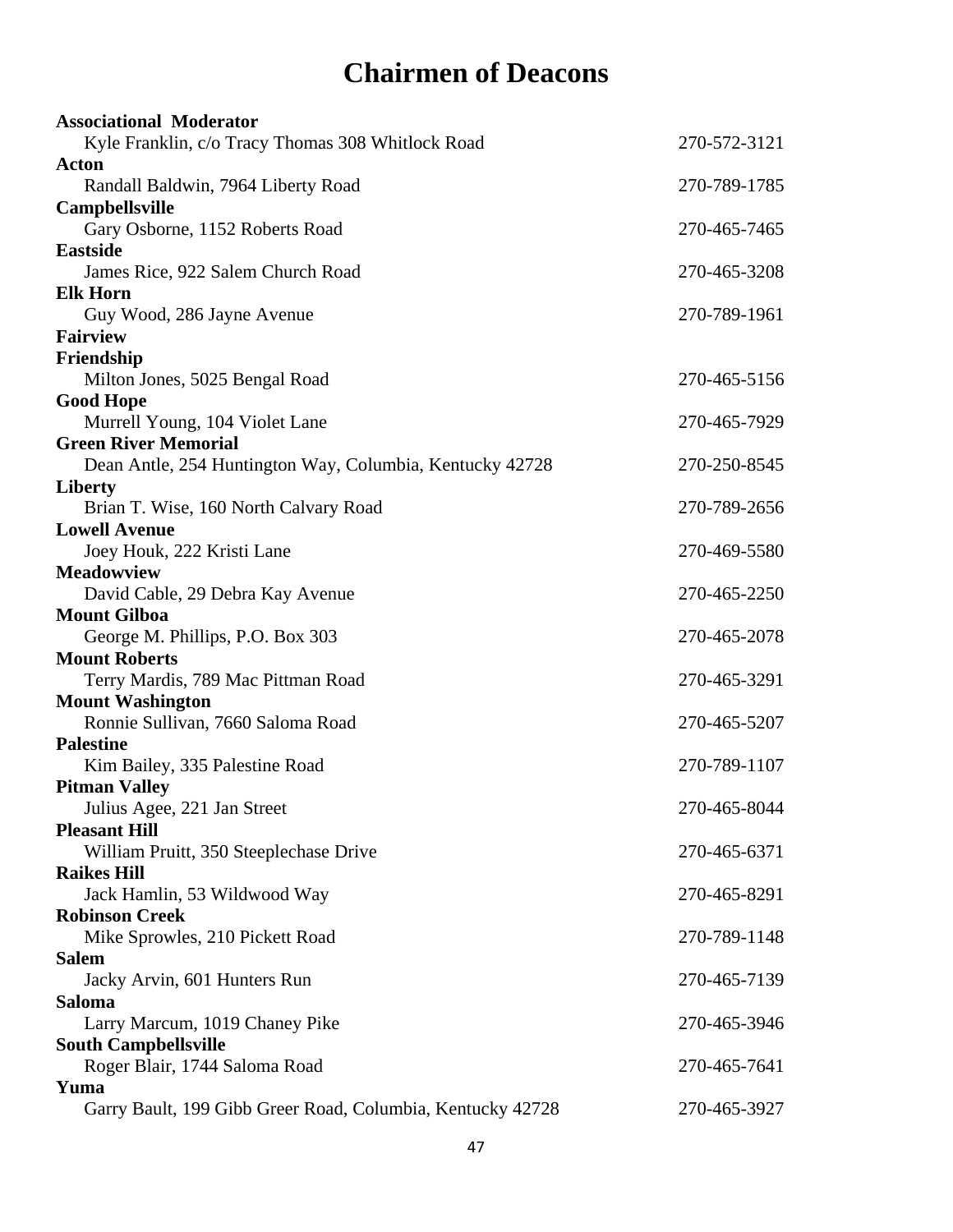# Chairmen of Deacons

**Associational Moderator**
Kyle Franklin, c/o Tracy Thomas 308 Whitlock Road 270-572-3121

**Acton**
Randall Baldwin, 7964 Liberty Road 270-789-1785

**Campbellsville**
Gary Osborne, 1152 Roberts Road 270-465-7465

**Eastside**
James Rice, 922 Salem Church Road 270-465-3208

**Elk Horn**
Guy Wood, 286 Jayne Avenue 270-789-1961

**Fairview**

**Friendship**
Milton Jones, 5025 Bengal Road 270-465-5156

**Good Hope**
Murrell Young, 104 Violet Lane 270-465-7929

**Green River Memorial**
Dean Antle, 254 Huntington Way, Columbia, Kentucky 42728 270-250-8545

**Liberty**
Brian T. Wise, 160 North Calvary Road 270-789-2656

**Lowell Avenue**
Joey Houk, 222 Kristi Lane 270-469-5580

**Meadowview**
David Cable, 29 Debra Kay Avenue 270-465-2250

**Mount Gilboa**
George M. Phillips, P.O. Box 303 270-465-2078

**Mount Roberts**
Terry Mardis, 789 Mac Pittman Road 270-465-3291

**Mount Washington**
Ronnie Sullivan, 7660 Saloma Road 270-465-5207

**Palestine**
Kim Bailey, 335 Palestine Road 270-789-1107

**Pitman Valley**
Julius Agee, 221 Jan Street 270-465-8044

**Pleasant Hill**
William Pruitt, 350 Steeplechase Drive 270-465-6371

**Raikes Hill**
Jack Hamlin, 53 Wildwood Way 270-465-8291

**Robinson Creek**
Mike Sprowles, 210 Pickett Road 270-789-1148

**Salem**
Jacky Arvin, 601 Hunters Run 270-465-7139

**Saloma**
Larry Marcum, 1019 Chaney Pike 270-465-3946

**South Campbellsville**
Roger Blair, 1744 Saloma Road 270-465-7641

**Yuma**
Garry Bault, 199 Gibb Greer Road, Columbia, Kentucky 42728 270-465-3927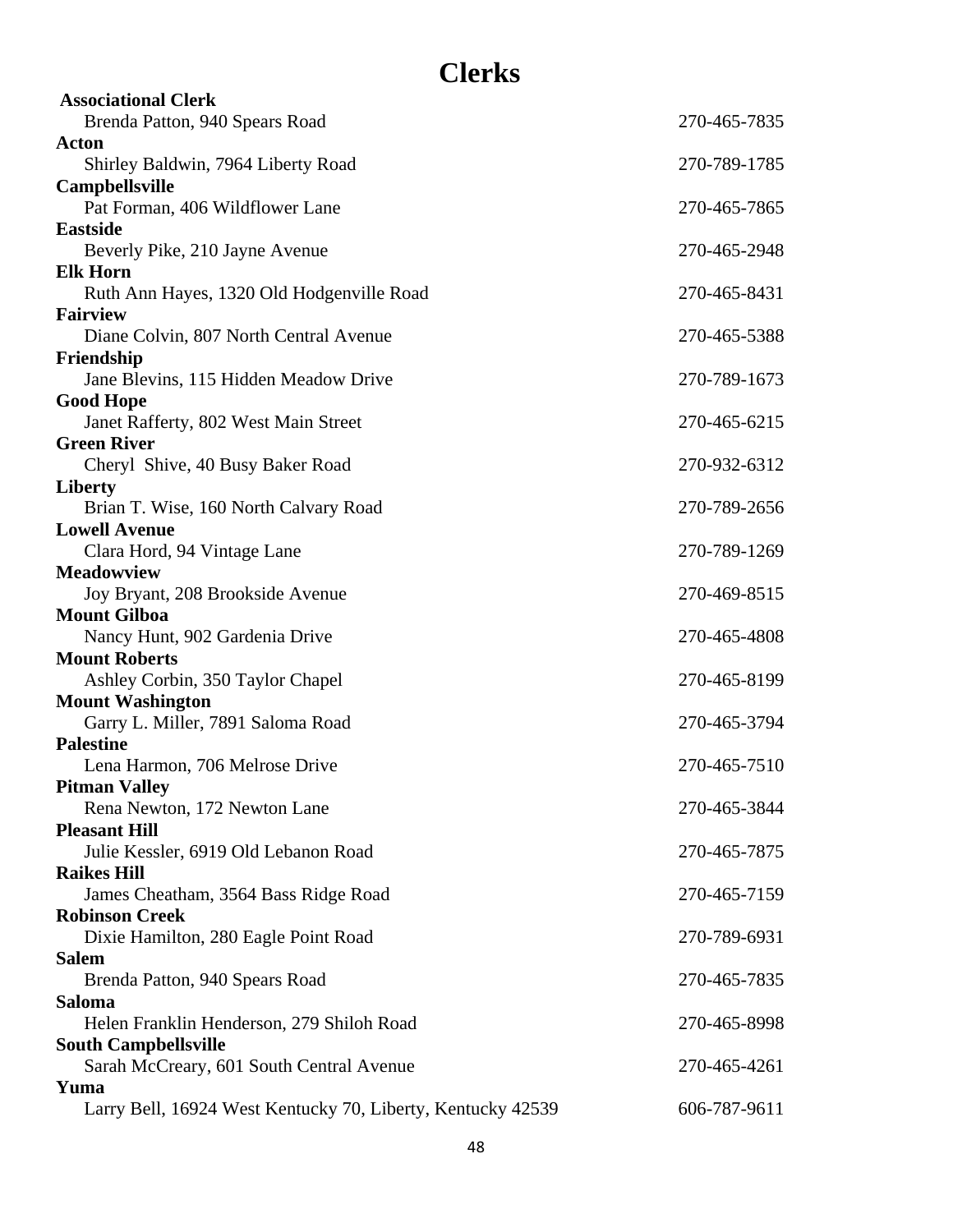# Clerks

**Associational Clerk**
Brenda Patton, 940 Spears Road 270-465-7835

**Acton**
Shirley Baldwin, 7964 Liberty Road 270-789-1785

**Campbellsville**
Pat Forman, 406 Wildflower Lane 270-465-7865

**Eastside**
Beverly Pike, 210 Jayne Avenue 270-465-2948

**Elk Horn**
Ruth Ann Hayes, 1320 Old Hodgenville Road 270-465-8431

**Fairview**
Diane Colvin, 807 North Central Avenue 270-465-5388

**Friendship**
Jane Blevins, 115 Hidden Meadow Drive 270-789-1673

**Good Hope**
Janet Rafferty, 802 West Main Street 270-465-6215

**Green River**
Cheryl Shive, 40 Busy Baker Road 270-932-6312

**Liberty**
Brian T. Wise, 160 North Calvary Road 270-789-2656

**Lowell Avenue**
Clara Hord, 94 Vintage Lane 270-789-1269

**Meadowview**
Joy Bryant, 208 Brookside Avenue 270-469-8515

**Mount Gilboa**
Nancy Hunt, 902 Gardenia Drive 270-465-4808

**Mount Roberts**
Ashley Corbin, 350 Taylor Chapel 270-465-8199

**Mount Washington**
Garry L. Miller, 7891 Saloma Road 270-465-3794

**Palestine**
Lena Harmon, 706 Melrose Drive 270-465-7510

**Pitman Valley**
Rena Newton, 172 Newton Lane 270-465-3844

**Pleasant Hill**
Julie Kessler, 6919 Old Lebanon Road 270-465-7875

**Raikes Hill**
James Cheatham, 3564 Bass Ridge Road 270-465-7159

**Robinson Creek**
Dixie Hamilton, 280 Eagle Point Road 270-789-6931

**Salem**
Brenda Patton, 940 Spears Road 270-465-7835

**Saloma**
Helen Franklin Henderson, 279 Shiloh Road 270-465-8998

**South Campbellsville**
Sarah McCreary, 601 South Central Avenue 270-465-4261

**Yuma**
Larry Bell, 16924 West Kentucky 70, Liberty, Kentucky 42539 606-787-9611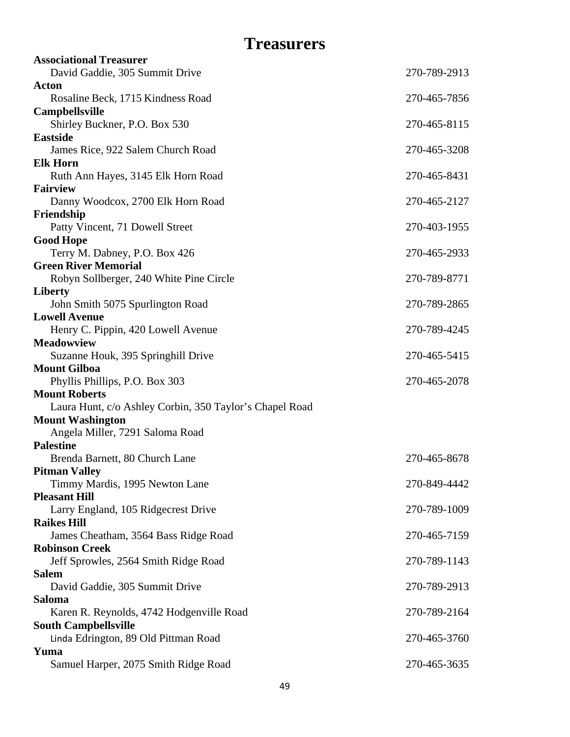# Treasurers

**Associational Treasurer**
David Gaddie, 305 Summit Drive — 270-789-2913

**Acton**
Rosaline Beck, 1715 Kindness Road — 270-465-7856

**Campbellsville**
Shirley Buckner, P.O. Box 530 — 270-465-8115

**Eastside**
James Rice, 922 Salem Church Road — 270-465-3208

**Elk Horn**
Ruth Ann Hayes, 3145 Elk Horn Road — 270-465-8431

**Fairview**
Danny Woodcox, 2700 Elk Horn Road — 270-465-2127

**Friendship**
Patty Vincent, 71 Dowell Street — 270-403-1955

**Good Hope**
Terry M. Dabney, P.O. Box 426 — 270-465-2933

**Green River Memorial**
Robyn Sollberger, 240 White Pine Circle — 270-789-8771

**Liberty**
John Smith 5075 Spurlington Road — 270-789-2865

**Lowell Avenue**
Henry C. Pippin, 420 Lowell Avenue — 270-789-4245

**Meadowview**
Suzanne Houk, 395 Springhill Drive — 270-465-5415

**Mount Gilboa**
Phyllis Phillips, P.O. Box 303 — 270-465-2078

**Mount Roberts**
Laura Hunt, c/o Ashley Corbin, 350 Taylor's Chapel Road

**Mount Washington**
Angela Miller, 7291 Saloma Road

**Palestine**
Brenda Barnett, 80 Church Lane — 270-465-8678

**Pitman Valley**
Timmy Mardis, 1995 Newton Lane — 270-849-4442

**Pleasant Hill**
Larry England, 105 Ridgecrest Drive — 270-789-1009

**Raikes Hill**
James Cheatham, 3564 Bass Ridge Road — 270-465-7159

**Robinson Creek**
Jeff Sprowles, 2564 Smith Ridge Road — 270-789-1143

**Salem**
David Gaddie, 305 Summit Drive — 270-789-2913

**Saloma**
Karen R. Reynolds, 4742 Hodgenville Road — 270-789-2164

**South Campbellsville**
Linda Edrington, 89 Old Pittman Road — 270-465-3760

**Yuma**
Samuel Harper, 2075 Smith Ridge Road — 270-465-3635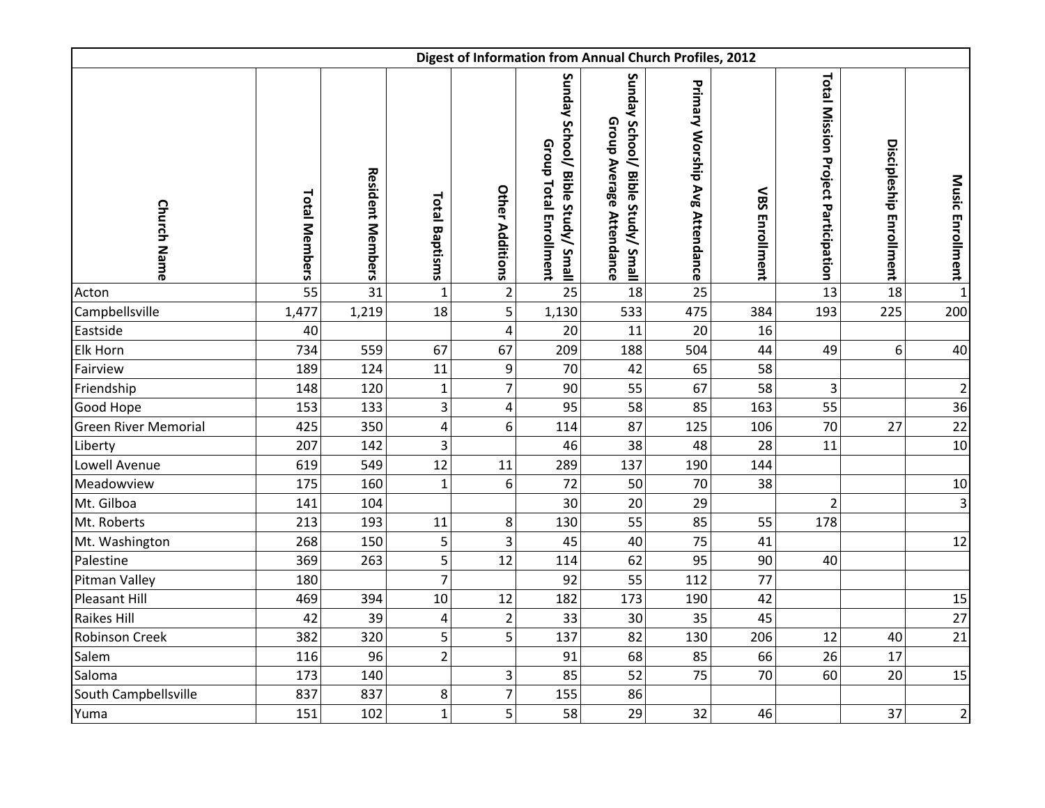| Digest of Information from Annual Church Profiles, 2012 | | | | | | | | | | | | |
|---|---|---|---|---|---|---|---|---|---|---|---|---|
| Church Name | Total Members | Resident Members | Total Baptisms | Other Additions | Sunday School/ Bible Study/ Small Group Total Enrollment | Sunday School/ Bible Study/ Small Group Average Attendance | Primary Worship Avg Attendance | VBS Enrollment | Total Mission Project Participation | Discipleship Enrollment | Music Enrollment |
| Acton | 55 | 31 | 1 | 2 | 25 | 18 | 25 | | 13 | 18 | 1 |
| Campbellsville | 1,477 | 1,219 | 18 | 5 | 1,130 | 533 | 475 | 384 | 193 | 225 | 200 |
| Eastside | 40 | | | 4 | 20 | 11 | 20 | 16 | | | |
| Elk Horn | 734 | 559 | 67 | 67 | 209 | 188 | 504 | 44 | 49 | 6 | 40 |
| Fairview | 189 | 124 | 11 | 9 | 70 | 42 | 65 | 58 | | | |
| Friendship | 148 | 120 | 1 | 7 | 90 | 55 | 67 | 58 | 3 | | 2 |
| Good Hope | 153 | 133 | 3 | 4 | 95 | 58 | 85 | 163 | 55 | | 36 |
| Green River Memorial | 425 | 350 | 4 | 6 | 114 | 87 | 125 | 106 | 70 | 27 | 22 |
| Liberty | 207 | 142 | 3 | | 46 | 38 | 48 | 28 | 11 | | 10 |
| Lowell Avenue | 619 | 549 | 12 | 11 | 289 | 137 | 190 | 144 | | | |
| Meadowview | 175 | 160 | 1 | 6 | 72 | 50 | 70 | 38 | | | 10 |
| Mt. Gilboa | 141 | 104 | | | 30 | 20 | 29 | | 2 | | 3 |
| Mt. Roberts | 213 | 193 | 11 | 8 | 130 | 55 | 85 | 55 | 178 | | |
| Mt. Washington | 268 | 150 | 5 | 3 | 45 | 40 | 75 | 41 | | | 12 |
| Palestine | 369 | 263 | 5 | 12 | 114 | 62 | 95 | 90 | 40 | | |
| Pitman Valley | 180 | | 7 | | 92 | 55 | 112 | 77 | | | |
| Pleasant Hill | 469 | 394 | 10 | 12 | 182 | 173 | 190 | 42 | | | 15 |
| Raikes Hill | 42 | 39 | 4 | 2 | 33 | 30 | 35 | 45 | | | 27 |
| Robinson Creek | 382 | 320 | 5 | 5 | 137 | 82 | 130 | 206 | 12 | 40 | 21 |
| Salem | 116 | 96 | 2 | | 91 | 68 | 85 | 66 | 26 | 17 | |
| Saloma | 173 | 140 | | 3 | 85 | 52 | 75 | 70 | 60 | 20 | 15 |
| South Campbellsville | 837 | 837 | 8 | 7 | 155 | 86 | | | | | |
| Yuma | 151 | 102 | 1 | 5 | 58 | 29 | 32 | 46 | | 37 | 2 |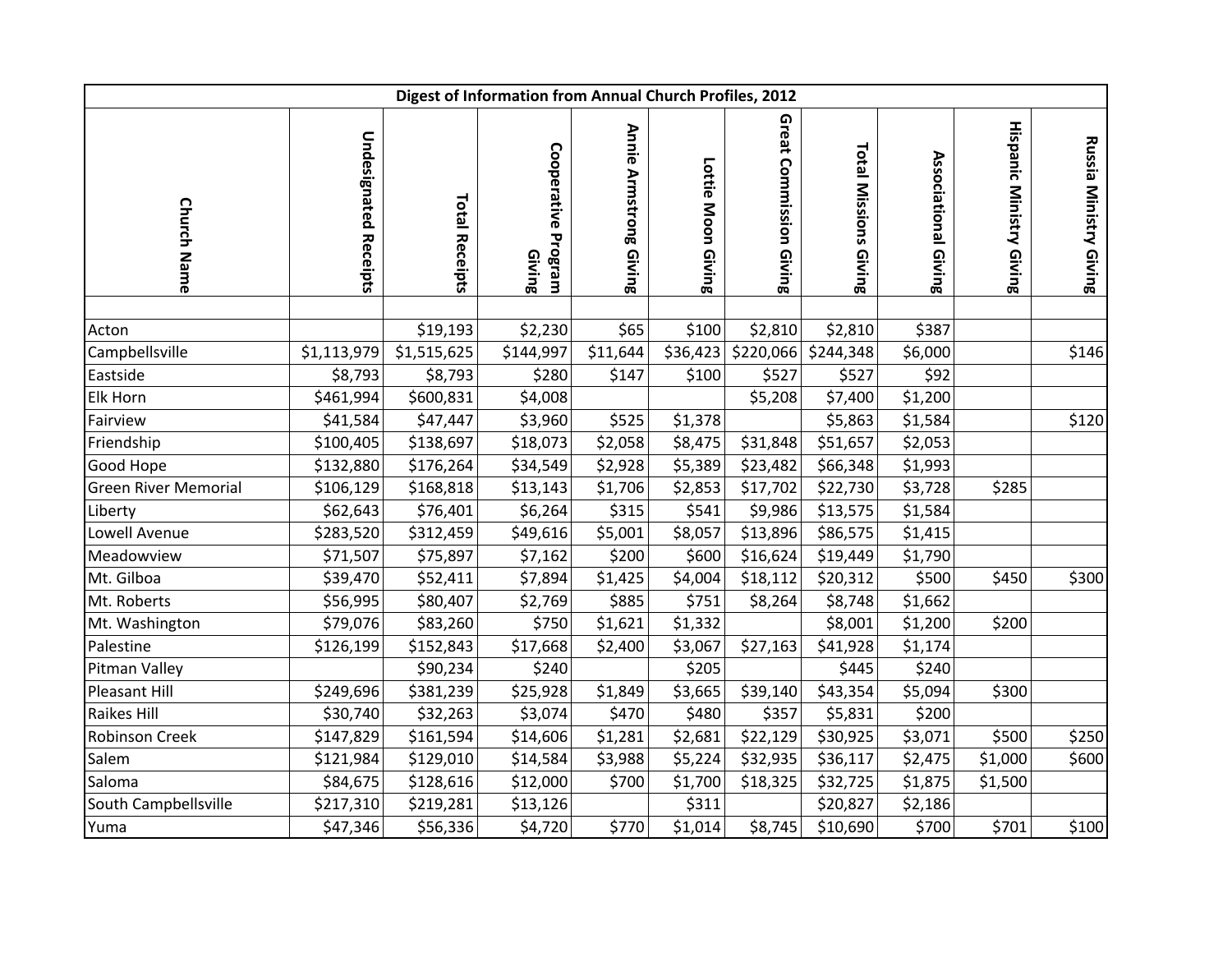| Digest of Information from Annual Church Profiles, 2012 | | | | | | | | | | |
|---|---|---|---|---|---|---|---|---|---|---|
| Church Name | Undesignated Receipts | Total Receipts | Cooperative Program Giving | Annie Armstrong Giving | Lottie Moon Giving | Great Commission Giving | Total Missions Giving | Associational Giving | Hispanic Ministry Giving | Russia Ministry Giving |
| | | | | | | | | | | |
| Acton | | $19,193 | $2,230 | $65 | $100 | $2,810 | $2,810 | $387 | | |
| Campbellsville | $1,113,979 | $1,515,625 | $144,997 | $11,644 | $36,423 | $220,066 | $244,348 | $6,000 | | $146 |
| Eastside | $8,793 | $8,793 | $280 | $147 | $100 | $527 | $527 | $92 | | |
| Elk Horn | $461,994 | $600,831 | $4,008 | | | $5,208 | $7,400 | $1,200 | | |
| Fairview | $41,584 | $47,447 | $3,960 | $525 | $1,378 | | $5,863 | $1,584 | | $120 |
| Friendship | $100,405 | $138,697 | $18,073 | $2,058 | $8,475 | $31,848 | $51,657 | $2,053 | | |
| Good Hope | $132,880 | $176,264 | $34,549 | $2,928 | $5,389 | $23,482 | $66,348 | $1,993 | | |
| Green River Memorial | $106,129 | $168,818 | $13,143 | $1,706 | $2,853 | $17,702 | $22,730 | $3,728 | $285 | |
| Liberty | $62,643 | $76,401 | $6,264 | $315 | $541 | $9,986 | $13,575 | $1,584 | | |
| Lowell Avenue | $283,520 | $312,459 | $49,616 | $5,001 | $8,057 | $13,896 | $86,575 | $1,415 | | |
| Meadowview | $71,507 | $75,897 | $7,162 | $200 | $600 | $16,624 | $19,449 | $1,790 | | |
| Mt. Gilboa | $39,470 | $52,411 | $7,894 | $1,425 | $4,004 | $18,112 | $20,312 | $500 | $450 | $300 |
| Mt. Roberts | $56,995 | $80,407 | $2,769 | $885 | $751 | $8,264 | $8,748 | $1,662 | | |
| Mt. Washington | $79,076 | $83,260 | $750 | $1,621 | $1,332 | | $8,001 | $1,200 | $200 | |
| Palestine | $126,199 | $152,843 | $17,668 | $2,400 | $3,067 | $27,163 | $41,928 | $1,174 | | |
| Pitman Valley | | $90,234 | $240 | | $205 | | $445 | $240 | | |
| Pleasant Hill | $249,696 | $381,239 | $25,928 | $1,849 | $3,665 | $39,140 | $43,354 | $5,094 | $300 | |
| Raikes Hill | $30,740 | $32,263 | $3,074 | $470 | $480 | $357 | $5,831 | $200 | | |
| Robinson Creek | $147,829 | $161,594 | $14,606 | $1,281 | $2,681 | $22,129 | $30,925 | $3,071 | $500 | $250 |
| Salem | $121,984 | $129,010 | $14,584 | $3,988 | $5,224 | $32,935 | $36,117 | $2,475 | $1,000 | $600 |
| Saloma | $84,675 | $128,616 | $12,000 | $700 | $1,700 | $18,325 | $32,725 | $1,875 | $1,500 | |
| South Campbellsville | $217,310 | $219,281 | $13,126 | | $311 | | $20,827 | $2,186 | | |
| Yuma | $47,346 | $56,336 | $4,720 | $770 | $1,014 | $8,745 | $10,690 | $700 | $701 | $100 |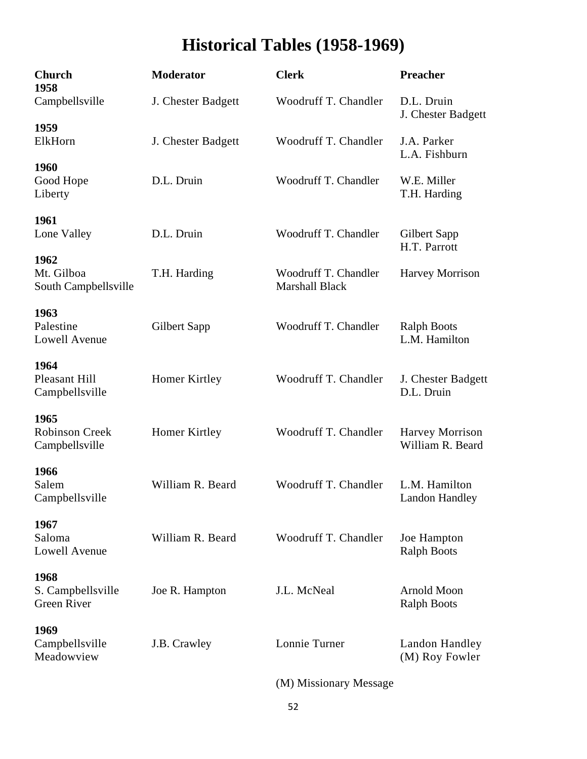# Historical Tables (1958-1969)

| Church | Moderator | Clerk | Preacher |
|---|---|---|---|
| **1958** | | | |
| Campbellsville | J. Chester Badgett | Woodruff T. Chandler | D.L. Druin<br>J. Chester Badgett |
| **1959** | | | |
| ElkHorn | J. Chester Badgett | Woodruff T. Chandler | J.A. Parker<br>L.A. Fishburn |
| **1960** | | | |
| Good Hope<br>Liberty | D.L. Druin | Woodruff T. Chandler | W.E. Miller<br>T.H. Harding |
| **1961** | | | |
| Lone Valley | D.L. Druin | Woodruff T. Chandler | Gilbert Sapp<br>H.T. Parrott |
| **1962** | | | |
| Mt. Gilboa<br>South Campbellsville | T.H. Harding | Woodruff T. Chandler<br>Marshall Black | Harvey Morrison |
| **1963** | | | |
| Palestine<br>Lowell Avenue | Gilbert Sapp | Woodruff T. Chandler | Ralph Boots<br>L.M. Hamilton |
| **1964** | | | |
| Pleasant Hill<br>Campbellsville | Homer Kirtley | Woodruff T. Chandler | J. Chester Badgett<br>D.L. Druin |
| **1965** | | | |
| Robinson Creek<br>Campbellsville | Homer Kirtley | Woodruff T. Chandler | Harvey Morrison<br>William R. Beard |
| **1966** | | | |
| Salem<br>Campbellsville | William R. Beard | Woodruff T. Chandler | L.M. Hamilton<br>Landon Handley |
| **1967** | | | |
| Saloma<br>Lowell Avenue | William R. Beard | Woodruff T. Chandler | Joe Hampton<br>Ralph Boots |
| **1968** | | | |
| S. Campbellsville<br>Green River | Joe R. Hampton | J.L. McNeal | Arnold Moon<br>Ralph Boots |
| **1969** | | | |
| Campbellsville<br>Meadowview | J.B. Crawley | Lonnie Turner | Landon Handley<br>(M) Roy Fowler |

(M) Missionary Message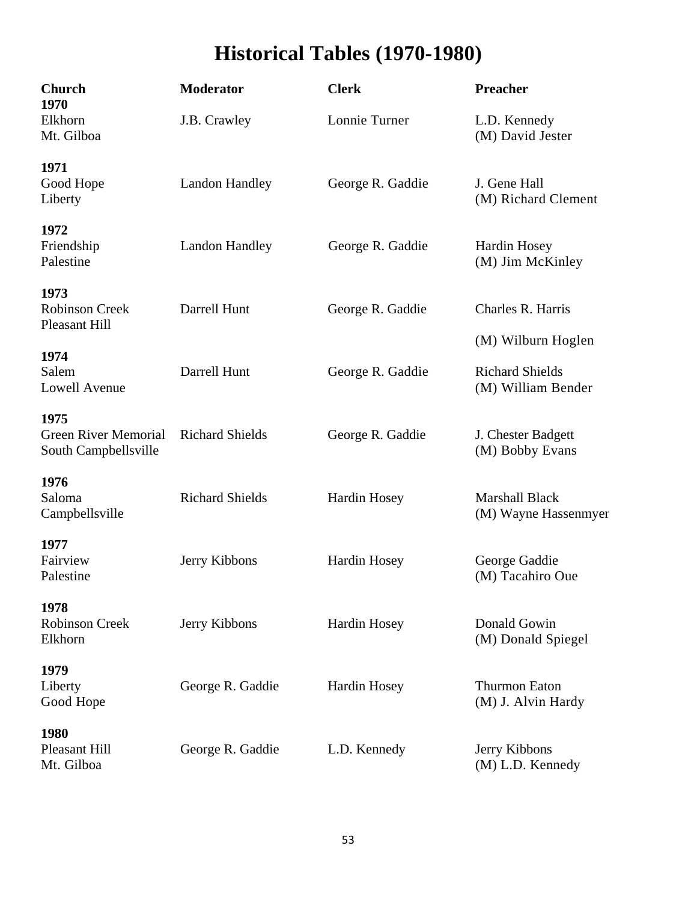# Historical Tables (1970-1980)

| Church | Moderator | Clerk | Preacher |
|---|---|---|---|
| **1970** | | | |
| Elkhorn | J.B. Crawley | Lonnie Turner | L.D. Kennedy |
| Mt. Gilboa | | | (M) David Jester |
| **1971** | | | |
| Good Hope | Landon Handley | George R. Gaddie | J. Gene Hall |
| Liberty | | | (M) Richard Clement |
| **1972** | | | |
| Friendship | Landon Handley | George R. Gaddie | Hardin Hosey |
| Palestine | | | (M) Jim McKinley |
| **1973** | | | |
| Robinson Creek | Darrell Hunt | George R. Gaddie | Charles R. Harris |
| Pleasant Hill | | | (M) Wilburn Hoglen |
| **1974** | | | |
| Salem | Darrell Hunt | George R. Gaddie | Richard Shields |
| Lowell Avenue | | | (M) William Bender |
| **1975** | | | |
| Green River Memorial | Richard Shields | George R. Gaddie | J. Chester Badgett |
| South Campbellsville | | | (M) Bobby Evans |
| **1976** | | | |
| Saloma | Richard Shields | Hardin Hosey | Marshall Black |
| Campbellsville | | | (M) Wayne Hassenmyer |
| **1977** | | | |
| Fairview | Jerry Kibbons | Hardin Hosey | George Gaddie |
| Palestine | | | (M) Tacahiro Oue |
| **1978** | | | |
| Robinson Creek | Jerry Kibbons | Hardin Hosey | Donald Gowin |
| Elkhorn | | | (M) Donald Spiegel |
| **1979** | | | |
| Liberty | George R. Gaddie | Hardin Hosey | Thurmon Eaton |
| Good Hope | | | (M) J. Alvin Hardy |
| **1980** | | | |
| Pleasant Hill | George R. Gaddie | L.D. Kennedy | Jerry Kibbons |
| Mt. Gilboa | | | (M) L.D. Kennedy |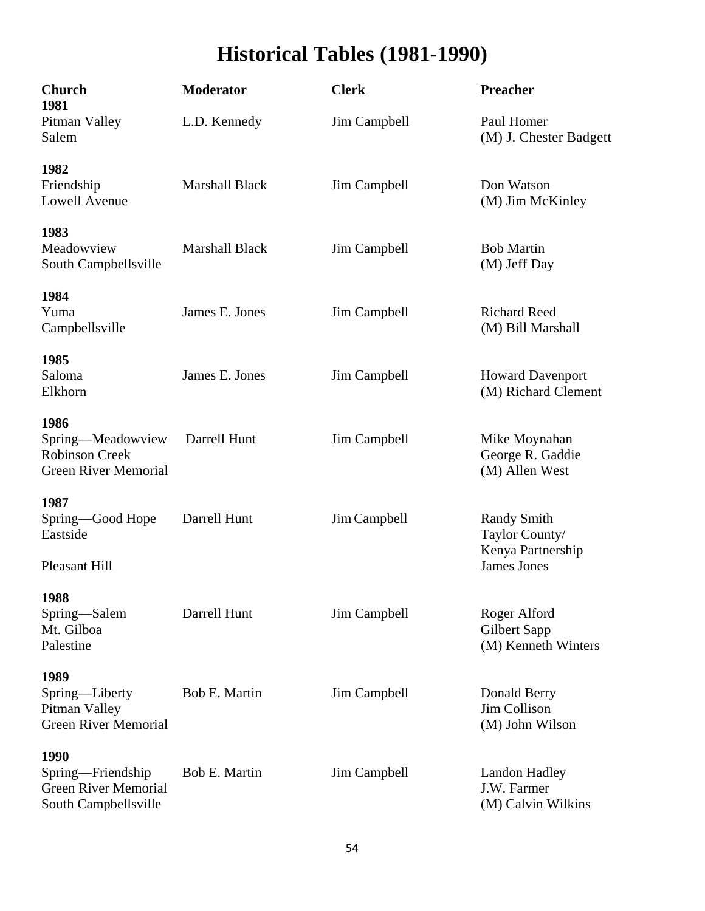# Historical Tables (1981-1990)

| Church | Moderator | Clerk | Preacher |
|---|---|---|---|
| **1981** | | | |
| Pitman Valley | L.D. Kennedy | Jim Campbell | Paul Homer |
| Salem | | | (M) J. Chester Badgett |
| **1982** | | | |
| Friendship | Marshall Black | Jim Campbell | Don Watson |
| Lowell Avenue | | | (M) Jim McKinley |
| **1983** | | | |
| Meadowview | Marshall Black | Jim Campbell | Bob Martin |
| South Campbellsville | | | (M) Jeff Day |
| **1984** | | | |
| Yuma | James E. Jones | Jim Campbell | Richard Reed |
| Campbellsville | | | (M) Bill Marshall |
| **1985** | | | |
| Saloma | James E. Jones | Jim Campbell | Howard Davenport |
| Elkhorn | | | (M) Richard Clement |
| **1986** | | | |
| Spring—Meadowview | Darrell Hunt | Jim Campbell | Mike Moynahan |
| Robinson Creek | | | George R. Gaddie |
| Green River Memorial | | | (M) Allen West |
| **1987** | | | |
| Spring—Good Hope | Darrell Hunt | Jim Campbell | Randy Smith |
| Eastside | | | Taylor County/ Kenya Partnership |
| Pleasant Hill | | | James Jones |
| **1988** | | | |
| Spring—Salem | Darrell Hunt | Jim Campbell | Roger Alford |
| Mt. Gilboa | | | Gilbert Sapp |
| Palestine | | | (M) Kenneth Winters |
| **1989** | | | |
| Spring—Liberty | Bob E. Martin | Jim Campbell | Donald Berry |
| Pitman Valley | | | Jim Collison |
| Green River Memorial | | | (M) John Wilson |
| **1990** | | | |
| Spring—Friendship | Bob E. Martin | Jim Campbell | Landon Hadley |
| Green River Memorial | | | J.W. Farmer |
| South Campbellsville | | | (M) Calvin Wilkins |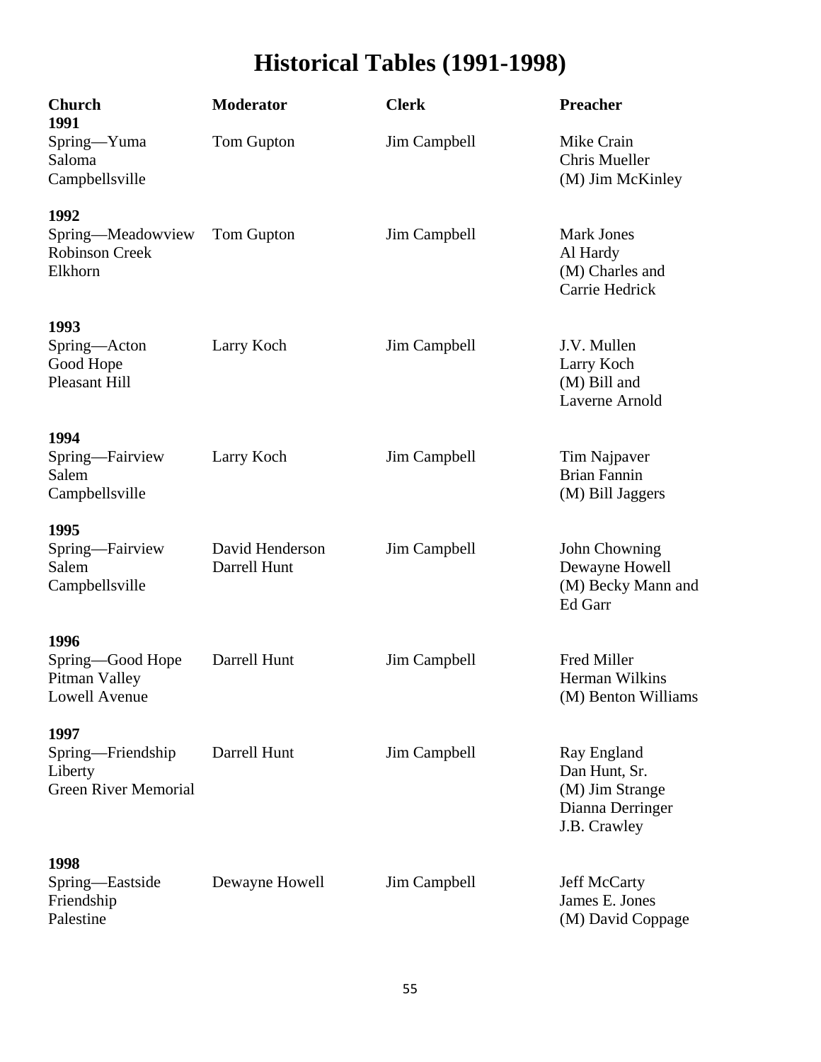# Historical Tables (1991-1998)

| Church | Moderator | Clerk | Preacher |
|---|---|---|---|
| **1991** | | | |
| Spring—Yuma<br>Saloma<br>Campbellsville | Tom Gupton | Jim Campbell | Mike Crain<br>Chris Mueller<br>(M) Jim McKinley |
| **1992** | | | |
| Spring—Meadowview<br>Robinson Creek<br>Elkhorn | Tom Gupton | Jim Campbell | Mark Jones<br>Al Hardy<br>(M) Charles and Carrie Hedrick |
| **1993** | | | |
| Spring—Acton<br>Good Hope<br>Pleasant Hill | Larry Koch | Jim Campbell | J.V. Mullen<br>Larry Koch<br>(M) Bill and Laverne Arnold |
| **1994** | | | |
| Spring—Fairview<br>Salem<br>Campbellsville | Larry Koch | Jim Campbell | Tim Najpaver<br>Brian Fannin<br>(M) Bill Jaggers |
| **1995** | | | |
| Spring—Fairview<br>Salem<br>Campbellsville | David Henderson<br>Darrell Hunt | Jim Campbell | John Chowning<br>Dewayne Howell<br>(M) Becky Mann and Ed Garr |
| **1996** | | | |
| Spring—Good Hope<br>Pitman Valley<br>Lowell Avenue | Darrell Hunt | Jim Campbell | Fred Miller<br>Herman Wilkins<br>(M) Benton Williams |
| **1997** | | | |
| Spring—Friendship<br>Liberty<br>Green River Memorial | Darrell Hunt | Jim Campbell | Ray England<br>Dan Hunt, Sr.<br>(M) Jim Strange<br>Dianna Derringer<br>J.B. Crawley |
| **1998** | | | |
| Spring—Eastside<br>Friendship<br>Palestine | Dewayne Howell | Jim Campbell | Jeff McCarty<br>James E. Jones<br>(M) David Coppage |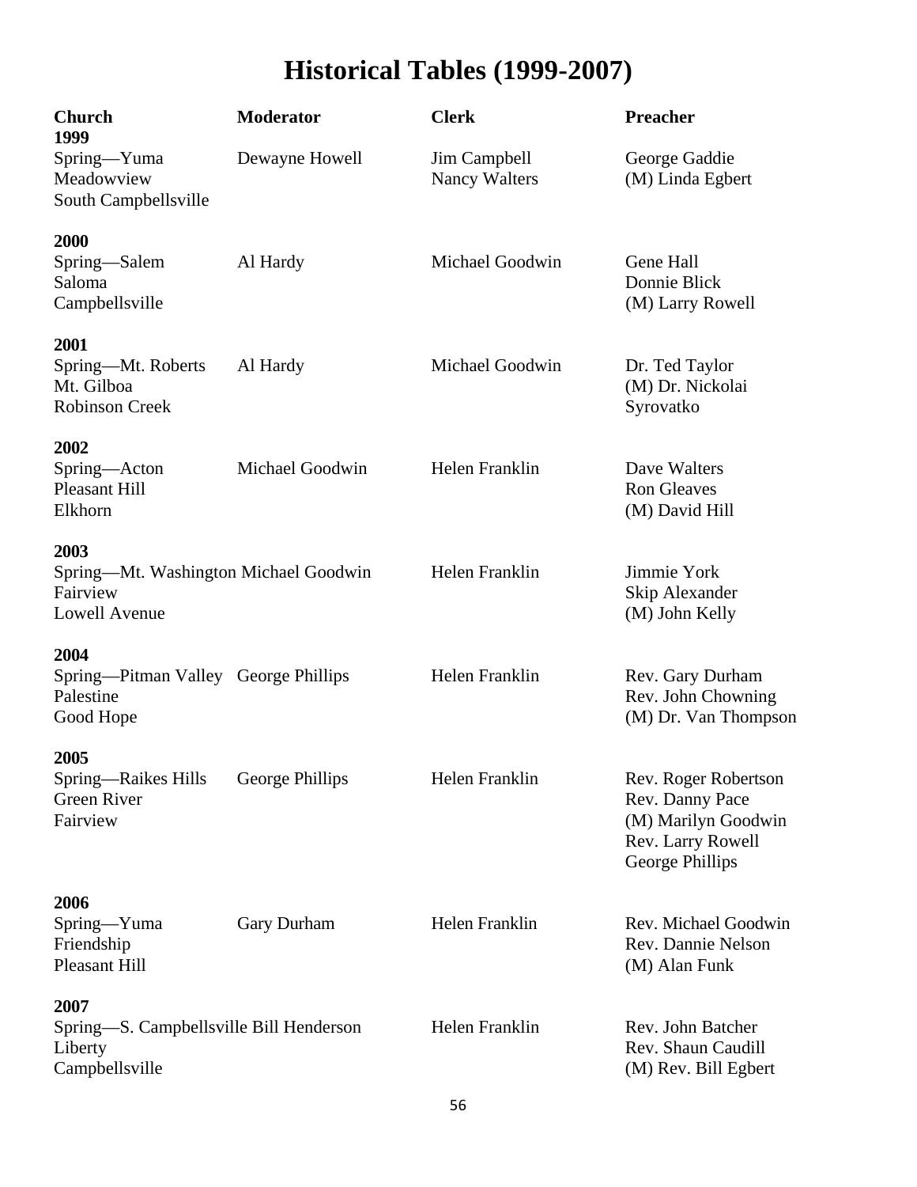# Historical Tables (1999-2007)

| Church | Moderator | Clerk | Preacher |
|---|---|---|---|
| **1999** | | | |
| Spring—Yuma | Dewayne Howell | Jim Campbell | George Gaddie |
| Meadowview | | Nancy Walters | (M) Linda Egbert |
| South Campbellsville | | | |
| **2000** | | | |
| Spring—Salem | Al Hardy | Michael Goodwin | Gene Hall |
| Saloma | | | Donnie Blick |
| Campbellsville | | | (M) Larry Rowell |
| **2001** | | | |
| Spring—Mt. Roberts | Al Hardy | Michael Goodwin | Dr. Ted Taylor |
| Mt. Gilboa | | | (M) Dr. Nickolai Syrovatko |
| Robinson Creek | | | |
| **2002** | | | |
| Spring—Acton | Michael Goodwin | Helen Franklin | Dave Walters |
| Pleasant Hill | | | Ron Gleaves |
| Elkhorn | | | (M) David Hill |
| **2003** | | | |
| Spring—Mt. Washington | Michael Goodwin | Helen Franklin | Jimmie York |
| Fairview | | | Skip Alexander |
| Lowell Avenue | | | (M) John Kelly |
| **2004** | | | |
| Spring—Pitman Valley | George Phillips | Helen Franklin | Rev. Gary Durham |
| Palestine | | | Rev. John Chowning |
| Good Hope | | | (M) Dr. Van Thompson |
| **2005** | | | |
| Spring—Raikes Hills | George Phillips | Helen Franklin | Rev. Roger Robertson |
| Green River | | | Rev. Danny Pace |
| Fairview | | | (M) Marilyn Goodwin |
| | | | Rev. Larry Rowell |
| | | | George Phillips |
| **2006** | | | |
| Spring—Yuma | Gary Durham | Helen Franklin | Rev. Michael Goodwin |
| Friendship | | | Rev. Dannie Nelson |
| Pleasant Hill | | | (M) Alan Funk |
| **2007** | | | |
| Spring—S. Campbellsville | Bill Henderson | Helen Franklin | Rev. John Batcher |
| Liberty | | | Rev. Shaun Caudill |
| Campbellsville | | | (M) Rev. Bill Egbert |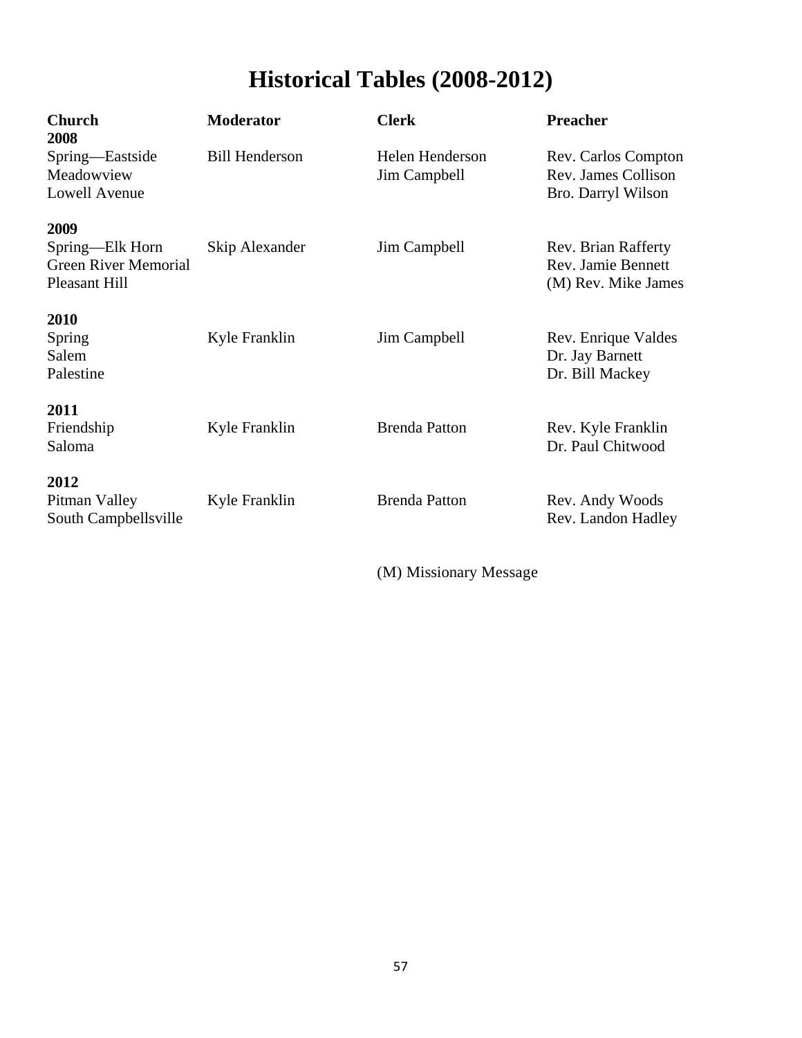# Historical Tables (2008-2012)

| Church | Moderator | Clerk | Preacher |
|---|---|---|---|
| **2008** | | | |
| Spring—Eastside | Bill Henderson | Helen Henderson | Rev. Carlos Compton |
| Meadowview | | Jim Campbell | Rev. James Collison |
| Lowell Avenue | | | Bro. Darryl Wilson |
| **2009** | | | |
| Spring—Elk Horn | Skip Alexander | Jim Campbell | Rev. Brian Rafferty |
| Green River Memorial | | | Rev. Jamie Bennett |
| Pleasant Hill | | | (M) Rev. Mike James |
| **2010** | | | |
| Spring | Kyle Franklin | Jim Campbell | Rev. Enrique Valdes |
| Salem | | | Dr. Jay Barnett |
| Palestine | | | Dr. Bill Mackey |
| **2011** | | | |
| Friendship | Kyle Franklin | Brenda Patton | Rev. Kyle Franklin |
| Saloma | | | Dr. Paul Chitwood |
| **2012** | | | |
| Pitman Valley | Kyle Franklin | Brenda Patton | Rev. Andy Woods |
| South Campbellsville | | | Rev. Landon Hadley |

(M) Missionary Message